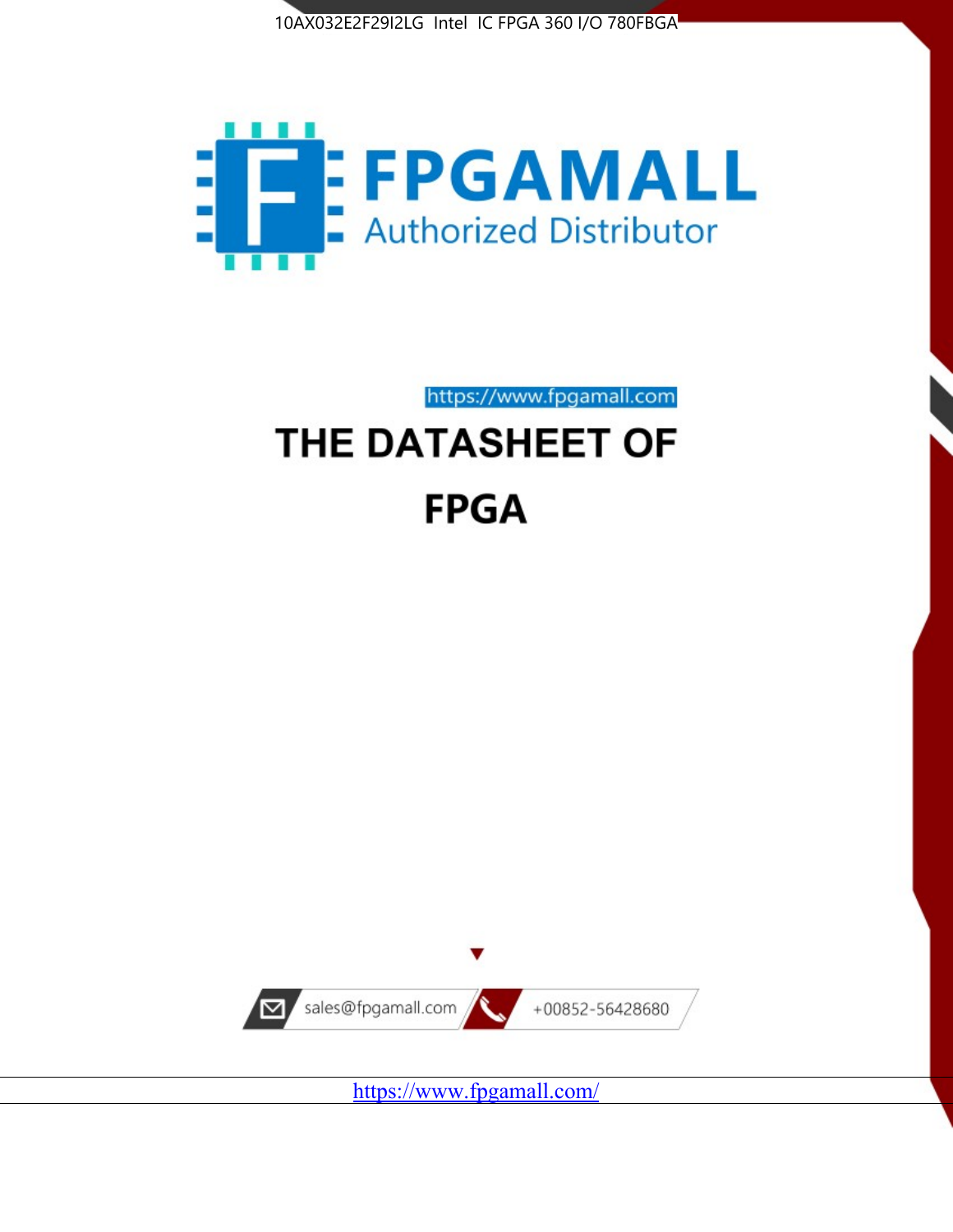10AX032E2F29I2LG Intel IC FPGA 360 I/O 780FBGA

FPGAMALL

Authorized Distributor

https://www.fpgamall.com

# THE DATASHEET OF

# FPGA

sales@fpgamall.com

+00852-56428680

https://www.fpgamall.com/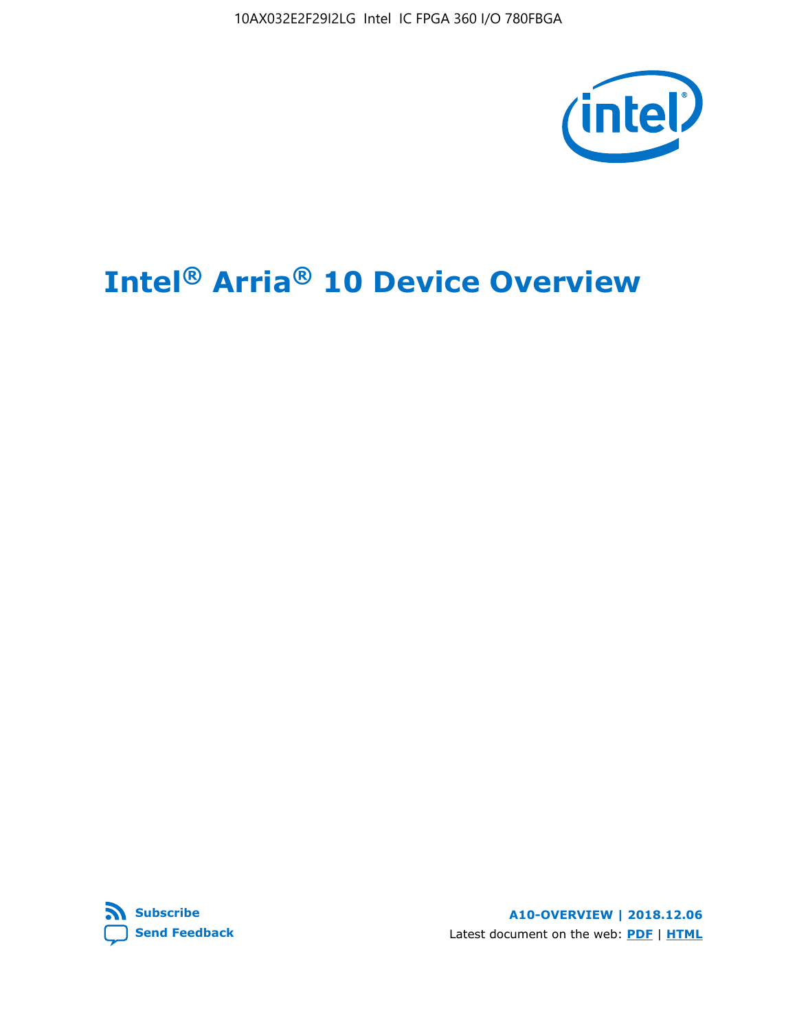# Intel® Arria® 10 Device Overview

A10-OVERVIEW | 2018.12.06

Latest document on the web: **PDF** | **HTML**

**Subscribe**

**Send Feedback**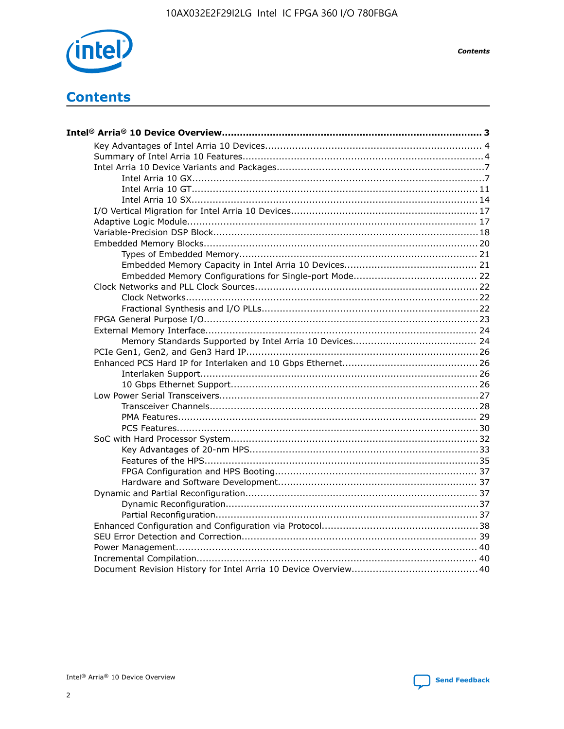# Contents

**Intel® Arria® 10 Device Overview....................................................................................... 3**

- Key Advantages of Intel Arria 10 Devices........................................................................ 4
- Summary of Intel Arria 10 Features................................................................................4
- Intel Arria 10 Device Variants and Packages.....................................................................7
    - Intel Arria 10 GX.................................................................................................7
    - Intel Arria 10 GT............................................................................................... 11
    - Intel Arria 10 SX............................................................................................... 14
- I/O Vertical Migration for Intel Arria 10 Devices.............................................................. 17
- Adaptive Logic Module................................................................................................ 17
- Variable-Precision DSP Block.......................................................................................18
- Embedded Memory Blocks...........................................................................................20
    - Types of Embedded Memory............................................................................... 21
    - Embedded Memory Capacity in Intel Arria 10 Devices............................................ 21
    - Embedded Memory Configurations for Single-port Mode......................................... 22
- Clock Networks and PLL Clock Sources.........................................................................22
    - Clock Networks.................................................................................................22
    - Fractional Synthesis and I/O PLLs........................................................................22
- FPGA General Purpose I/O..........................................................................................23
- External Memory Interface.......................................................................................... 24
    - Memory Standards Supported by Intel Arria 10 Devices......................................... 24
- PCIe Gen1, Gen2, and Gen3 Hard IP.............................................................................26
- Enhanced PCS Hard IP for Interlaken and 10 Gbps Ethernet.............................................26
    - Interlaken Support............................................................................................ 26
    - 10 Gbps Ethernet Support.................................................................................. 26
- Low Power Serial Transceivers.....................................................................................27
    - Transceiver Channels.........................................................................................28
    - PMA Features................................................................................................... 29
    - PCS Features....................................................................................................30
- SoC with Hard Processor System.................................................................................. 32
    - Key Advantages of 20-nm HPS.............................................................................33
    - Features of the HPS...........................................................................................35
    - FPGA Configuration and HPS Booting................................................................... 37
    - Hardware and Software Development.................................................................. 37
- Dynamic and Partial Reconfiguration............................................................................. 37
    - Dynamic Reconfiguration....................................................................................37
    - Partial Reconfiguration.......................................................................................37
- Enhanced Configuration and Configuration via Protocol....................................................38
- SEU Error Detection and Correction.............................................................................. 39
- Power Management.................................................................................................... 40
- Incremental Compilation............................................................................................. 40
- Document Revision History for Intel Arria 10 Device Overview.......................................... 40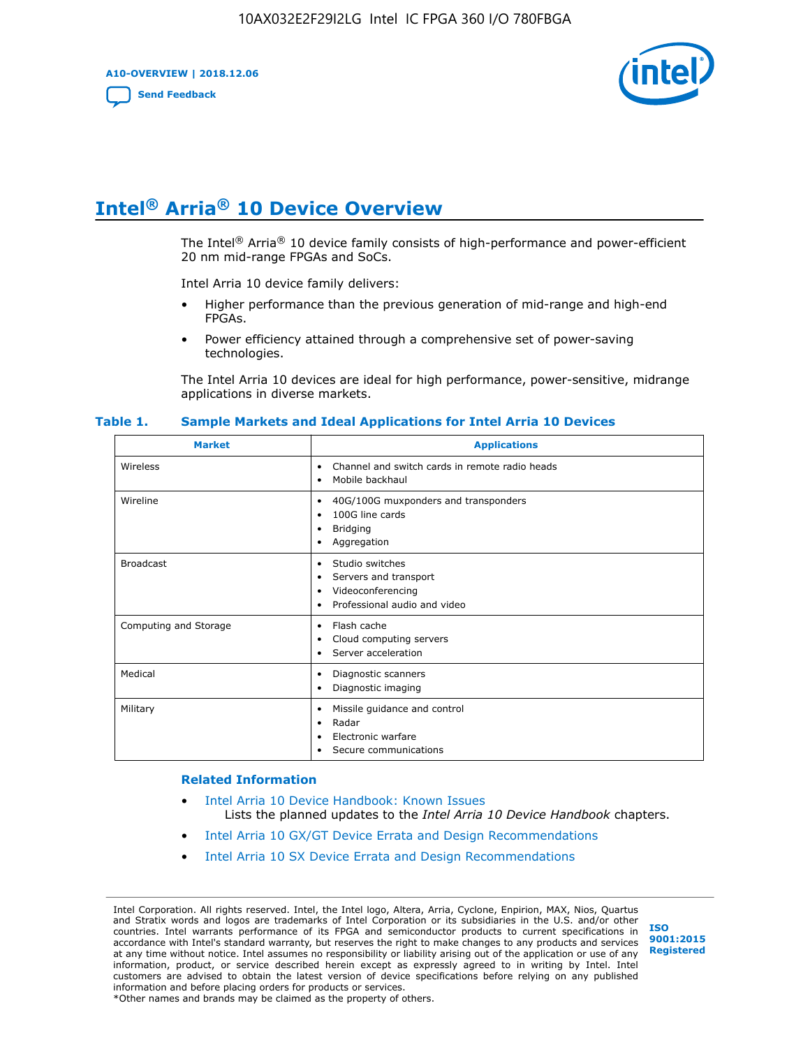# Intel® Arria® 10 Device Overview

The Intel® Arria® 10 device family consists of high-performance and power-efficient 20 nm mid-range FPGAs and SoCs.

Intel Arria 10 device family delivers:

- Higher performance than the previous generation of mid-range and high-end FPGAs.
- Power efficiency attained through a comprehensive set of power-saving technologies.

The Intel Arria 10 devices are ideal for high performance, power-sensitive, midrange applications in diverse markets.

**Table 1. Sample Markets and Ideal Applications for Intel Arria 10 Devices**

| Market | Applications |
|---|---|
| Wireless | • Channel and switch cards in remote radio heads<br>• Mobile backhaul |
| Wireline | • 40G/100G muxponders and transponders<br>• 100G line cards<br>• Bridging<br>• Aggregation |
| Broadcast | • Studio switches<br>• Servers and transport<br>• Videoconferencing<br>• Professional audio and video |
| Computing and Storage | • Flash cache<br>• Cloud computing servers<br>• Server acceleration |
| Medical | • Diagnostic scanners<br>• Diagnostic imaging |
| Military | • Missile guidance and control<br>• Radar<br>• Electronic warfare<br>• Secure communications |

### Related Information

- Intel Arria 10 Device Handbook: Known Issues
  Lists the planned updates to the *Intel Arria 10 Device Handbook* chapters.
- Intel Arria 10 GX/GT Device Errata and Design Recommendations
- Intel Arria 10 SX Device Errata and Design Recommendations

Intel Corporation. All rights reserved. Intel, the Intel logo, Altera, Arria, Cyclone, Enpirion, MAX, Nios, Quartus and Stratix words and logos are trademarks of Intel Corporation or its subsidiaries in the U.S. and/or other countries. Intel warrants performance of its FPGA and semiconductor products to current specifications in accordance with Intel's standard warranty, but reserves the right to make changes to any products and services at any time without notice. Intel assumes no responsibility or liability arising out of the application or use of any information, product, or service described herein except as expressly agreed to in writing by Intel. Intel customers are advised to obtain the latest version of device specifications before relying on any published information and before placing orders for products or services.
*Other names and brands may be claimed as the property of others.

ISO 9001:2015 Registered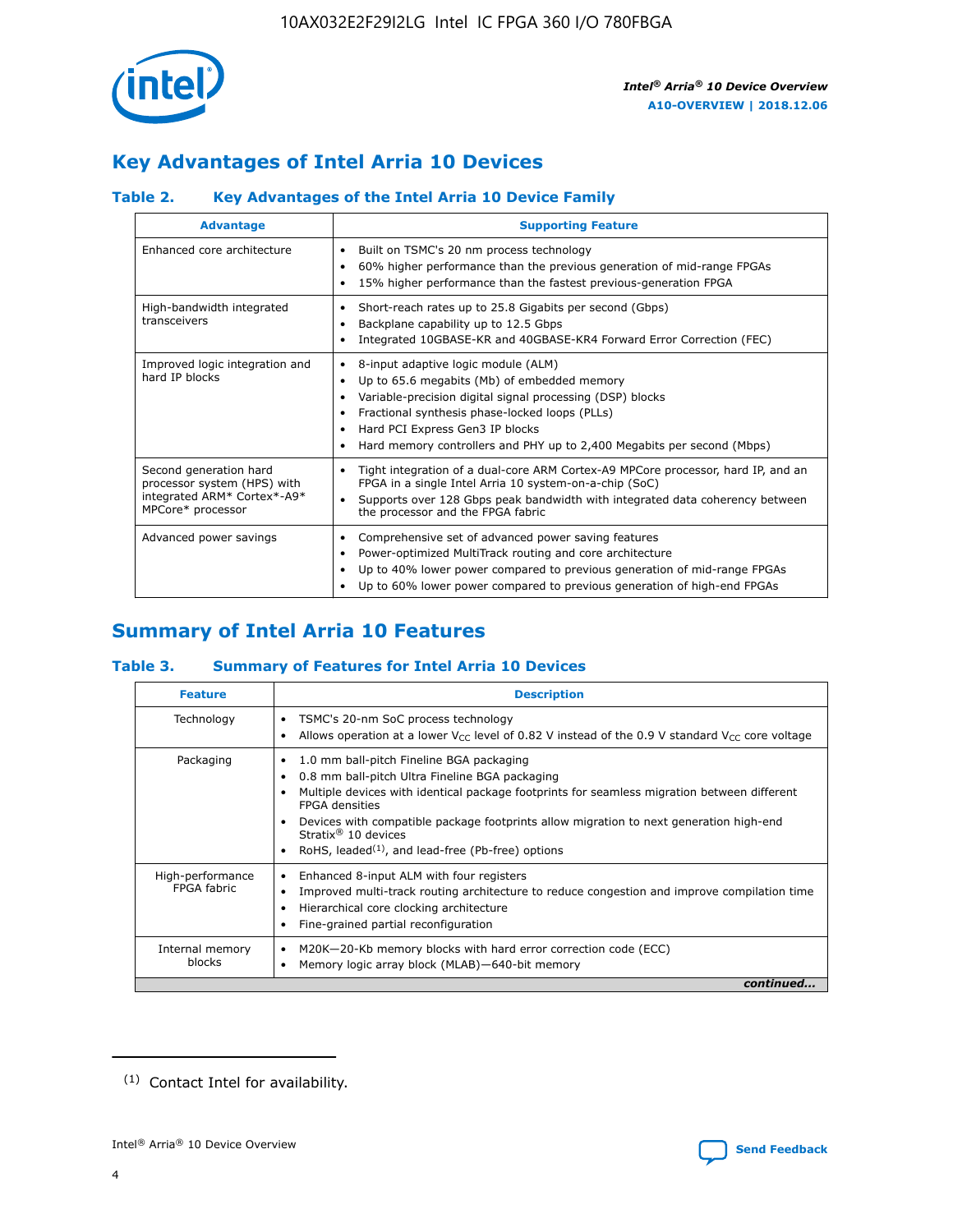## Key Advantages of Intel Arria 10 Devices

### Table 2. Key Advantages of the Intel Arria 10 Device Family

| Advantage | Supporting Feature |
|---|---|
| Enhanced core architecture | • Built on TSMC's 20 nm process technology<br>• 60% higher performance than the previous generation of mid-range FPGAs<br>• 15% higher performance than the fastest previous-generation FPGA |
| High-bandwidth integrated transceivers | • Short-reach rates up to 25.8 Gigabits per second (Gbps)<br>• Backplane capability up to 12.5 Gbps<br>• Integrated 10GBASE-KR and 40GBASE-KR4 Forward Error Correction (FEC) |
| Improved logic integration and hard IP blocks | • 8-input adaptive logic module (ALM)<br>• Up to 65.6 megabits (Mb) of embedded memory<br>• Variable-precision digital signal processing (DSP) blocks<br>• Fractional synthesis phase-locked loops (PLLs)<br>• Hard PCI Express Gen3 IP blocks<br>• Hard memory controllers and PHY up to 2,400 Megabits per second (Mbps) |
| Second generation hard processor system (HPS) with integrated ARM* Cortex*-A9* MPCore* processor | • Tight integration of a dual-core ARM Cortex-A9 MPCore processor, hard IP, and an FPGA in a single Intel Arria 10 system-on-a-chip (SoC)<br>• Supports over 128 Gbps peak bandwidth with integrated data coherency between the processor and the FPGA fabric |
| Advanced power savings | • Comprehensive set of advanced power saving features<br>• Power-optimized MultiTrack routing and core architecture<br>• Up to 40% lower power compared to previous generation of mid-range FPGAs<br>• Up to 60% lower power compared to previous generation of high-end FPGAs |

## Summary of Intel Arria 10 Features

### Table 3. Summary of Features for Intel Arria 10 Devices

| Feature | Description |
|---|---|
| Technology | • TSMC's 20-nm SoC process technology<br>• Allows operation at a lower $V_{CC}$ level of 0.82 V instead of the 0.9 V standard $V_{CC}$ core voltage |
| Packaging | • 1.0 mm ball-pitch Fineline BGA packaging<br>• 0.8 mm ball-pitch Ultra Fineline BGA packaging<br>• Multiple devices with identical package footprints for seamless migration between different FPGA densities<br>• Devices with compatible package footprints allow migration to next generation high-end Stratix® 10 devices<br>• RoHS, leaded[1], and lead-free (Pb-free) options |
| High-performance FPGA fabric | • Enhanced 8-input ALM with four registers<br>• Improved multi-track routing architecture to reduce congestion and improve compilation time<br>• Hierarchical core clocking architecture<br>• Fine-grained partial reconfiguration |
| Internal memory blocks | • M20K—20-Kb memory blocks with hard error correction code (ECC)<br>• Memory logic array block (MLAB)—640-bit memory |

*continued...*

(1) Contact Intel for availability.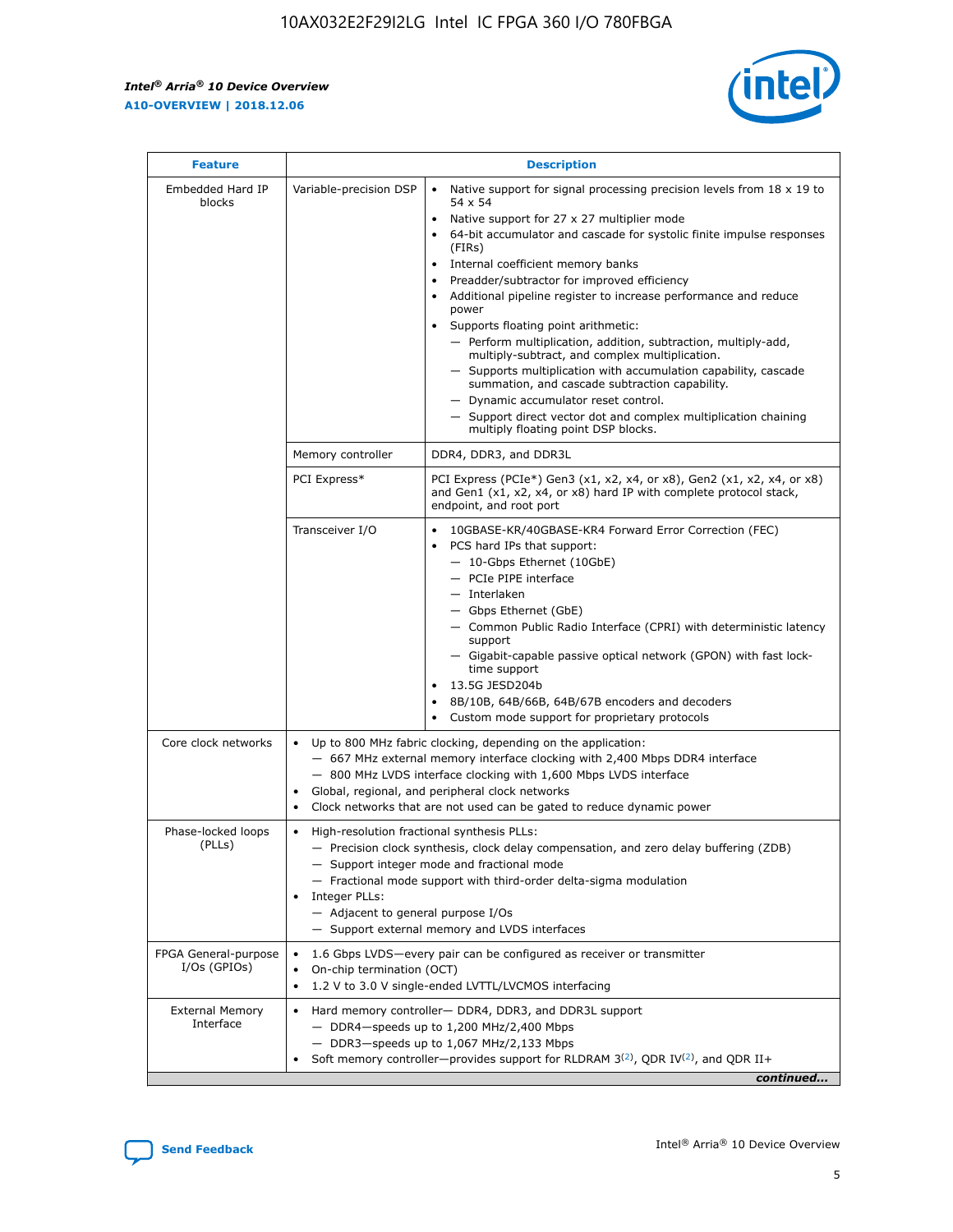| Feature | Description | |
|---|---|---|
| Embedded Hard IP blocks | Variable-precision DSP | • Native support for signal processing precision levels from 18 x 19 to 54 x 54<br>• Native support for 27 x 27 multiplier mode<br>• 64-bit accumulator and cascade for systolic finite impulse responses (FIRs)<br>• Internal coefficient memory banks<br>• Preadder/subtractor for improved efficiency<br>• Additional pipeline register to increase performance and reduce power<br>• Supports floating point arithmetic:<br>— Perform multiplication, addition, subtraction, multiply-add, multiply-subtract, and complex multiplication.<br>— Supports multiplication with accumulation capability, cascade summation, and cascade subtraction capability.<br>— Dynamic accumulator reset control.<br>— Support direct vector dot and complex multiplication chaining multiply floating point DSP blocks. |
| | Memory controller | DDR4, DDR3, and DDR3L |
| | PCI Express* | PCI Express (PCIe*) Gen3 (x1, x2, x4, or x8), Gen2 (x1, x2, x4, or x8) and Gen1 (x1, x2, x4, or x8) hard IP with complete protocol stack, endpoint, and root port |
| | Transceiver I/O | • 10GBASE-KR/40GBASE-KR4 Forward Error Correction (FEC)<br>• PCS hard IPs that support:<br>— 10-Gbps Ethernet (10GbE)<br>— PCIe PIPE interface<br>— Interlaken<br>— Gbps Ethernet (GbE)<br>— Common Public Radio Interface (CPRI) with deterministic latency support<br>— Gigabit-capable passive optical network (GPON) with fast lock-time support<br>• 13.5G JESD204b<br>• 8B/10B, 64B/66B, 64B/67B encoders and decoders<br>• Custom mode support for proprietary protocols |
| Core clock networks | • Up to 800 MHz fabric clocking, depending on the application:<br>— 667 MHz external memory interface clocking with 2,400 Mbps DDR4 interface<br>— 800 MHz LVDS interface clocking with 1,600 Mbps LVDS interface<br>• Global, regional, and peripheral clock networks<br>• Clock networks that are not used can be gated to reduce dynamic power | |
| Phase-locked loops (PLLs) | • High-resolution fractional synthesis PLLs:<br>— Precision clock synthesis, clock delay compensation, and zero delay buffering (ZDB)<br>— Support integer mode and fractional mode<br>— Fractional mode support with third-order delta-sigma modulation<br>• Integer PLLs:<br>— Adjacent to general purpose I/Os<br>— Support external memory and LVDS interfaces | |
| FPGA General-purpose I/Os (GPIOs) | • 1.6 Gbps LVDS—every pair can be configured as receiver or transmitter<br>• On-chip termination (OCT)<br>• 1.2 V to 3.0 V single-ended LVTTL/LVCMOS interfacing | |
| External Memory Interface | • Hard memory controller— DDR4, DDR3, and DDR3L support<br>— DDR4—speeds up to 1,200 MHz/2,400 Mbps<br>— DDR3—speeds up to 1,067 MHz/2,133 Mbps<br>• Soft memory controller—provides support for RLDRAM 3[(2)], QDR IV[(2)], and QDR II+ | |

*continued...*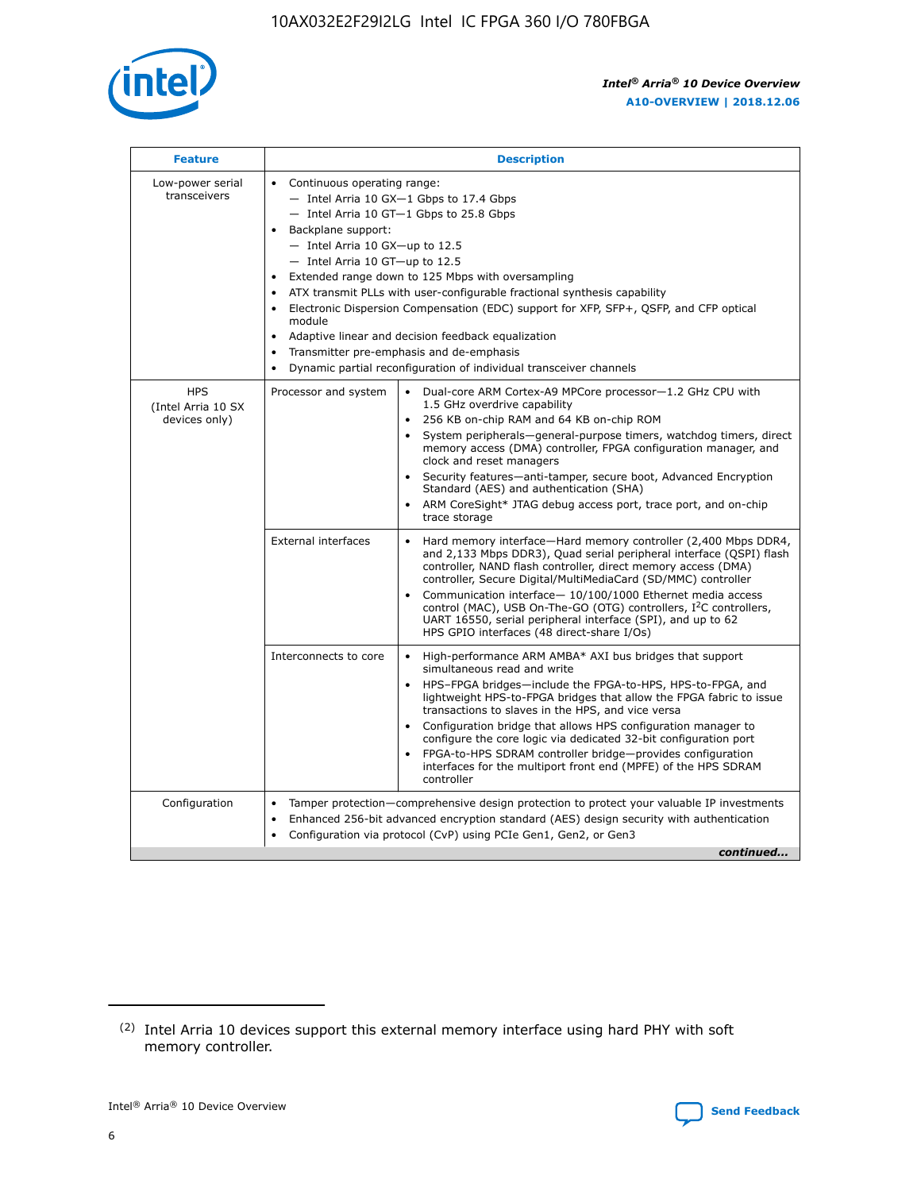| Feature | Description | |
| --- | --- | --- |
| Low-power serial transceivers | • Continuous operating range:<br>— Intel Arria 10 GX—1 Gbps to 17.4 Gbps<br>— Intel Arria 10 GT—1 Gbps to 25.8 Gbps<br>• Backplane support:<br>— Intel Arria 10 GX—up to 12.5<br>— Intel Arria 10 GT—up to 12.5<br>• Extended range down to 125 Mbps with oversampling<br>• ATX transmit PLLs with user-configurable fractional synthesis capability<br>• Electronic Dispersion Compensation (EDC) support for XFP, SFP+, QSFP, and CFP optical module<br>• Adaptive linear and decision feedback equalization<br>• Transmitter pre-emphasis and de-emphasis<br>• Dynamic partial reconfiguration of individual transceiver channels | |
| HPS (Intel Arria 10 SX devices only) | Processor and system | • Dual-core ARM Cortex-A9 MPCore processor—1.2 GHz CPU with 1.5 GHz overdrive capability<br>• 256 KB on-chip RAM and 64 KB on-chip ROM<br>• System peripherals—general-purpose timers, watchdog timers, direct memory access (DMA) controller, FPGA configuration manager, and clock and reset managers<br>• Security features—anti-tamper, secure boot, Advanced Encryption Standard (AES) and authentication (SHA)<br>• ARM CoreSight* JTAG debug access port, trace port, and on-chip trace storage |
| | External interfaces | • Hard memory interface—Hard memory controller (2,400 Mbps DDR4, and 2,133 Mbps DDR3), Quad serial peripheral interface (QSPI) flash controller, NAND flash controller, direct memory access (DMA) controller, Secure Digital/MultiMediaCard (SD/MMC) controller<br>• Communication interface— 10/100/1000 Ethernet media access control (MAC), USB On-The-GO (OTG) controllers, I²C controllers, UART 16550, serial peripheral interface (SPI), and up to 62 HPS GPIO interfaces (48 direct-share I/Os) |
| | Interconnects to core | • High-performance ARM AMBA* AXI bus bridges that support simultaneous read and write<br>• HPS–FPGA bridges—include the FPGA-to-HPS, HPS-to-FPGA, and lightweight HPS-to-FPGA bridges that allow the FPGA fabric to issue transactions to slaves in the HPS, and vice versa<br>• Configuration bridge that allows HPS configuration manager to configure the core logic via dedicated 32-bit configuration port<br>• FPGA-to-HPS SDRAM controller bridge—provides configuration interfaces for the multiport front end (MPFE) of the HPS SDRAM controller |
| Configuration | • Tamper protection—comprehensive design protection to protect your valuable IP investments<br>• Enhanced 256-bit advanced encryption standard (AES) design security with authentication<br>• Configuration via protocol (CvP) using PCIe Gen1, Gen2, or Gen3 | |

*continued...*

(2) Intel Arria 10 devices support this external memory interface using hard PHY with soft memory controller.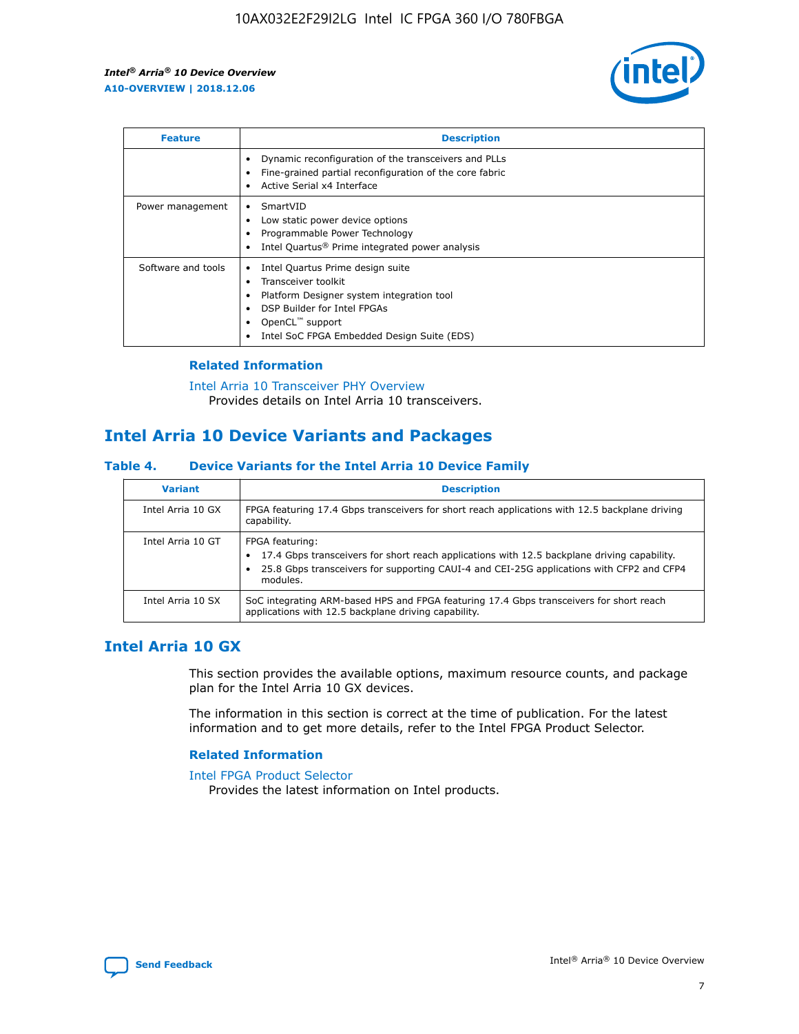| Feature | Description |
| --- | --- |
|  | • Dynamic reconfiguration of the transceivers and PLLs<br>• Fine-grained partial reconfiguration of the core fabric<br>• Active Serial x4 Interface |
| Power management | • SmartVID<br>• Low static power device options<br>• Programmable Power Technology<br>• Intel Quartus® Prime integrated power analysis |
| Software and tools | • Intel Quartus Prime design suite<br>• Transceiver toolkit<br>• Platform Designer system integration tool<br>• DSP Builder for Intel FPGAs<br>• OpenCL™ support<br>• Intel SoC FPGA Embedded Design Suite (EDS) |

### Related Information

Intel Arria 10 Transceiver PHY Overview
Provides details on Intel Arria 10 transceivers.

## Intel Arria 10 Device Variants and Packages

### Table 4. Device Variants for the Intel Arria 10 Device Family

| Variant | Description |
| --- | --- |
| Intel Arria 10 GX | FPGA featuring 17.4 Gbps transceivers for short reach applications with 12.5 backplane driving capability. |
| Intel Arria 10 GT | FPGA featuring:<br>• 17.4 Gbps transceivers for short reach applications with 12.5 backplane driving capability.<br>• 25.8 Gbps transceivers for supporting CAUI-4 and CEI-25G applications with CFP2 and CFP4 modules. |
| Intel Arria 10 SX | SoC integrating ARM-based HPS and FPGA featuring 17.4 Gbps transceivers for short reach applications with 12.5 backplane driving capability. |

## Intel Arria 10 GX

This section provides the available options, maximum resource counts, and package plan for the Intel Arria 10 GX devices.

The information in this section is correct at the time of publication. For the latest information and to get more details, refer to the Intel FPGA Product Selector.

### Related Information

Intel FPGA Product Selector
Provides the latest information on Intel products.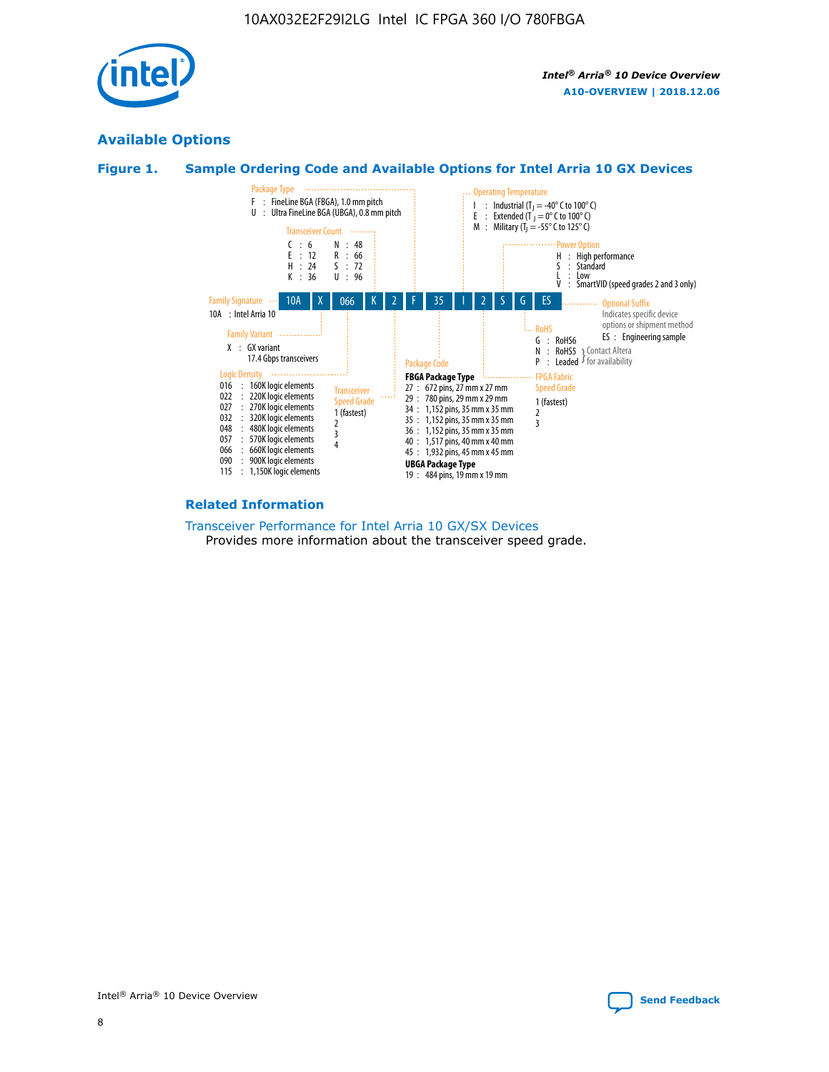## Available Options

### Figure 1. Sample Ordering Code and Available Options for Intel Arria 10 GX Devices

**Sample ordering code:** 10A X 066 K 2 F 35 I 2 S G ES

**Family Signature**
- 10A : Intel Arria 10

**Family Variant**
- X : GX variant 17.4 Gbps transceivers

**Logic Density**
- 016 : 160K logic elements
- 022 : 220K logic elements
- 027 : 270K logic elements
- 032 : 320K logic elements
- 048 : 480K logic elements
- 057 : 570K logic elements
- 066 : 660K logic elements
- 090 : 900K logic elements
- 115 : 1,150K logic elements

**Transceiver Count**
- C : 6
- E : 12
- H : 24
- K : 36
- N : 48
- R : 66
- S : 72
- U : 96

**Transceiver Speed Grade**
- 1 (fastest)
- 2
- 3
- 4

**Package Type**
- F : FineLine BGA (FBGA), 1.0 mm pitch
- U : Ultra FineLine BGA (UBGA), 0.8 mm pitch

**Package Code**

**FBGA Package Type**
- 27 : 672 pins, 27 mm x 27 mm
- 29 : 780 pins, 29 mm x 29 mm
- 34 : 1,152 pins, 35 mm x 35 mm
- 35 : 1,152 pins, 35 mm x 35 mm
- 36 : 1,152 pins, 35 mm x 35 mm
- 40 : 1,517 pins, 40 mm x 40 mm
- 45 : 1,932 pins, 45 mm x 45 mm

**UBGA Package Type**
- 19 : 484 pins, 19 mm x 19 mm

**Operating Temperature**
- I : Industrial ($T_J$ = -40° C to 100° C)
- E : Extended ($T_J$ = 0° C to 100° C)
- M : Military ($T_J$ = -55° C to 125° C)

**FPGA Fabric Speed Grade**
- 1 (fastest)
- 2
- 3

**Power Option**
- H : High performance
- S : Standard
- L : Low
- V : SmartVID (speed grades 2 and 3 only)

**RoHS**
- G : RoHS6
- N : RoHS5 (Contact Altera for availability)
- P : Leaded (Contact Altera for availability)

**Optional Suffix**

Indicates specific device options or shipment method
- ES : Engineering sample

### Related Information

Transceiver Performance for Intel Arria 10 GX/SX Devices

Provides more information about the transceiver speed grade.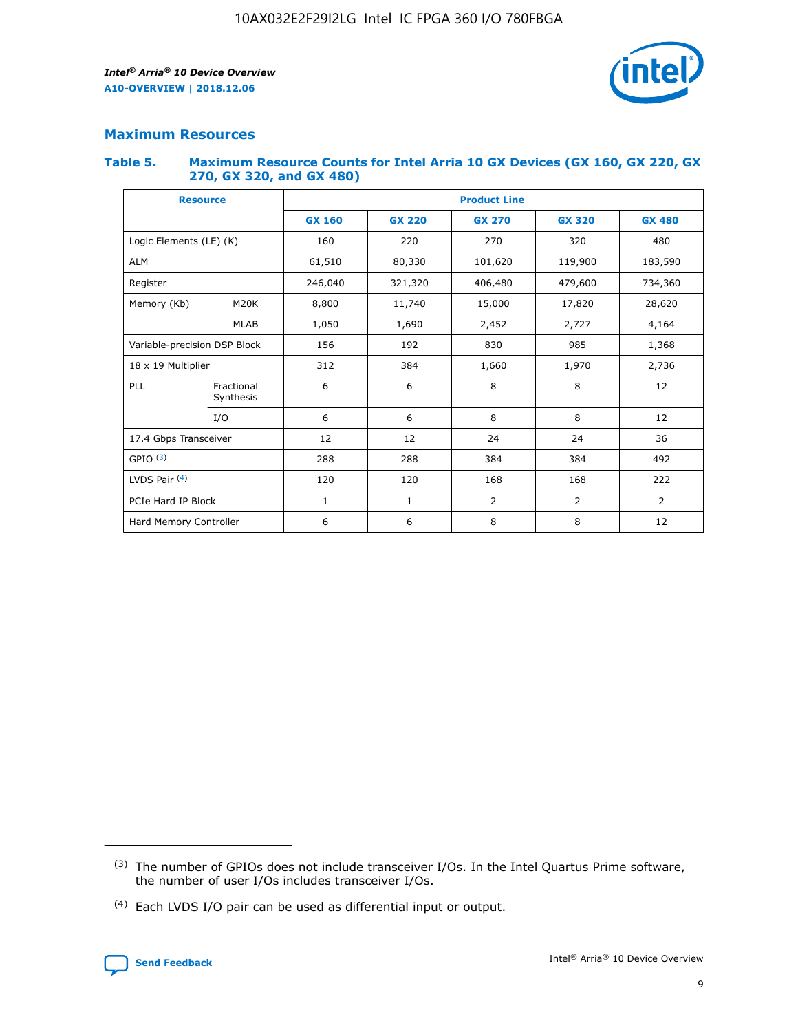## Maximum Resources

### Table 5. Maximum Resource Counts for Intel Arria 10 GX Devices (GX 160, GX 220, GX 270, GX 320, and GX 480)

| Resource | | Product Line | | | | |
|---|---|---|---|---|---|---|
| | | GX 160 | GX 220 | GX 270 | GX 320 | GX 480 |
| Logic Elements (LE) (K) | | 160 | 220 | 270 | 320 | 480 |
| ALM | | 61,510 | 80,330 | 101,620 | 119,900 | 183,590 |
| Register | | 246,040 | 321,320 | 406,480 | 479,600 | 734,360 |
| Memory (Kb) | M20K | 8,800 | 11,740 | 15,000 | 17,820 | 28,620 |
| | MLAB | 1,050 | 1,690 | 2,452 | 2,727 | 4,164 |
| Variable-precision DSP Block | | 156 | 192 | 830 | 985 | 1,368 |
| 18 x 19 Multiplier | | 312 | 384 | 1,660 | 1,970 | 2,736 |
| PLL | Fractional Synthesis | 6 | 6 | 8 | 8 | 12 |
| | I/O | 6 | 6 | 8 | 8 | 12 |
| 17.4 Gbps Transceiver | | 12 | 12 | 24 | 24 | 36 |
| GPIO [3] | | 288 | 288 | 384 | 384 | 492 |
| LVDS Pair [4] | | 120 | 120 | 168 | 168 | 222 |
| PCIe Hard IP Block | | 1 | 1 | 2 | 2 | 2 |
| Hard Memory Controller | | 6 | 6 | 8 | 8 | 12 |

(3) The number of GPIOs does not include transceiver I/Os. In the Intel Quartus Prime software, the number of user I/Os includes transceiver I/Os.

(4) Each LVDS I/O pair can be used as differential input or output.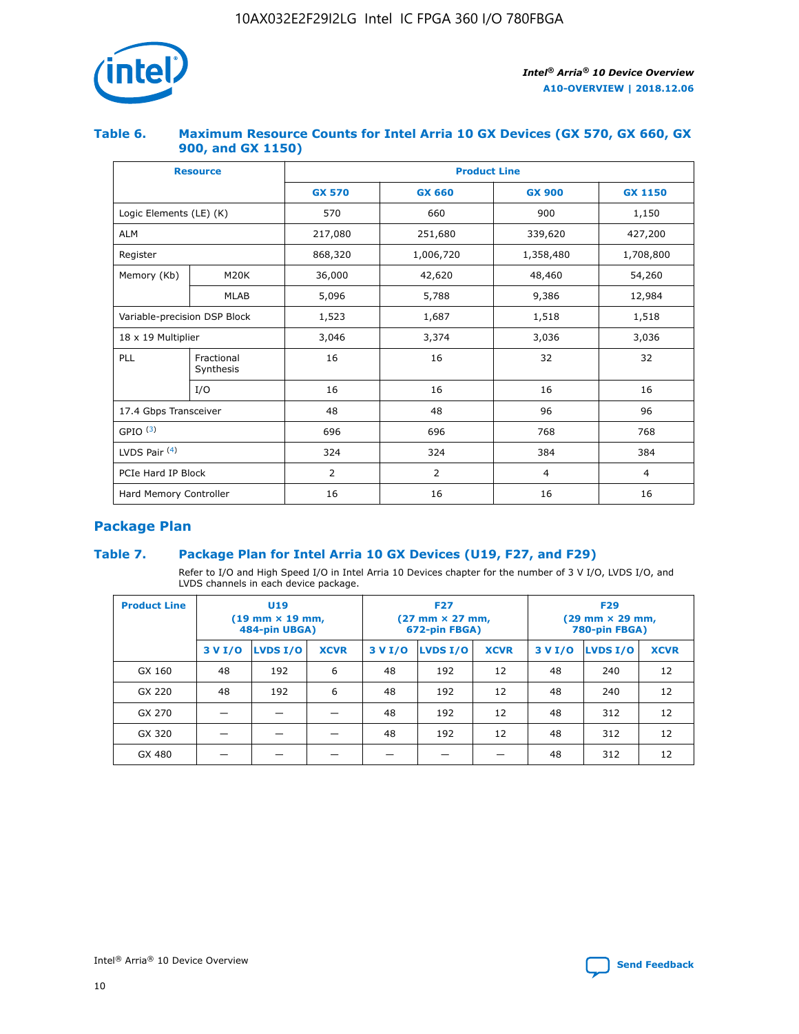## Table 6. Maximum Resource Counts for Intel Arria 10 GX Devices (GX 570, GX 660, GX 900, and GX 1150)

| Resource | | Product Line | | | |
|---|---|---|---|---|---|
| | | GX 570 | GX 660 | GX 900 | GX 1150 |
| Logic Elements (LE) (K) | | 570 | 660 | 900 | 1,150 |
| ALM | | 217,080 | 251,680 | 339,620 | 427,200 |
| Register | | 868,320 | 1,006,720 | 1,358,480 | 1,708,800 |
| Memory (Kb) | M20K | 36,000 | 42,620 | 48,460 | 54,260 |
| | MLAB | 5,096 | 5,788 | 9,386 | 12,984 |
| Variable-precision DSP Block | | 1,523 | 1,687 | 1,518 | 1,518 |
| 18 x 19 Multiplier | | 3,046 | 3,374 | 3,036 | 3,036 |
| PLL | Fractional Synthesis | 16 | 16 | 32 | 32 |
| | I/O | 16 | 16 | 16 | 16 |
| 17.4 Gbps Transceiver | | 48 | 48 | 96 | 96 |
| GPIO [(3)] | | 696 | 696 | 768 | 768 |
| LVDS Pair [(4)] | | 324 | 324 | 384 | 384 |
| PCIe Hard IP Block | | 2 | 2 | 4 | 4 |
| Hard Memory Controller | | 16 | 16 | 16 | 16 |

## Package Plan

## Table 7. Package Plan for Intel Arria 10 GX Devices (U19, F27, and F29)

Refer to I/O and High Speed I/O in Intel Arria 10 Devices chapter for the number of 3 V I/O, LVDS I/O, and LVDS channels in each device package.

| Product Line | U19 (19 mm × 19 mm, 484-pin UBGA) | | | F27 (27 mm × 27 mm, 672-pin FBGA) | | | F29 (29 mm × 29 mm, 780-pin FBGA) | | |
|---|---|---|---|---|---|---|---|---|---|
| | 3 V I/O | LVDS I/O | XCVR | 3 V I/O | LVDS I/O | XCVR | 3 V I/O | LVDS I/O | XCVR |
| GX 160 | 48 | 192 | 6 | 48 | 192 | 12 | 48 | 240 | 12 |
| GX 220 | 48 | 192 | 6 | 48 | 192 | 12 | 48 | 240 | 12 |
| GX 270 | — | — | — | 48 | 192 | 12 | 48 | 312 | 12 |
| GX 320 | — | — | — | 48 | 192 | 12 | 48 | 312 | 12 |
| GX 480 | — | — | — | — | — | — | 48 | 312 | 12 |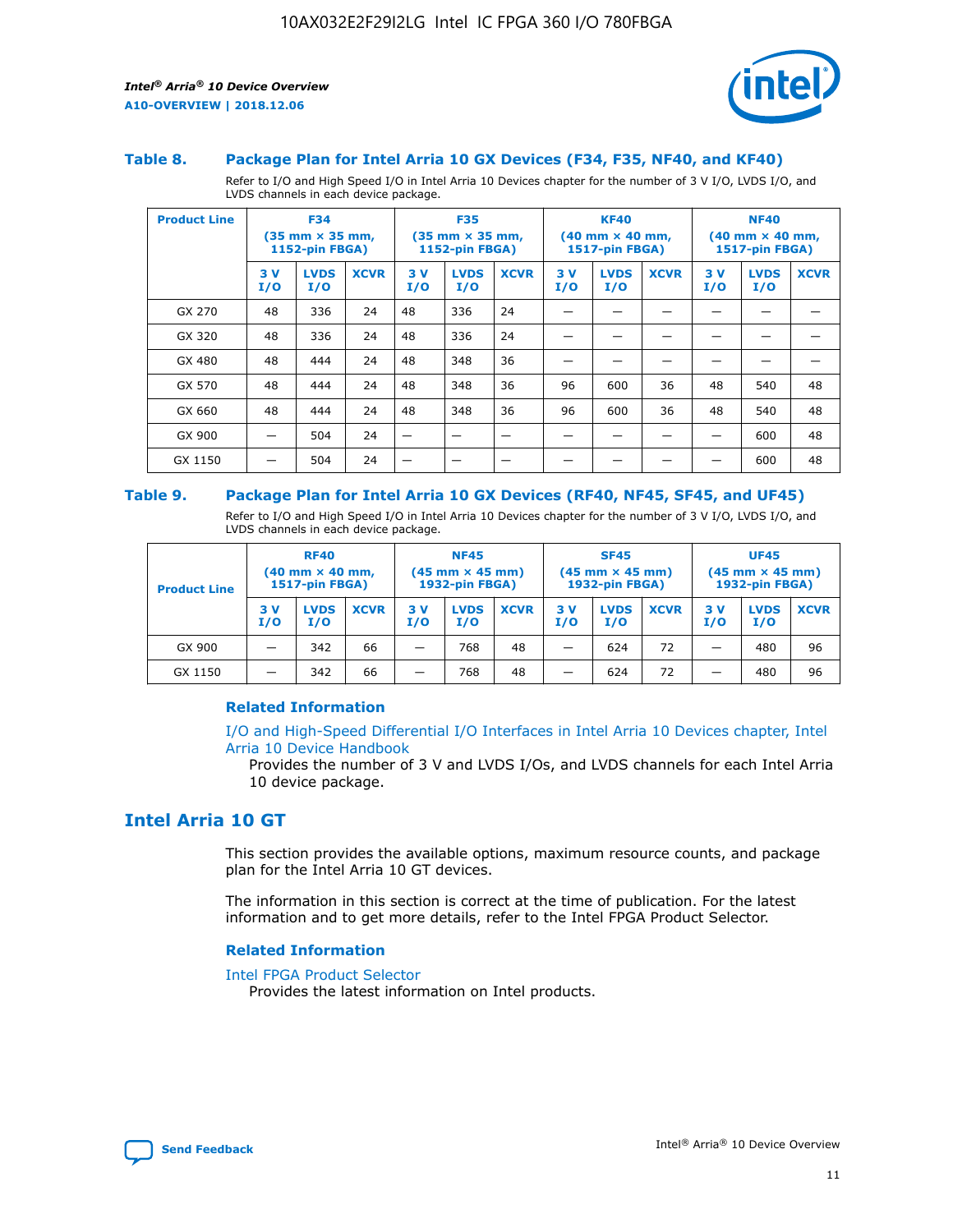### Table 8. Package Plan for Intel Arria 10 GX Devices (F34, F35, NF40, and KF40)

Refer to I/O and High Speed I/O in Intel Arria 10 Devices chapter for the number of 3 V I/O, LVDS I/O, and LVDS channels in each device package.

| Product Line | F34 (35 mm × 35 mm, 1152-pin FBGA) | | | F35 (35 mm × 35 mm, 1152-pin FBGA) | | | KF40 (40 mm × 40 mm, 1517-pin FBGA) | | | NF40 (40 mm × 40 mm, 1517-pin FBGA) | | |
|---|---|---|---|---|---|---|---|---|---|---|---|---|
| | 3 V I/O | LVDS I/O | XCVR | 3 V I/O | LVDS I/O | XCVR | 3 V I/O | LVDS I/O | XCVR | 3 V I/O | LVDS I/O | XCVR |
| GX 270 | 48 | 336 | 24 | 48 | 336 | 24 | — | — | — | — | — | — |
| GX 320 | 48 | 336 | 24 | 48 | 336 | 24 | — | — | — | — | — | — |
| GX 480 | 48 | 444 | 24 | 48 | 348 | 36 | — | — | — | — | — | — |
| GX 570 | 48 | 444 | 24 | 48 | 348 | 36 | 96 | 600 | 36 | 48 | 540 | 48 |
| GX 660 | 48 | 444 | 24 | 48 | 348 | 36 | 96 | 600 | 36 | 48 | 540 | 48 |
| GX 900 | — | 504 | 24 | — | — | — | — | — | — | — | 600 | 48 |
| GX 1150 | — | 504 | 24 | — | — | — | — | — | — | — | 600 | 48 |

### Table 9. Package Plan for Intel Arria 10 GX Devices (RF40, NF45, SF45, and UF45)

Refer to I/O and High Speed I/O in Intel Arria 10 Devices chapter for the number of 3 V I/O, LVDS I/O, and LVDS channels in each device package.

| Product Line | RF40 (40 mm × 40 mm, 1517-pin FBGA) | | | NF45 (45 mm × 45 mm) 1932-pin FBGA) | | | SF45 (45 mm × 45 mm) 1932-pin FBGA) | | | UF45 (45 mm × 45 mm) 1932-pin FBGA) | | |
|---|---|---|---|---|---|---|---|---|---|---|---|---|
| | 3 V I/O | LVDS I/O | XCVR | 3 V I/O | LVDS I/O | XCVR | 3 V I/O | LVDS I/O | XCVR | 3 V I/O | LVDS I/O | XCVR |
| GX 900 | — | 342 | 66 | — | 768 | 48 | — | 624 | 72 | — | 480 | 96 |
| GX 1150 | — | 342 | 66 | — | 768 | 48 | — | 624 | 72 | — | 480 | 96 |

#### Related Information

I/O and High-Speed Differential I/O Interfaces in Intel Arria 10 Devices chapter, Intel Arria 10 Device Handbook

Provides the number of 3 V and LVDS I/Os, and LVDS channels for each Intel Arria 10 device package.

## Intel Arria 10 GT

This section provides the available options, maximum resource counts, and package plan for the Intel Arria 10 GT devices.

The information in this section is correct at the time of publication. For the latest information and to get more details, refer to the Intel FPGA Product Selector.

#### Related Information

Intel FPGA Product Selector

Provides the latest information on Intel products.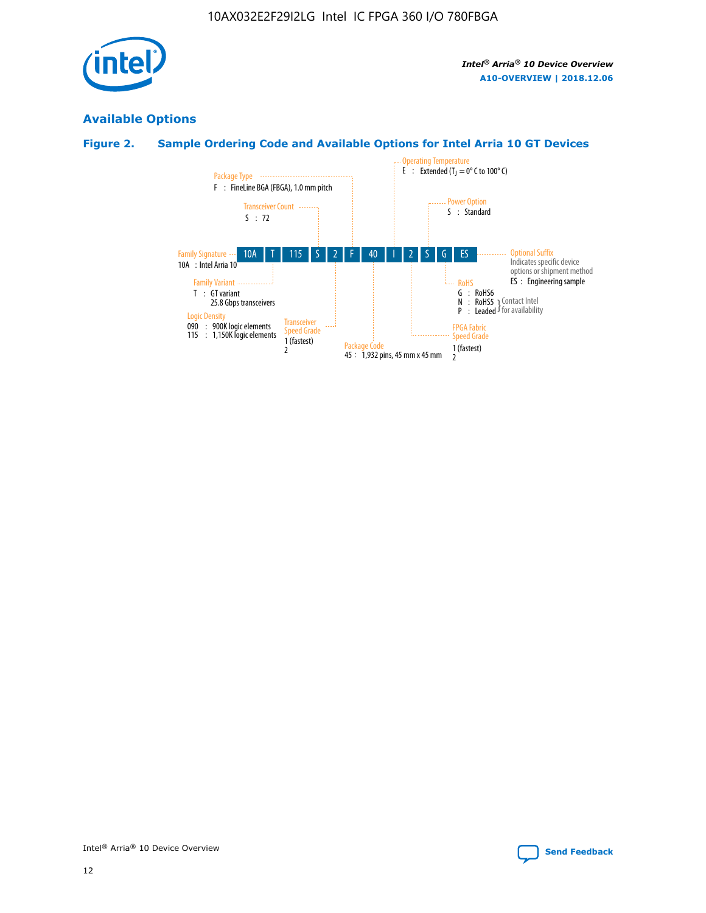## Available Options

### Figure 2. Sample Ordering Code and Available Options for Intel Arria 10 GT Devices

| 10A | T | 115 | S | 2 | F | 40 | I | 2 | S | G | ES |
|---|---|---|---|---|---|---|---|---|---|---|---|

**Family Signature**
10A : Intel Arria 10

**Family Variant**
T : GT variant
25.8 Gbps transceivers

**Logic Density**
090 : 900K logic elements
115 : 1,150K logic elements

**Transceiver Count**
S : 72

**Transceiver Speed Grade**
1 (fastest)
2

**Package Type**
F : FineLine BGA (FBGA), 1.0 mm pitch

**Package Code**
45 : 1,932 pins, 45 mm x 45 mm

**Operating Temperature**
E : Extended ($T_J$ = 0° C to 100° C)

**FPGA Fabric Speed Grade**
1 (fastest)
2

**Power Option**
S : Standard

**RoHS**
G : RoHS6
N : RoHS5 } Contact Intel for availability
P : Leaded } Contact Intel for availability

**Optional Suffix**
Indicates specific device options or shipment method
ES : Engineering sample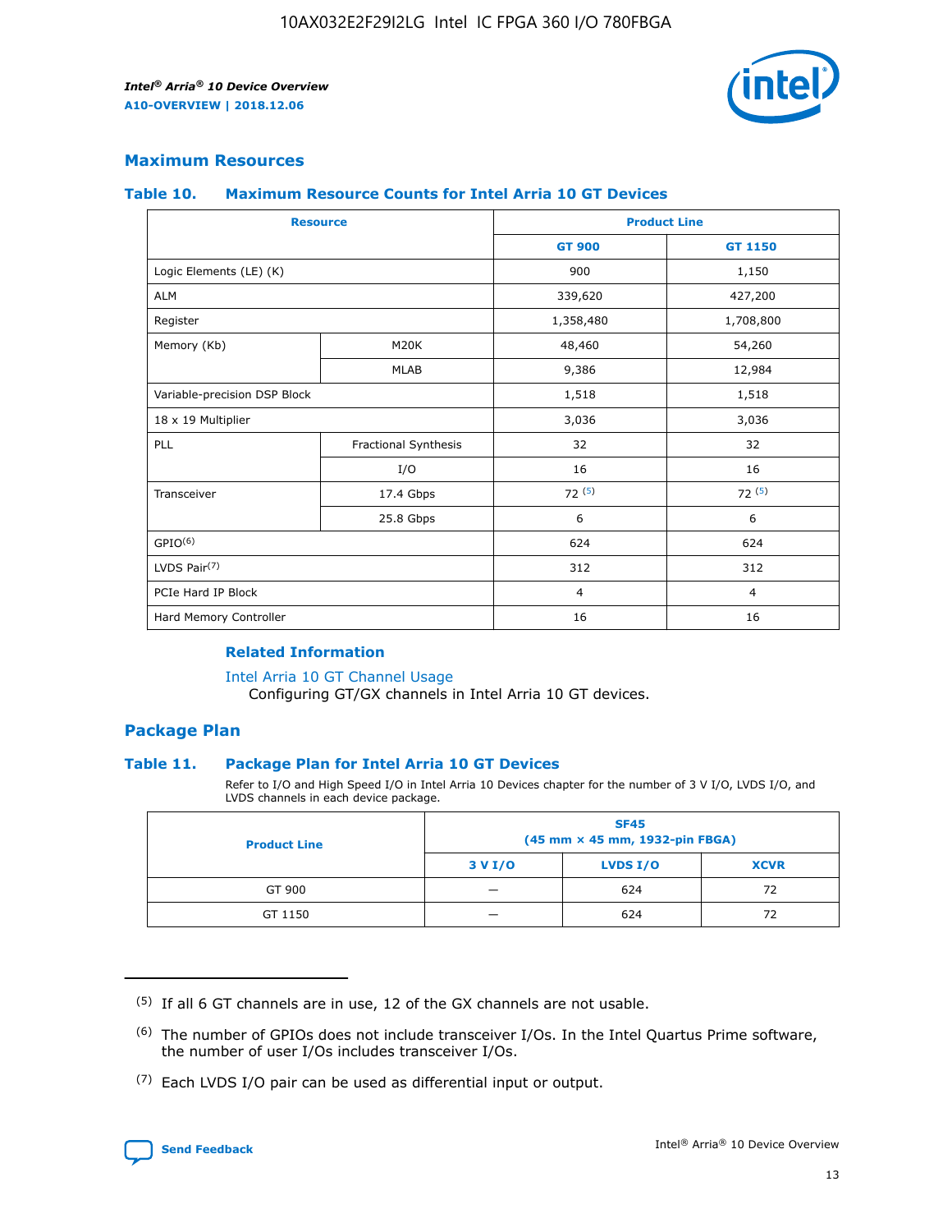## Maximum Resources

### Table 10. Maximum Resource Counts for Intel Arria 10 GT Devices

| Resource | | Product Line | |
|---|---|---|---|
| | | GT 900 | GT 1150 |
| Logic Elements (LE) (K) | | 900 | 1,150 |
| ALM | | 339,620 | 427,200 |
| Register | | 1,358,480 | 1,708,800 |
| Memory (Kb) | M20K | 48,460 | 54,260 |
| | MLAB | 9,386 | 12,984 |
| Variable-precision DSP Block | | 1,518 | 1,518 |
| 18 x 19 Multiplier | | 3,036 | 3,036 |
| PLL | Fractional Synthesis | 32 | 32 |
| | I/O | 16 | 16 |
| Transceiver | 17.4 Gbps | 72 [5] | 72 [5] |
| | 25.8 Gbps | 6 | 6 |
| GPIO[6] | | 624 | 624 |
| LVDS Pair[7] | | 312 | 312 |
| PCIe Hard IP Block | | 4 | 4 |
| Hard Memory Controller | | 16 | 16 |

#### Related Information

Intel Arria 10 GT Channel Usage
Configuring GT/GX channels in Intel Arria 10 GT devices.

## Package Plan

### Table 11. Package Plan for Intel Arria 10 GT Devices

Refer to I/O and High Speed I/O in Intel Arria 10 Devices chapter for the number of 3 V I/O, LVDS I/O, and LVDS channels in each device package.

| Product Line | SF45 (45 mm × 45 mm, 1932-pin FBGA) | | |
|---|---|---|---|
| | 3 V I/O | LVDS I/O | XCVR |
| GT 900 | — | 624 | 72 |
| GT 1150 | — | 624 | 72 |

---

(5) If all 6 GT channels are in use, 12 of the GX channels are not usable.

(6) The number of GPIOs does not include transceiver I/Os. In the Intel Quartus Prime software, the number of user I/Os includes transceiver I/Os.

(7) Each LVDS I/O pair can be used as differential input or output.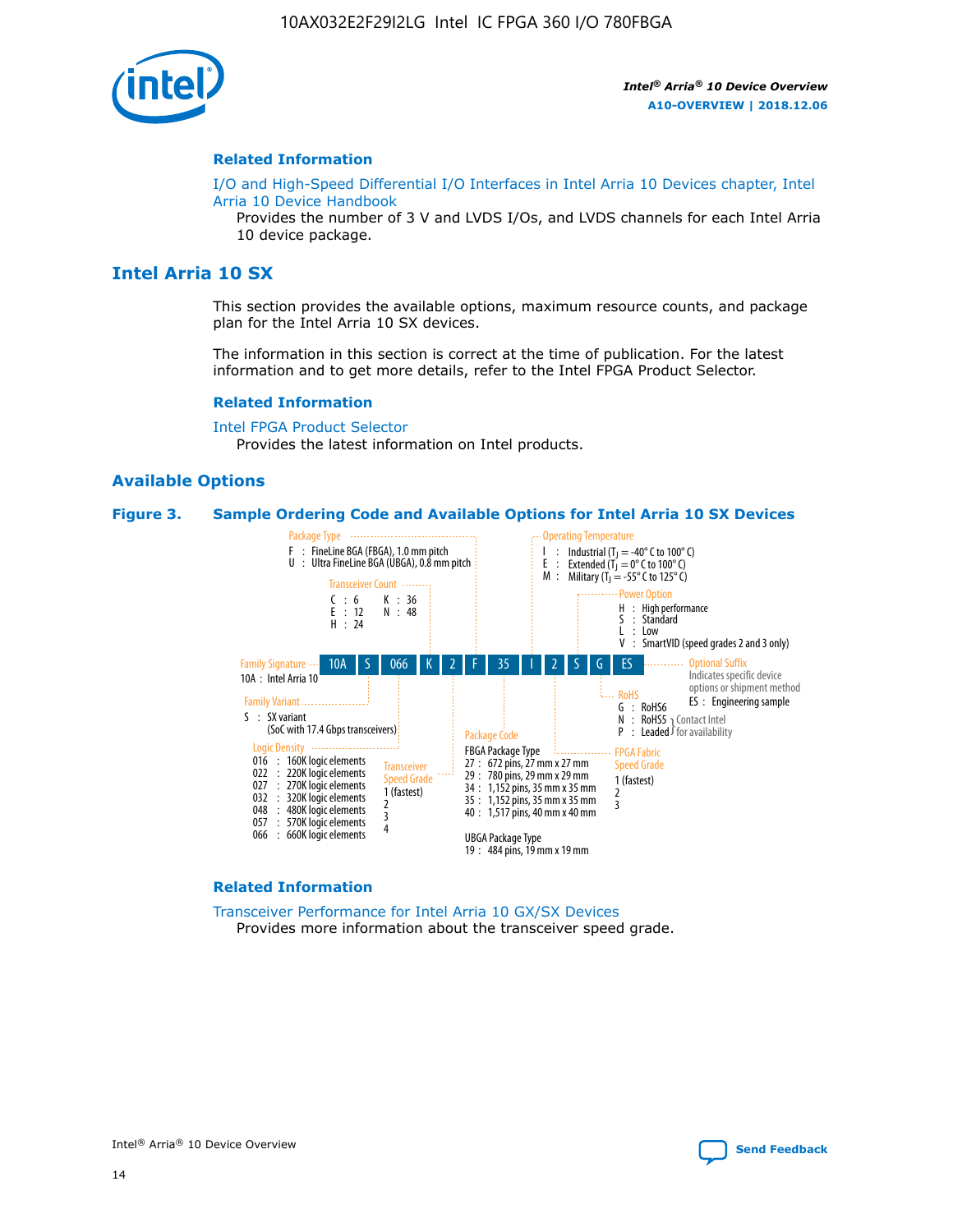## Related Information

I/O and High-Speed Differential I/O Interfaces in Intel Arria 10 Devices chapter, Intel Arria 10 Device Handbook

Provides the number of 3 V and LVDS I/Os, and LVDS channels for each Intel Arria 10 device package.

# Intel Arria 10 SX

This section provides the available options, maximum resource counts, and package plan for the Intel Arria 10 SX devices.

The information in this section is correct at the time of publication. For the latest information and to get more details, refer to the Intel FPGA Product Selector.

## Related Information

Intel FPGA Product Selector

Provides the latest information on Intel products.

## Available Options

**Figure 3. Sample Ordering Code and Available Options for Intel Arria 10 SX Devices**

Sample ordering code: 10A S 066 K 2 F 35 I 2 S G ES

- **Family Signature**
  - 10A : Intel Arria 10
- **Family Variant**
  - S : SX variant (SoC with 17.4 Gbps transceivers)
- **Logic Density**
  - 016 : 160K logic elements
  - 022 : 220K logic elements
  - 027 : 270K logic elements
  - 032 : 320K logic elements
  - 048 : 480K logic elements
  - 057 : 570K logic elements
  - 066 : 660K logic elements
- **Transceiver Count**
  - C : 6
  - E : 12
  - H : 24
  - K : 36
  - N : 48
- **Transceiver Speed Grade**
  - 1 (fastest)
  - 2
  - 3
  - 4
- **Package Type**
  - F : FineLine BGA (FBGA), 1.0 mm pitch
  - U : Ultra FineLine BGA (UBGA), 0.8 mm pitch
- **Package Code**
  - FBGA Package Type
    - 27 : 672 pins, 27 mm x 27 mm
    - 29 : 780 pins, 29 mm x 29 mm
    - 34 : 1,152 pins, 35 mm x 35 mm
    - 35 : 1,152 pins, 35 mm x 35 mm
    - 40 : 1,517 pins, 40 mm x 40 mm
  - UBGA Package Type
    - 19 : 484 pins, 19 mm x 19 mm
- **Operating Temperature**
  - I : Industrial ($T_J$ = -40° C to 100° C)
  - E : Extended ($T_J$ = 0° C to 100° C)
  - M : Military ($T_J$ = -55° C to 125° C)
- **FPGA Fabric Speed Grade**
  - 1 (fastest)
  - 2
  - 3
- **Power Option**
  - H : High performance
  - S : Standard
  - L : Low
  - V : SmartVID (speed grades 2 and 3 only)
- **RoHS**
  - G : RoHS6
  - N : RoHS5 (Contact Intel for availability)
  - P : Leaded (Contact Intel for availability)
- **Optional Suffix**
  - Indicates specific device options or shipment method
  - ES : Engineering sample

## Related Information

Transceiver Performance for Intel Arria 10 GX/SX Devices

Provides more information about the transceiver speed grade.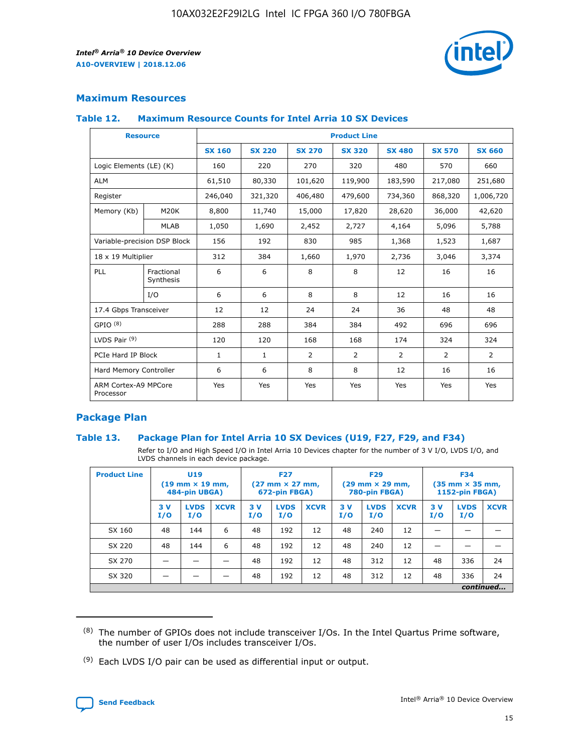## Maximum Resources

### Table 12. Maximum Resource Counts for Intel Arria 10 SX Devices

| Resource | | Product Line | | | | | | |
|---|---|---|---|---|---|---|---|---|
| | | SX 160 | SX 220 | SX 270 | SX 320 | SX 480 | SX 570 | SX 660 |
| Logic Elements (LE) (K) | | 160 | 220 | 270 | 320 | 480 | 570 | 660 |
| ALM | | 61,510 | 80,330 | 101,620 | 119,900 | 183,590 | 217,080 | 251,680 |
| Register | | 246,040 | 321,320 | 406,480 | 479,600 | 734,360 | 868,320 | 1,006,720 |
| Memory (Kb) | M20K | 8,800 | 11,740 | 15,000 | 17,820 | 28,620 | 36,000 | 42,620 |
| | MLAB | 1,050 | 1,690 | 2,452 | 2,727 | 4,164 | 5,096 | 5,788 |
| Variable-precision DSP Block | | 156 | 192 | 830 | 985 | 1,368 | 1,523 | 1,687 |
| 18 x 19 Multiplier | | 312 | 384 | 1,660 | 1,970 | 2,736 | 3,046 | 3,374 |
| PLL | Fractional Synthesis | 6 | 6 | 8 | 8 | 12 | 16 | 16 |
| | I/O | 6 | 6 | 8 | 8 | 12 | 16 | 16 |
| 17.4 Gbps Transceiver | | 12 | 12 | 24 | 24 | 36 | 48 | 48 |
| GPIO [8] | | 288 | 288 | 384 | 384 | 492 | 696 | 696 |
| LVDS Pair [9] | | 120 | 120 | 168 | 168 | 174 | 324 | 324 |
| PCIe Hard IP Block | | 1 | 1 | 2 | 2 | 2 | 2 | 2 |
| Hard Memory Controller | | 6 | 6 | 8 | 8 | 12 | 16 | 16 |
| ARM Cortex-A9 MPCore Processor | | Yes | Yes | Yes | Yes | Yes | Yes | Yes |

## Package Plan

### Table 13. Package Plan for Intel Arria 10 SX Devices (U19, F27, F29, and F34)

Refer to I/O and High Speed I/O in Intel Arria 10 Devices chapter for the number of 3 V I/O, LVDS I/O, and LVDS channels in each device package.

| Product Line | U19 (19 mm × 19 mm, 484-pin UBGA) | | | F27 (27 mm × 27 mm, 672-pin FBGA) | | | F29 (29 mm × 29 mm, 780-pin FBGA) | | | F34 (35 mm × 35 mm, 1152-pin FBGA) | | |
|---|---|---|---|---|---|---|---|---|---|---|---|---|
| | 3 V I/O | LVDS I/O | XCVR | 3 V I/O | LVDS I/O | XCVR | 3 V I/O | LVDS I/O | XCVR | 3 V I/O | LVDS I/O | XCVR |
| SX 160 | 48 | 144 | 6 | 48 | 192 | 12 | 48 | 240 | 12 | — | — | — |
| SX 220 | 48 | 144 | 6 | 48 | 192 | 12 | 48 | 240 | 12 | — | — | — |
| SX 270 | — | — | — | 48 | 192 | 12 | 48 | 312 | 12 | 48 | 336 | 24 |
| SX 320 | — | — | — | 48 | 192 | 12 | 48 | 312 | 12 | 48 | 336 | 24 |

*continued...*

(8) The number of GPIOs does not include transceiver I/Os. In the Intel Quartus Prime software, the number of user I/Os includes transceiver I/Os.

(9) Each LVDS I/O pair can be used as differential input or output.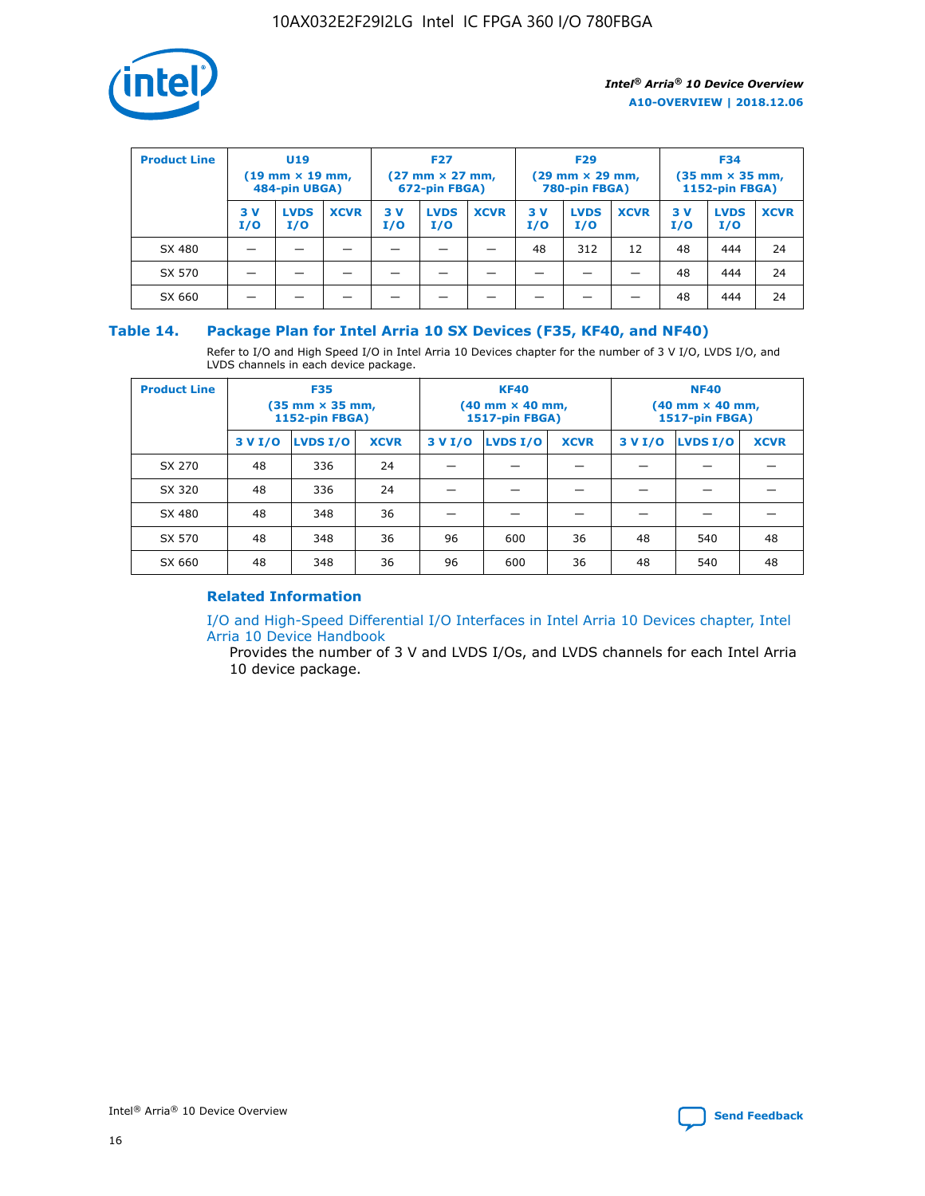| Product Line | U19 (19 mm × 19 mm, 484-pin UBGA) | | | F27 (27 mm × 27 mm, 672-pin FBGA) | | | F29 (29 mm × 29 mm, 780-pin FBGA) | | | F34 (35 mm × 35 mm, 1152-pin FBGA) | | |
|---|---|---|---|---|---|---|---|---|---|---|---|---|
| | 3 V I/O | LVDS I/O | XCVR | 3 V I/O | LVDS I/O | XCVR | 3 V I/O | LVDS I/O | XCVR | 3 V I/O | LVDS I/O | XCVR |
| SX 480 | — | — | — | — | — | — | 48 | 312 | 12 | 48 | 444 | 24 |
| SX 570 | — | — | — | — | — | — | — | — | — | 48 | 444 | 24 |
| SX 660 | — | — | — | — | — | — | — | — | — | 48 | 444 | 24 |

### Table 14. Package Plan for Intel Arria 10 SX Devices (F35, KF40, and NF40)

Refer to I/O and High Speed I/O in Intel Arria 10 Devices chapter for the number of 3 V I/O, LVDS I/O, and LVDS channels in each device package.

| Product Line | F35 (35 mm × 35 mm, 1152-pin FBGA) | | | KF40 (40 mm × 40 mm, 1517-pin FBGA) | | | NF40 (40 mm × 40 mm, 1517-pin FBGA) | | |
|---|---|---|---|---|---|---|---|---|---|
| | 3 V I/O | LVDS I/O | XCVR | 3 V I/O | LVDS I/O | XCVR | 3 V I/O | LVDS I/O | XCVR |
| SX 270 | 48 | 336 | 24 | — | — | — | — | — | — |
| SX 320 | 48 | 336 | 24 | — | — | — | — | — | — |
| SX 480 | 48 | 348 | 36 | — | — | — | — | — | — |
| SX 570 | 48 | 348 | 36 | 96 | 600 | 36 | 48 | 540 | 48 |
| SX 660 | 48 | 348 | 36 | 96 | 600 | 36 | 48 | 540 | 48 |

#### Related Information

I/O and High-Speed Differential I/O Interfaces in Intel Arria 10 Devices chapter, Intel Arria 10 Device Handbook

Provides the number of 3 V and LVDS I/Os, and LVDS channels for each Intel Arria 10 device package.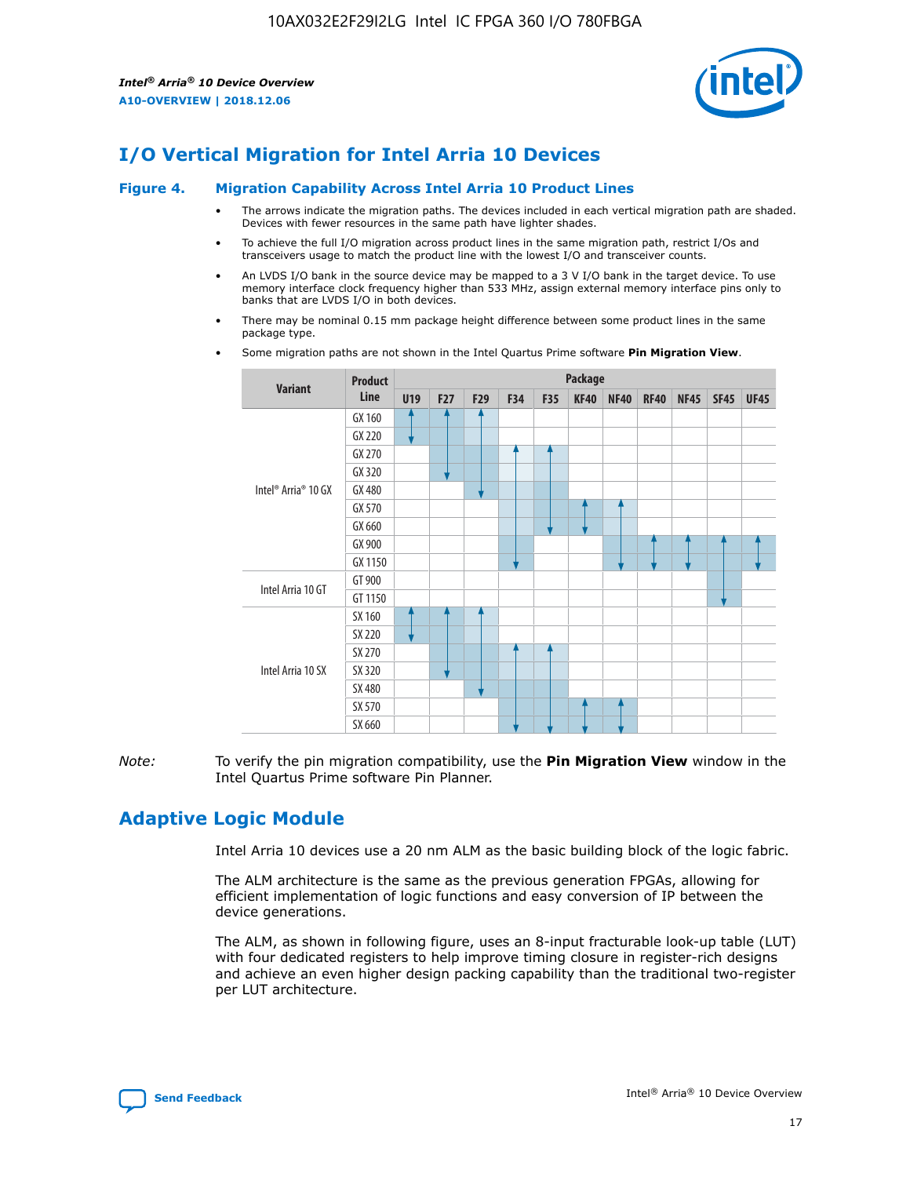# I/O Vertical Migration for Intel Arria 10 Devices

**Figure 4. Migration Capability Across Intel Arria 10 Product Lines**

- The arrows indicate the migration paths. The devices included in each vertical migration path are shaded. Devices with fewer resources in the same path have lighter shades.
- To achieve the full I/O migration across product lines in the same migration path, restrict I/Os and transceivers usage to match the product line with the lowest I/O and transceiver counts.
- An LVDS I/O bank in the source device may be mapped to a 3 V I/O bank in the target device. To use memory interface clock frequency higher than 533 MHz, assign external memory interface pins only to banks that are LVDS I/O in both devices.
- There may be nominal 0.15 mm package height difference between some product lines in the same package type.
- Some migration paths are not shown in the Intel Quartus Prime software **Pin Migration View**.

| Variant | Product Line | U19 | F27 | F29 | F34 | F35 | KF40 | NF40 | RF40 | NF45 | SF45 | UF45 |
|---|---|---|---|---|---|---|---|---|---|---|---|---|
| Intel® Arria® 10 GX | GX 160 | | | | | | | | | | | |
| | GX 220 | | | | | | | | | | | |
| | GX 270 | | | | | | | | | | | |
| | GX 320 | | | | | | | | | | | |
| | GX 480 | | | | | | | | | | | |
| | GX 570 | | | | | | | | | | | |
| | GX 660 | | | | | | | | | | | |
| | GX 900 | | | | | | | | | | | |
| | GX 1150 | | | | | | | | | | | |
| Intel Arria 10 GT | GT 900 | | | | | | | | | | | |
| | GT 1150 | | | | | | | | | | | |
| Intel Arria 10 SX | SX 160 | | | | | | | | | | | |
| | SX 220 | | | | | | | | | | | |
| | SX 270 | | | | | | | | | | | |
| | SX 320 | | | | | | | | | | | |
| | SX 480 | | | | | | | | | | | |
| | SX 570 | | | | | | | | | | | |
| | SX 660 | | | | | | | | | | | |

*Note:* To verify the pin migration compatibility, use the **Pin Migration View** window in the Intel Quartus Prime software Pin Planner.

# Adaptive Logic Module

Intel Arria 10 devices use a 20 nm ALM as the basic building block of the logic fabric.

The ALM architecture is the same as the previous generation FPGAs, allowing for efficient implementation of logic functions and easy conversion of IP between the device generations.

The ALM, as shown in following figure, uses an 8-input fracturable look-up table (LUT) with four dedicated registers to help improve timing closure in register-rich designs and achieve an even higher design packing capability than the traditional two-register per LUT architecture.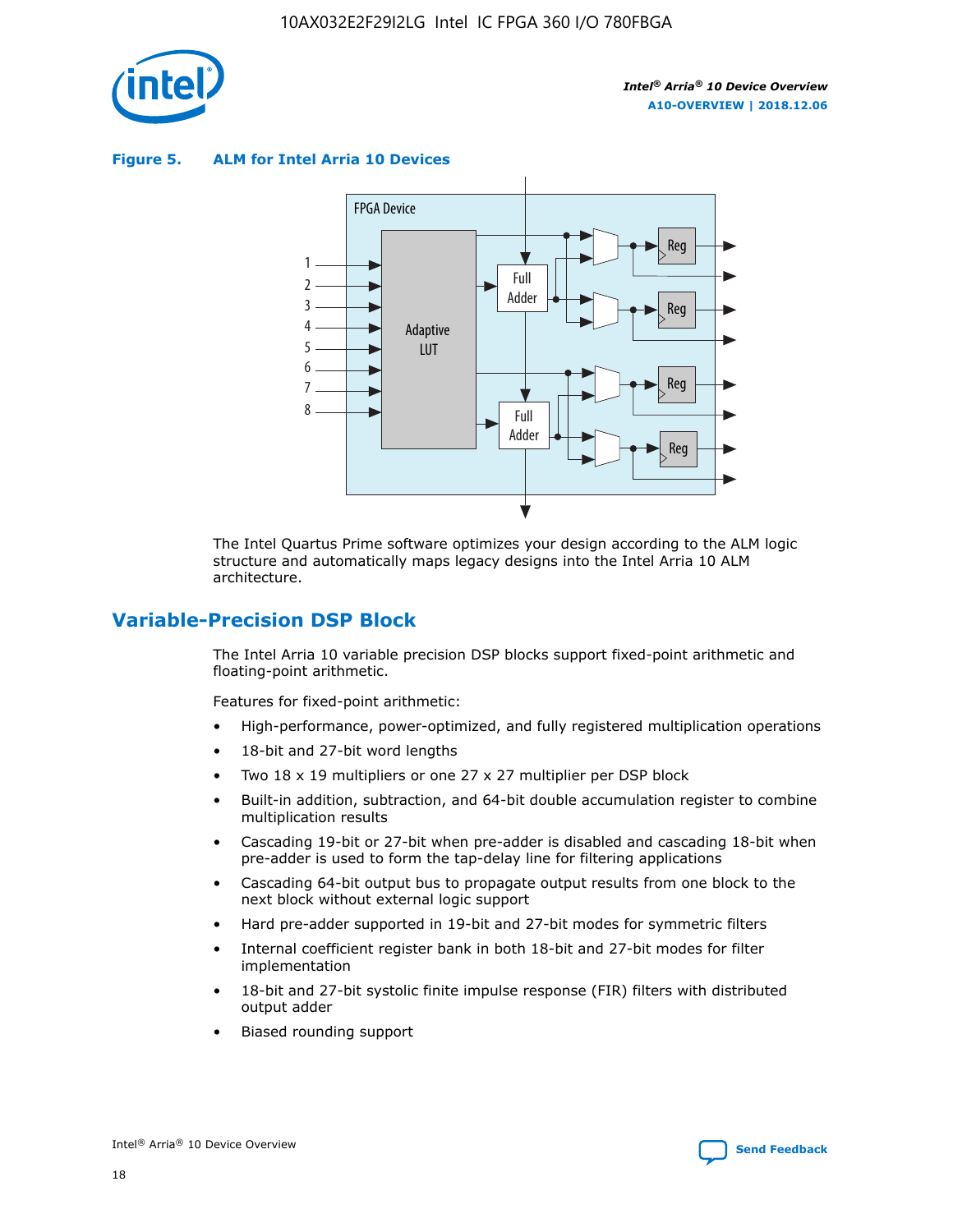**Figure 5. ALM for Intel Arria 10 Devices**

The Intel Quartus Prime software optimizes your design according to the ALM logic structure and automatically maps legacy designs into the Intel Arria 10 ALM architecture.

## Variable-Precision DSP Block

The Intel Arria 10 variable precision DSP blocks support fixed-point arithmetic and floating-point arithmetic.

Features for fixed-point arithmetic:

- High-performance, power-optimized, and fully registered multiplication operations
- 18-bit and 27-bit word lengths
- Two 18 x 19 multipliers or one 27 x 27 multiplier per DSP block
- Built-in addition, subtraction, and 64-bit double accumulation register to combine multiplication results
- Cascading 19-bit or 27-bit when pre-adder is disabled and cascading 18-bit when pre-adder is used to form the tap-delay line for filtering applications
- Cascading 64-bit output bus to propagate output results from one block to the next block without external logic support
- Hard pre-adder supported in 19-bit and 27-bit modes for symmetric filters
- Internal coefficient register bank in both 18-bit and 27-bit modes for filter implementation
- 18-bit and 27-bit systolic finite impulse response (FIR) filters with distributed output adder
- Biased rounding support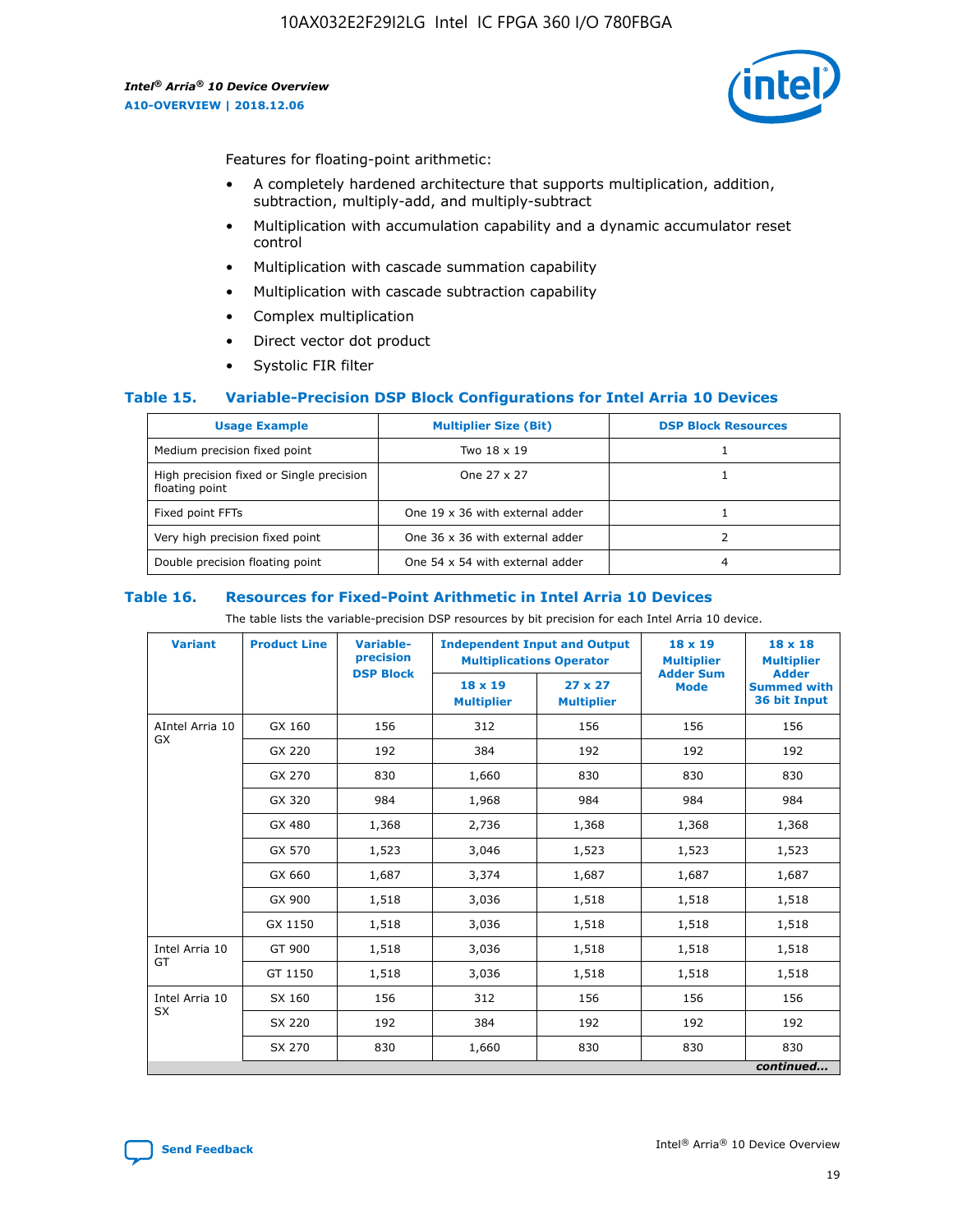Features for floating-point arithmetic:

- A completely hardened architecture that supports multiplication, addition, subtraction, multiply-add, and multiply-subtract
- Multiplication with accumulation capability and a dynamic accumulator reset control
- Multiplication with cascade summation capability
- Multiplication with cascade subtraction capability
- Complex multiplication
- Direct vector dot product
- Systolic FIR filter

### Table 15. Variable-Precision DSP Block Configurations for Intel Arria 10 Devices

| Usage Example | Multiplier Size (Bit) | DSP Block Resources |
|---|---|---|
| Medium precision fixed point | Two 18 x 19 | 1 |
| High precision fixed or Single precision floating point | One 27 x 27 | 1 |
| Fixed point FFTs | One 19 x 36 with external adder | 1 |
| Very high precision fixed point | One 36 x 36 with external adder | 2 |
| Double precision floating point | One 54 x 54 with external adder | 4 |

### Table 16. Resources for Fixed-Point Arithmetic in Intel Arria 10 Devices

The table lists the variable-precision DSP resources by bit precision for each Intel Arria 10 device.

| Variant | Product Line | Variable-precision DSP Block | Independent Input and Output Multiplications Operator | | 18 x 19 Multiplier Adder Sum Mode | 18 x 18 Multiplier Adder Summed with 36 bit Input |
|---|---|---|---|---|---|---|
| | | | 18 x 19 Multiplier | 27 x 27 Multiplier | | |
| AIntel Arria 10 GX | GX 160 | 156 | 312 | 156 | 156 | 156 |
| | GX 220 | 192 | 384 | 192 | 192 | 192 |
| | GX 270 | 830 | 1,660 | 830 | 830 | 830 |
| | GX 320 | 984 | 1,968 | 984 | 984 | 984 |
| | GX 480 | 1,368 | 2,736 | 1,368 | 1,368 | 1,368 |
| | GX 570 | 1,523 | 3,046 | 1,523 | 1,523 | 1,523 |
| | GX 660 | 1,687 | 3,374 | 1,687 | 1,687 | 1,687 |
| | GX 900 | 1,518 | 3,036 | 1,518 | 1,518 | 1,518 |
| | GX 1150 | 1,518 | 3,036 | 1,518 | 1,518 | 1,518 |
| Intel Arria 10 GT | GT 900 | 1,518 | 3,036 | 1,518 | 1,518 | 1,518 |
| | GT 1150 | 1,518 | 3,036 | 1,518 | 1,518 | 1,518 |
| Intel Arria 10 SX | SX 160 | 156 | 312 | 156 | 156 | 156 |
| | SX 220 | 192 | 384 | 192 | 192 | 192 |
| | SX 270 | 830 | 1,660 | 830 | 830 | 830 |

*continued...*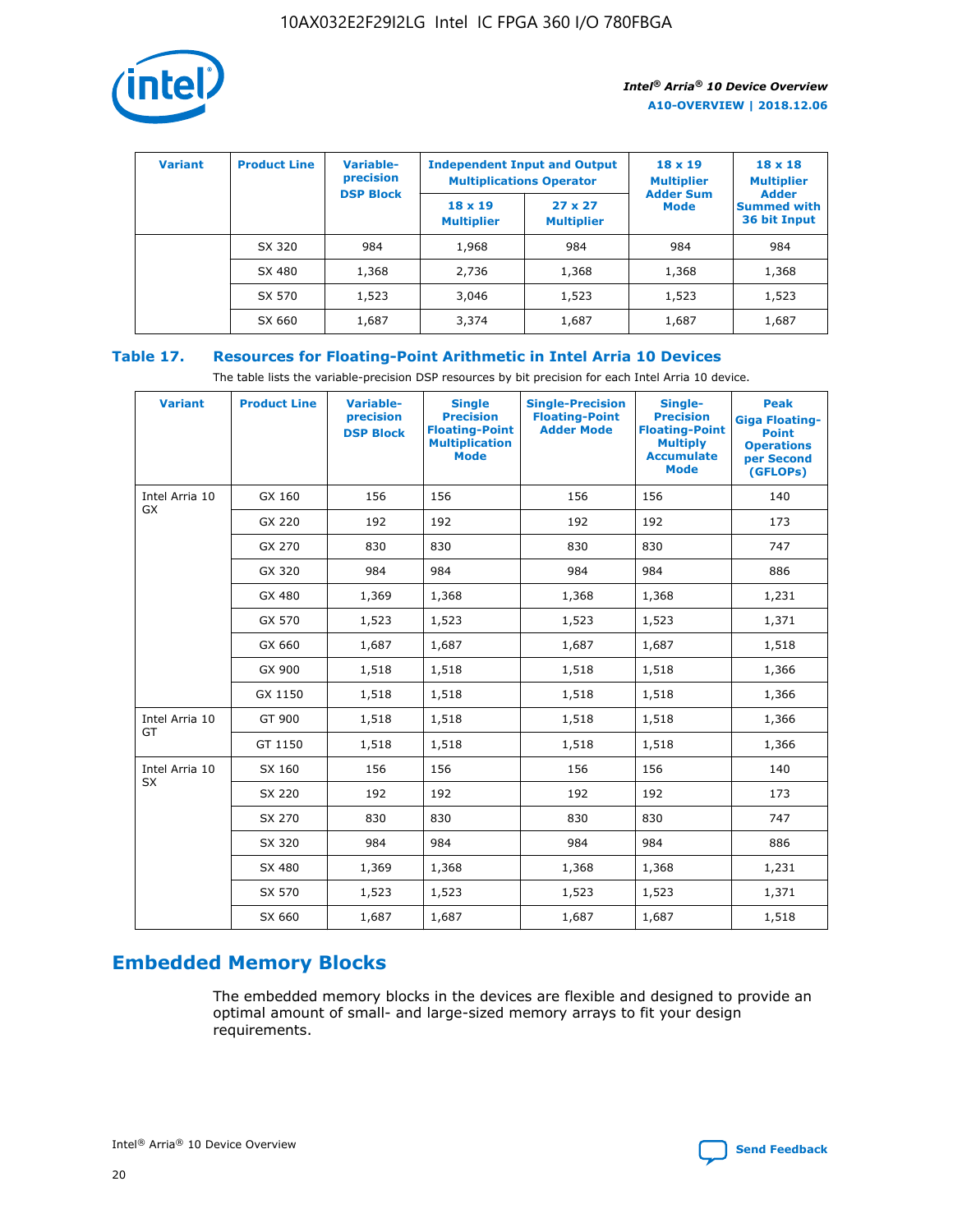| Variant | Product Line | Variable-precision DSP Block | Independent Input and Output Multiplications Operator | | 18 x 19 Multiplier Adder Sum Mode | 18 x 18 Multiplier Adder Summed with 36 bit Input |
|---|---|---|---|---|---|---|
| | | | 18 x 19 Multiplier | 27 x 27 Multiplier | | |
| | SX 320 | 984 | 1,968 | 984 | 984 | 984 |
| | SX 480 | 1,368 | 2,736 | 1,368 | 1,368 | 1,368 |
| | SX 570 | 1,523 | 3,046 | 1,523 | 1,523 | 1,523 |
| | SX 660 | 1,687 | 3,374 | 1,687 | 1,687 | 1,687 |

**Table 17. Resources for Floating-Point Arithmetic in Intel Arria 10 Devices**

The table lists the variable-precision DSP resources by bit precision for each Intel Arria 10 device.

| Variant | Product Line | Variable-precision DSP Block | Single Precision Floating-Point Multiplication Mode | Single-Precision Floating-Point Adder Mode | Single-Precision Floating-Point Multiply Accumulate Mode | Peak Giga Floating-Point Operations per Second (GFLOPs) |
|---|---|---|---|---|---|---|
| Intel Arria 10 GX | GX 160 | 156 | 156 | 156 | 156 | 140 |
| | GX 220 | 192 | 192 | 192 | 192 | 173 |
| | GX 270 | 830 | 830 | 830 | 830 | 747 |
| | GX 320 | 984 | 984 | 984 | 984 | 886 |
| | GX 480 | 1,369 | 1,368 | 1,368 | 1,368 | 1,231 |
| | GX 570 | 1,523 | 1,523 | 1,523 | 1,523 | 1,371 |
| | GX 660 | 1,687 | 1,687 | 1,687 | 1,687 | 1,518 |
| | GX 900 | 1,518 | 1,518 | 1,518 | 1,518 | 1,366 |
| | GX 1150 | 1,518 | 1,518 | 1,518 | 1,518 | 1,366 |
| Intel Arria 10 GT | GT 900 | 1,518 | 1,518 | 1,518 | 1,518 | 1,366 |
| | GT 1150 | 1,518 | 1,518 | 1,518 | 1,518 | 1,366 |
| Intel Arria 10 SX | SX 160 | 156 | 156 | 156 | 156 | 140 |
| | SX 220 | 192 | 192 | 192 | 192 | 173 |
| | SX 270 | 830 | 830 | 830 | 830 | 747 |
| | SX 320 | 984 | 984 | 984 | 984 | 886 |
| | SX 480 | 1,369 | 1,368 | 1,368 | 1,368 | 1,231 |
| | SX 570 | 1,523 | 1,523 | 1,523 | 1,523 | 1,371 |
| | SX 660 | 1,687 | 1,687 | 1,687 | 1,687 | 1,518 |

## Embedded Memory Blocks

The embedded memory blocks in the devices are flexible and designed to provide an optimal amount of small- and large-sized memory arrays to fit your design requirements.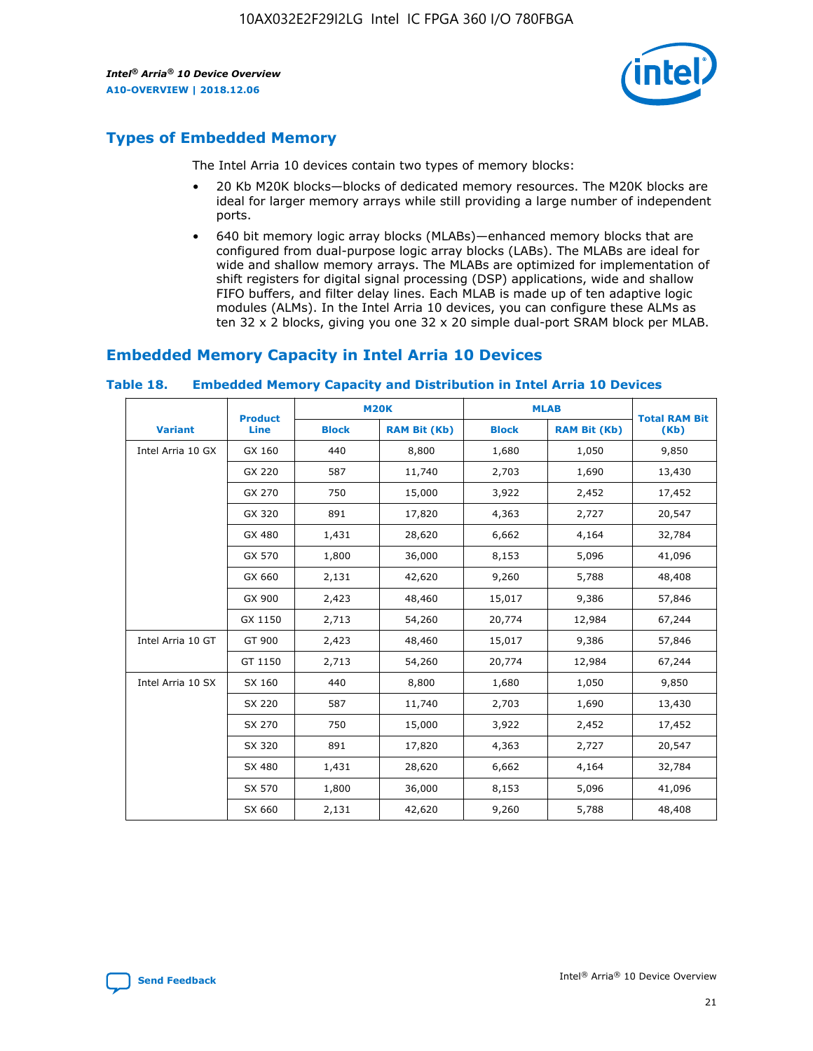## Types of Embedded Memory

The Intel Arria 10 devices contain two types of memory blocks:

- 20 Kb M20K blocks—blocks of dedicated memory resources. The M20K blocks are ideal for larger memory arrays while still providing a large number of independent ports.
- 640 bit memory logic array blocks (MLABs)—enhanced memory blocks that are configured from dual-purpose logic array blocks (LABs). The MLABs are ideal for wide and shallow memory arrays. The MLABs are optimized for implementation of shift registers for digital signal processing (DSP) applications, wide and shallow FIFO buffers, and filter delay lines. Each MLAB is made up of ten adaptive logic modules (ALMs). In the Intel Arria 10 devices, you can configure these ALMs as ten 32 x 2 blocks, giving you one 32 x 20 simple dual-port SRAM block per MLAB.

## Embedded Memory Capacity in Intel Arria 10 Devices

**Table 18. Embedded Memory Capacity and Distribution in Intel Arria 10 Devices**

| Variant | Product Line | M20K | | MLAB | | Total RAM Bit (Kb) |
|---|---|---|---|---|---|---|
| | | Block | RAM Bit (Kb) | Block | RAM Bit (Kb) | |
| Intel Arria 10 GX | GX 160 | 440 | 8,800 | 1,680 | 1,050 | 9,850 |
| | GX 220 | 587 | 11,740 | 2,703 | 1,690 | 13,430 |
| | GX 270 | 750 | 15,000 | 3,922 | 2,452 | 17,452 |
| | GX 320 | 891 | 17,820 | 4,363 | 2,727 | 20,547 |
| | GX 480 | 1,431 | 28,620 | 6,662 | 4,164 | 32,784 |
| | GX 570 | 1,800 | 36,000 | 8,153 | 5,096 | 41,096 |
| | GX 660 | 2,131 | 42,620 | 9,260 | 5,788 | 48,408 |
| | GX 900 | 2,423 | 48,460 | 15,017 | 9,386 | 57,846 |
| | GX 1150 | 2,713 | 54,260 | 20,774 | 12,984 | 67,244 |
| Intel Arria 10 GT | GT 900 | 2,423 | 48,460 | 15,017 | 9,386 | 57,846 |
| | GT 1150 | 2,713 | 54,260 | 20,774 | 12,984 | 67,244 |
| Intel Arria 10 SX | SX 160 | 440 | 8,800 | 1,680 | 1,050 | 9,850 |
| | SX 220 | 587 | 11,740 | 2,703 | 1,690 | 13,430 |
| | SX 270 | 750 | 15,000 | 3,922 | 2,452 | 17,452 |
| | SX 320 | 891 | 17,820 | 4,363 | 2,727 | 20,547 |
| | SX 480 | 1,431 | 28,620 | 6,662 | 4,164 | 32,784 |
| | SX 570 | 1,800 | 36,000 | 8,153 | 5,096 | 41,096 |
| | SX 660 | 2,131 | 42,620 | 9,260 | 5,788 | 48,408 |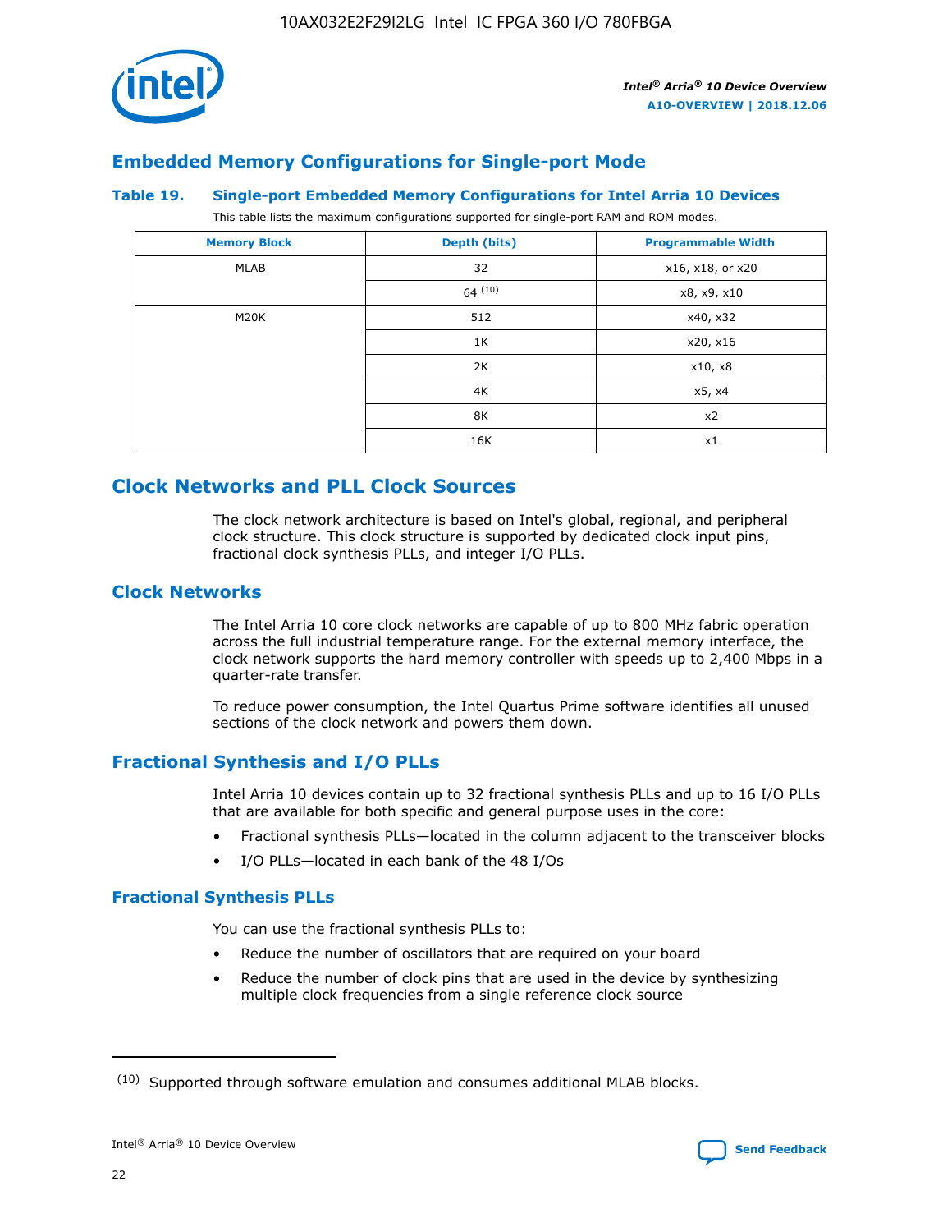## Embedded Memory Configurations for Single-port Mode

### Table 19. Single-port Embedded Memory Configurations for Intel Arria 10 Devices

This table lists the maximum configurations supported for single-port RAM and ROM modes.

| Memory Block | Depth (bits) | Programmable Width |
|---|---|---|
| MLAB | 32 | x16, x18, or x20 |
| | 64 [10] | x8, x9, x10 |
| M20K | 512 | x40, x32 |
| | 1K | x20, x16 |
| | 2K | x10, x8 |
| | 4K | x5, x4 |
| | 8K | x2 |
| | 16K | x1 |

# Clock Networks and PLL Clock Sources

The clock network architecture is based on Intel's global, regional, and peripheral clock structure. This clock structure is supported by dedicated clock input pins, fractional clock synthesis PLLs, and integer I/O PLLs.

## Clock Networks

The Intel Arria 10 core clock networks are capable of up to 800 MHz fabric operation across the full industrial temperature range. For the external memory interface, the clock network supports the hard memory controller with speeds up to 2,400 Mbps in a quarter-rate transfer.

To reduce power consumption, the Intel Quartus Prime software identifies all unused sections of the clock network and powers them down.

## Fractional Synthesis and I/O PLLs

Intel Arria 10 devices contain up to 32 fractional synthesis PLLs and up to 16 I/O PLLs that are available for both specific and general purpose uses in the core:

- Fractional synthesis PLLs—located in the column adjacent to the transceiver blocks
- I/O PLLs—located in each bank of the 48 I/Os

### Fractional Synthesis PLLs

You can use the fractional synthesis PLLs to:

- Reduce the number of oscillators that are required on your board
- Reduce the number of clock pins that are used in the device by synthesizing multiple clock frequencies from a single reference clock source

(10) Supported through software emulation and consumes additional MLAB blocks.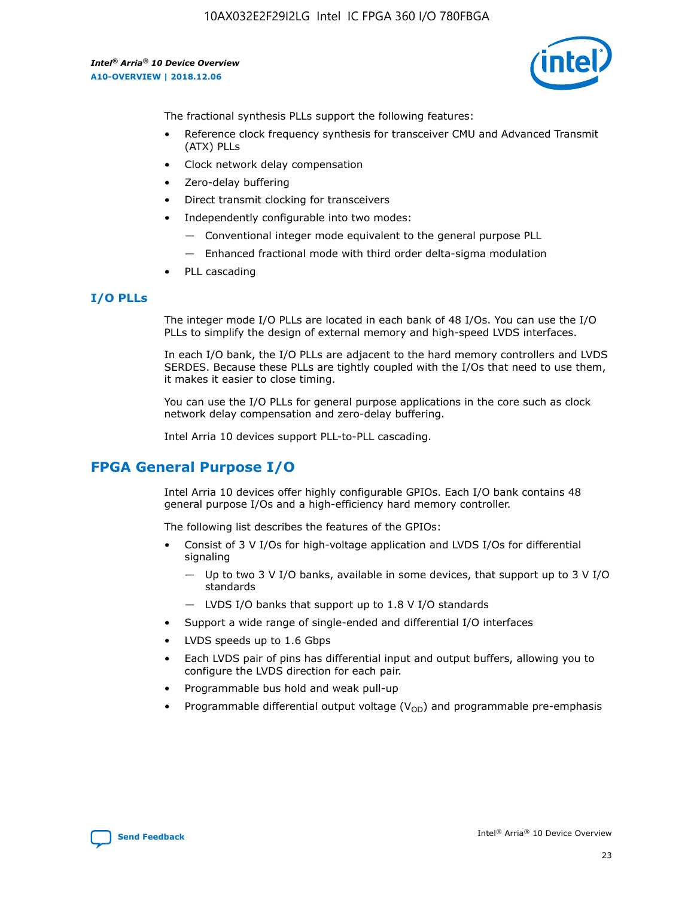The fractional synthesis PLLs support the following features:

- Reference clock frequency synthesis for transceiver CMU and Advanced Transmit (ATX) PLLs
- Clock network delay compensation
- Zero-delay buffering
- Direct transmit clocking for transceivers
- Independently configurable into two modes:
  - — Conventional integer mode equivalent to the general purpose PLL
  - — Enhanced fractional mode with third order delta-sigma modulation
- PLL cascading

### I/O PLLs

The integer mode I/O PLLs are located in each bank of 48 I/Os. You can use the I/O PLLs to simplify the design of external memory and high-speed LVDS interfaces.

In each I/O bank, the I/O PLLs are adjacent to the hard memory controllers and LVDS SERDES. Because these PLLs are tightly coupled with the I/Os that need to use them, it makes it easier to close timing.

You can use the I/O PLLs for general purpose applications in the core such as clock network delay compensation and zero-delay buffering.

Intel Arria 10 devices support PLL-to-PLL cascading.

## FPGA General Purpose I/O

Intel Arria 10 devices offer highly configurable GPIOs. Each I/O bank contains 48 general purpose I/Os and a high-efficiency hard memory controller.

The following list describes the features of the GPIOs:

- Consist of 3 V I/Os for high-voltage application and LVDS I/Os for differential signaling
  - — Up to two 3 V I/O banks, available in some devices, that support up to 3 V I/O standards
  - — LVDS I/O banks that support up to 1.8 V I/O standards
- Support a wide range of single-ended and differential I/O interfaces
- LVDS speeds up to 1.6 Gbps
- Each LVDS pair of pins has differential input and output buffers, allowing you to configure the LVDS direction for each pair.
- Programmable bus hold and weak pull-up
- Programmable differential output voltage ($V_{OD}$) and programmable pre-emphasis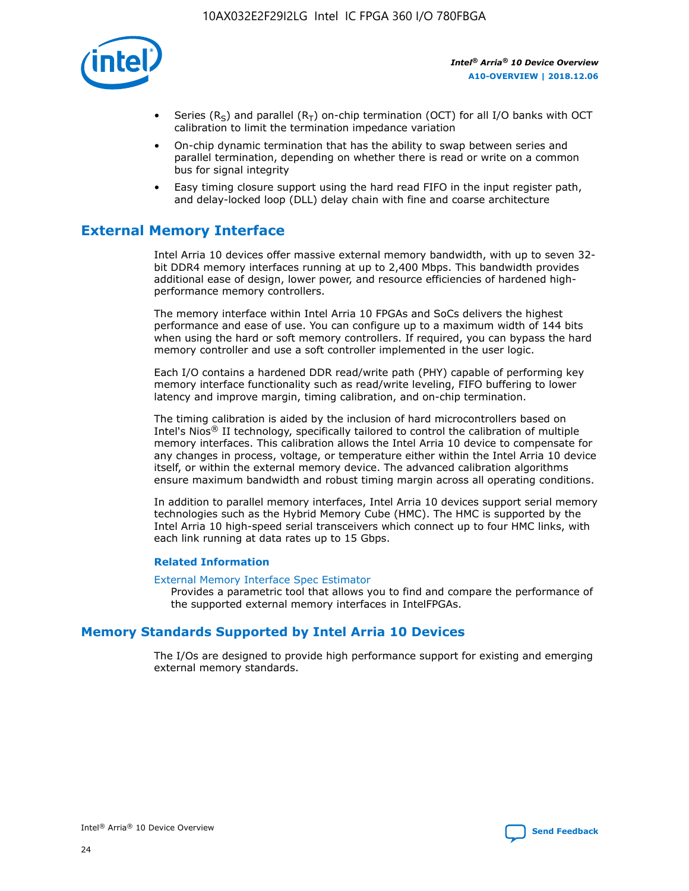- Series ($R_S$) and parallel ($R_T$) on-chip termination (OCT) for all I/O banks with OCT calibration to limit the termination impedance variation
- On-chip dynamic termination that has the ability to swap between series and parallel termination, depending on whether there is read or write on a common bus for signal integrity
- Easy timing closure support using the hard read FIFO in the input register path, and delay-locked loop (DLL) delay chain with fine and coarse architecture

## External Memory Interface

Intel Arria 10 devices offer massive external memory bandwidth, with up to seven 32-bit DDR4 memory interfaces running at up to 2,400 Mbps. This bandwidth provides additional ease of design, lower power, and resource efficiencies of hardened high-performance memory controllers.

The memory interface within Intel Arria 10 FPGAs and SoCs delivers the highest performance and ease of use. You can configure up to a maximum width of 144 bits when using the hard or soft memory controllers. If required, you can bypass the hard memory controller and use a soft controller implemented in the user logic.

Each I/O contains a hardened DDR read/write path (PHY) capable of performing key memory interface functionality such as read/write leveling, FIFO buffering to lower latency and improve margin, timing calibration, and on-chip termination.

The timing calibration is aided by the inclusion of hard microcontrollers based on Intel's Nios® II technology, specifically tailored to control the calibration of multiple memory interfaces. This calibration allows the Intel Arria 10 device to compensate for any changes in process, voltage, or temperature either within the Intel Arria 10 device itself, or within the external memory device. The advanced calibration algorithms ensure maximum bandwidth and robust timing margin across all operating conditions.

In addition to parallel memory interfaces, Intel Arria 10 devices support serial memory technologies such as the Hybrid Memory Cube (HMC). The HMC is supported by the Intel Arria 10 high-speed serial transceivers which connect up to four HMC links, with each link running at data rates up to 15 Gbps.

### Related Information

External Memory Interface Spec Estimator
Provides a parametric tool that allows you to find and compare the performance of the supported external memory interfaces in IntelFPGAs.

## Memory Standards Supported by Intel Arria 10 Devices

The I/Os are designed to provide high performance support for existing and emerging external memory standards.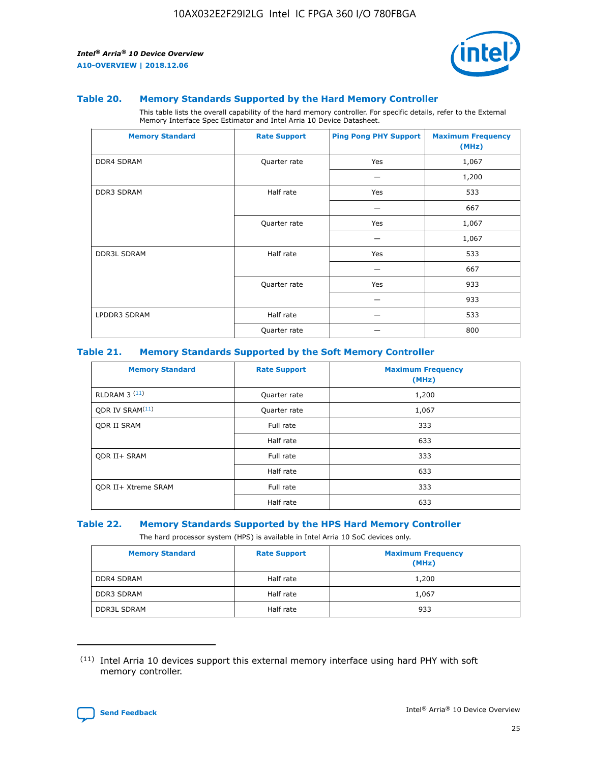### Table 20. Memory Standards Supported by the Hard Memory Controller

This table lists the overall capability of the hard memory controller. For specific details, refer to the External Memory Interface Spec Estimator and Intel Arria 10 Device Datasheet.

| Memory Standard | Rate Support | Ping Pong PHY Support | Maximum Frequency (MHz) |
|---|---|---|---|
| DDR4 SDRAM | Quarter rate | Yes | 1,067 |
| | | — | 1,200 |
| DDR3 SDRAM | Half rate | Yes | 533 |
| | | — | 667 |
| | Quarter rate | Yes | 1,067 |
| | | — | 1,067 |
| DDR3L SDRAM | Half rate | Yes | 533 |
| | | — | 667 |
| | Quarter rate | Yes | 933 |
| | | — | 933 |
| LPDDR3 SDRAM | Half rate | — | 533 |
| | Quarter rate | — | 800 |

### Table 21. Memory Standards Supported by the Soft Memory Controller

| Memory Standard | Rate Support | Maximum Frequency (MHz) |
|---|---|---|
| RLDRAM 3 [(11)] | Quarter rate | 1,200 |
| QDR IV SRAM[(11)] | Quarter rate | 1,067 |
| QDR II SRAM | Full rate | 333 |
| | Half rate | 633 |
| QDR II+ SRAM | Full rate | 333 |
| | Half rate | 633 |
| QDR II+ Xtreme SRAM | Full rate | 333 |
| | Half rate | 633 |

### Table 22. Memory Standards Supported by the HPS Hard Memory Controller

The hard processor system (HPS) is available in Intel Arria 10 SoC devices only.

| Memory Standard | Rate Support | Maximum Frequency (MHz) |
|---|---|---|
| DDR4 SDRAM | Half rate | 1,200 |
| DDR3 SDRAM | Half rate | 1,067 |
| DDR3L SDRAM | Half rate | 933 |

(11) Intel Arria 10 devices support this external memory interface using hard PHY with soft memory controller.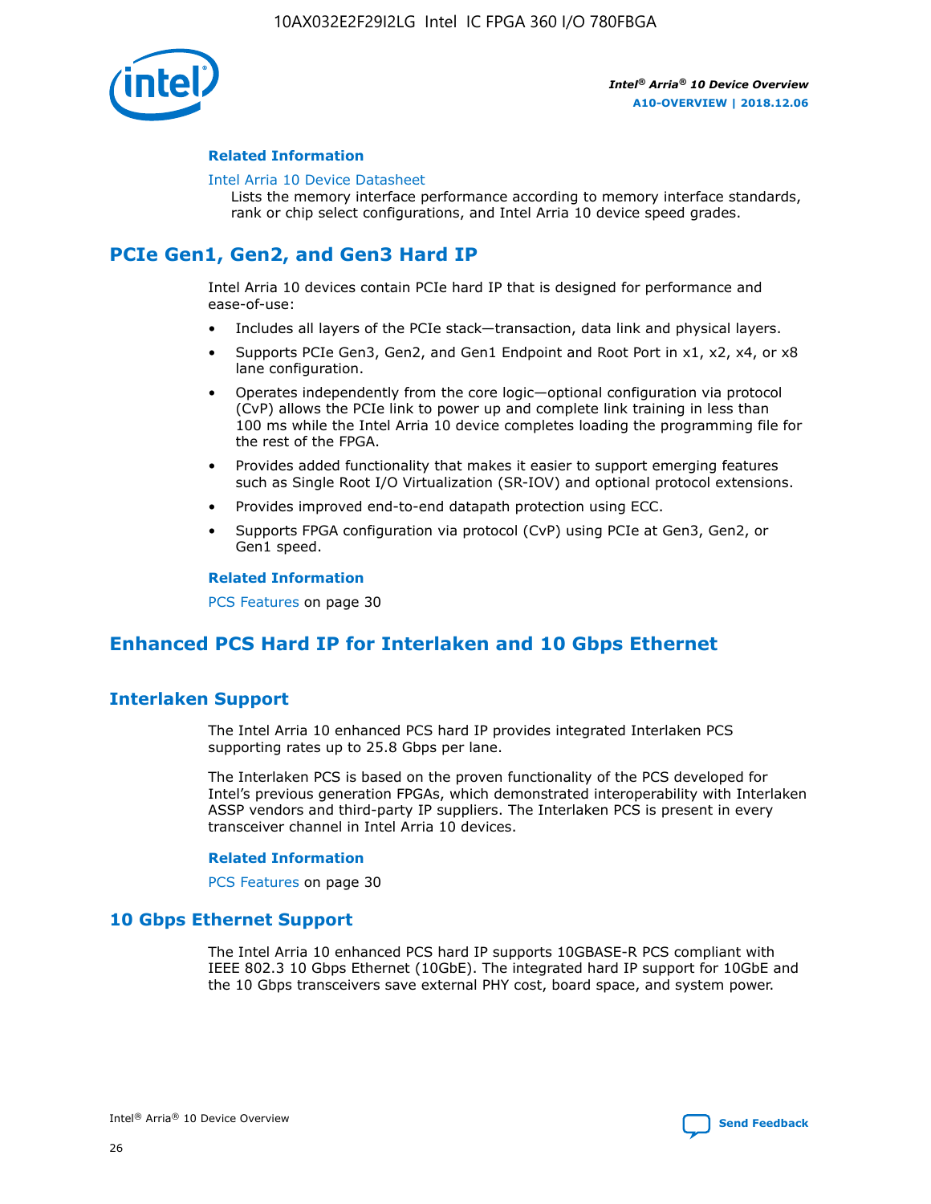#### Related Information

Intel Arria 10 Device Datasheet

Lists the memory interface performance according to memory interface standards, rank or chip select configurations, and Intel Arria 10 device speed grades.

## PCIe Gen1, Gen2, and Gen3 Hard IP

Intel Arria 10 devices contain PCIe hard IP that is designed for performance and ease-of-use:

- Includes all layers of the PCIe stack—transaction, data link and physical layers.
- Supports PCIe Gen3, Gen2, and Gen1 Endpoint and Root Port in x1, x2, x4, or x8 lane configuration.
- Operates independently from the core logic—optional configuration via protocol (CvP) allows the PCIe link to power up and complete link training in less than 100 ms while the Intel Arria 10 device completes loading the programming file for the rest of the FPGA.
- Provides added functionality that makes it easier to support emerging features such as Single Root I/O Virtualization (SR-IOV) and optional protocol extensions.
- Provides improved end-to-end datapath protection using ECC.
- Supports FPGA configuration via protocol (CvP) using PCIe at Gen3, Gen2, or Gen1 speed.

#### Related Information

PCS Features on page 30

## Enhanced PCS Hard IP for Interlaken and 10 Gbps Ethernet

### Interlaken Support

The Intel Arria 10 enhanced PCS hard IP provides integrated Interlaken PCS supporting rates up to 25.8 Gbps per lane.

The Interlaken PCS is based on the proven functionality of the PCS developed for Intel's previous generation FPGAs, which demonstrated interoperability with Interlaken ASSP vendors and third-party IP suppliers. The Interlaken PCS is present in every transceiver channel in Intel Arria 10 devices.

#### Related Information

PCS Features on page 30

### 10 Gbps Ethernet Support

The Intel Arria 10 enhanced PCS hard IP supports 10GBASE-R PCS compliant with IEEE 802.3 10 Gbps Ethernet (10GbE). The integrated hard IP support for 10GbE and the 10 Gbps transceivers save external PHY cost, board space, and system power.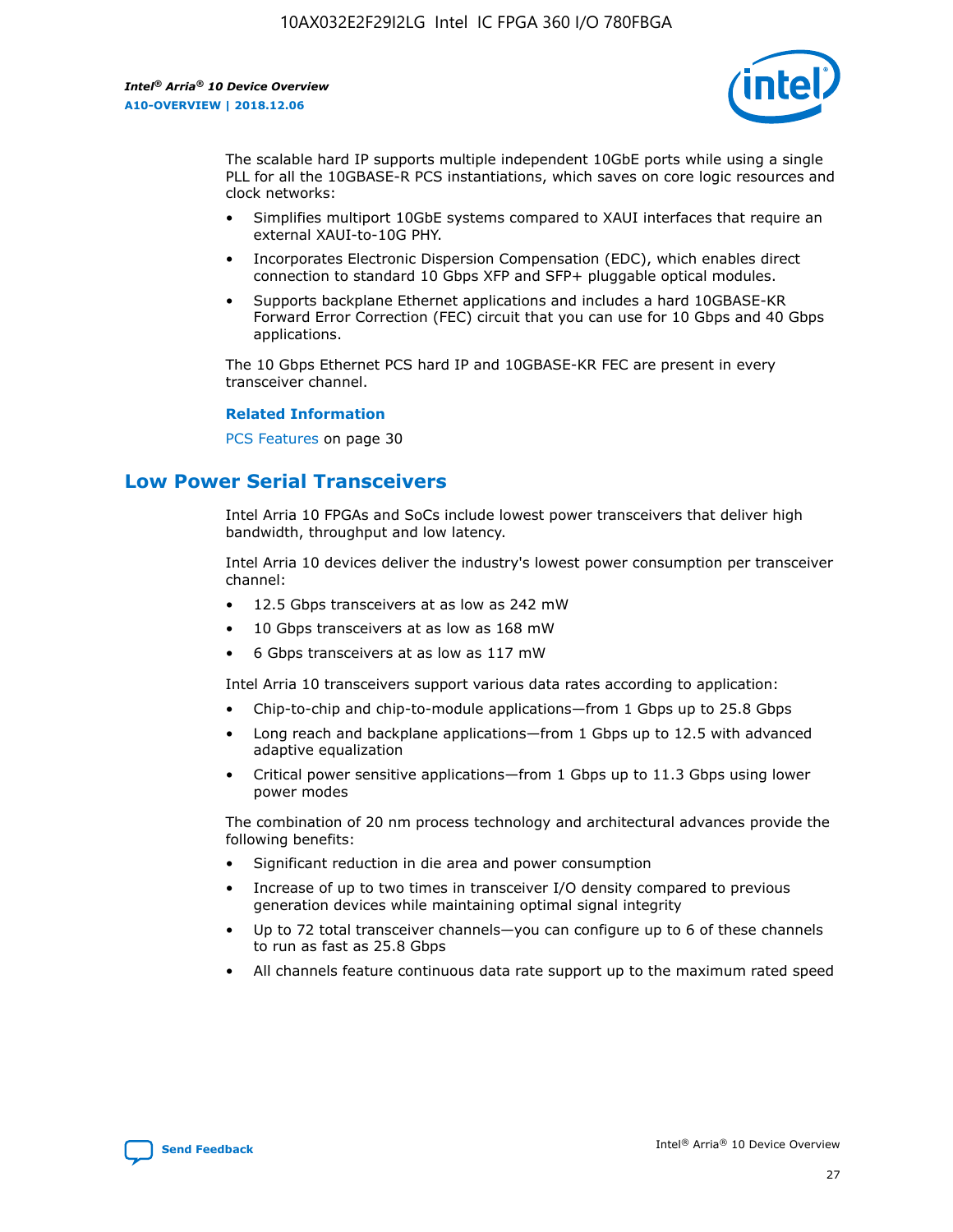The scalable hard IP supports multiple independent 10GbE ports while using a single PLL for all the 10GBASE-R PCS instantiations, which saves on core logic resources and clock networks:

- Simplifies multiport 10GbE systems compared to XAUI interfaces that require an external XAUI-to-10G PHY.
- Incorporates Electronic Dispersion Compensation (EDC), which enables direct connection to standard 10 Gbps XFP and SFP+ pluggable optical modules.
- Supports backplane Ethernet applications and includes a hard 10GBASE-KR Forward Error Correction (FEC) circuit that you can use for 10 Gbps and 40 Gbps applications.

The 10 Gbps Ethernet PCS hard IP and 10GBASE-KR FEC are present in every transceiver channel.

**Related Information**

PCS Features on page 30

## Low Power Serial Transceivers

Intel Arria 10 FPGAs and SoCs include lowest power transceivers that deliver high bandwidth, throughput and low latency.

Intel Arria 10 devices deliver the industry's lowest power consumption per transceiver channel:

- 12.5 Gbps transceivers at as low as 242 mW
- 10 Gbps transceivers at as low as 168 mW
- 6 Gbps transceivers at as low as 117 mW

Intel Arria 10 transceivers support various data rates according to application:

- Chip-to-chip and chip-to-module applications—from 1 Gbps up to 25.8 Gbps
- Long reach and backplane applications—from 1 Gbps up to 12.5 with advanced adaptive equalization
- Critical power sensitive applications—from 1 Gbps up to 11.3 Gbps using lower power modes

The combination of 20 nm process technology and architectural advances provide the following benefits:

- Significant reduction in die area and power consumption
- Increase of up to two times in transceiver I/O density compared to previous generation devices while maintaining optimal signal integrity
- Up to 72 total transceiver channels—you can configure up to 6 of these channels to run as fast as 25.8 Gbps
- All channels feature continuous data rate support up to the maximum rated speed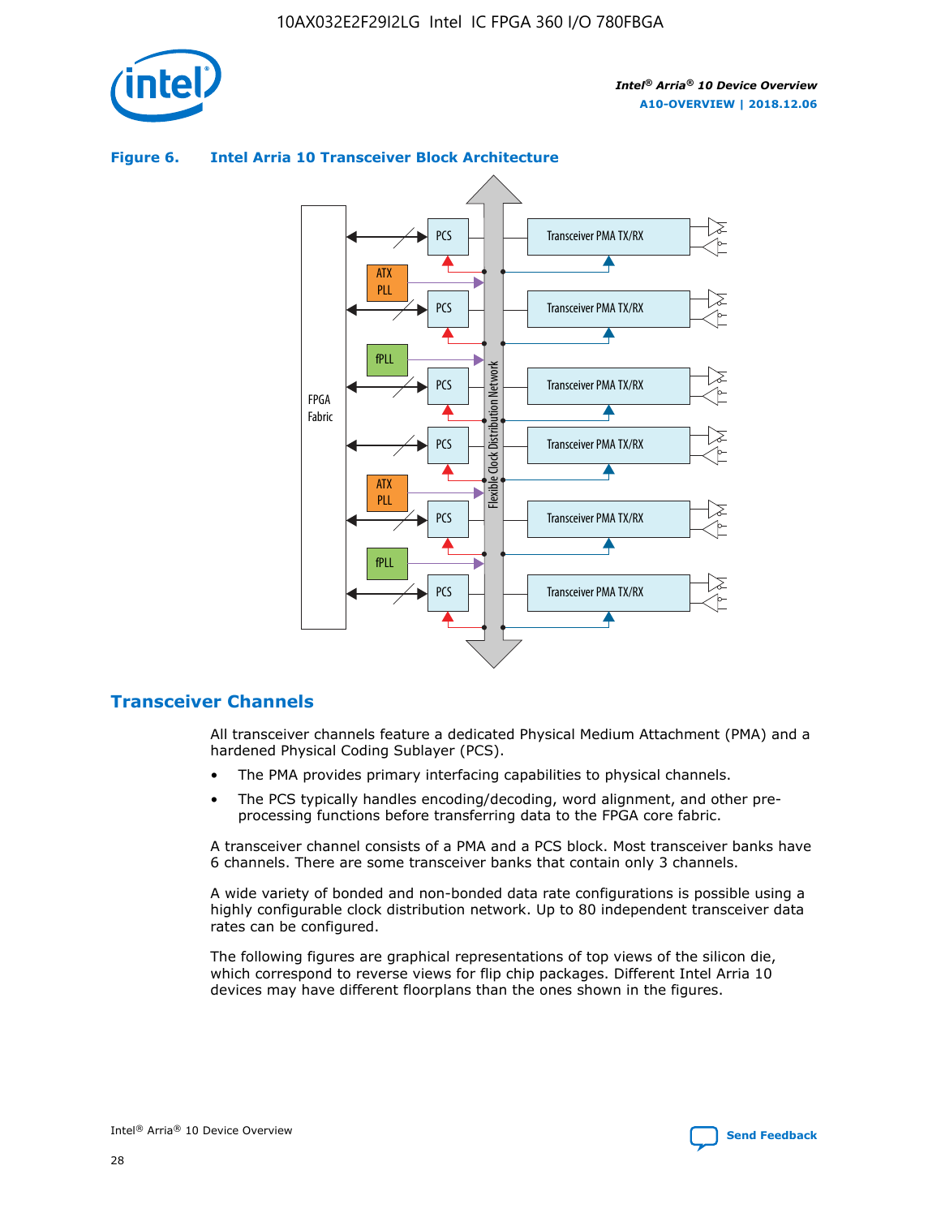**Figure 6. Intel Arria 10 Transceiver Block Architecture**

## Transceiver Channels

All transceiver channels feature a dedicated Physical Medium Attachment (PMA) and a hardened Physical Coding Sublayer (PCS).

- The PMA provides primary interfacing capabilities to physical channels.
- The PCS typically handles encoding/decoding, word alignment, and other pre-processing functions before transferring data to the FPGA core fabric.

A transceiver channel consists of a PMA and a PCS block. Most transceiver banks have 6 channels. There are some transceiver banks that contain only 3 channels.

A wide variety of bonded and non-bonded data rate configurations is possible using a highly configurable clock distribution network. Up to 80 independent transceiver data rates can be configured.

The following figures are graphical representations of top views of the silicon die, which correspond to reverse views for flip chip packages. Different Intel Arria 10 devices may have different floorplans than the ones shown in the figures.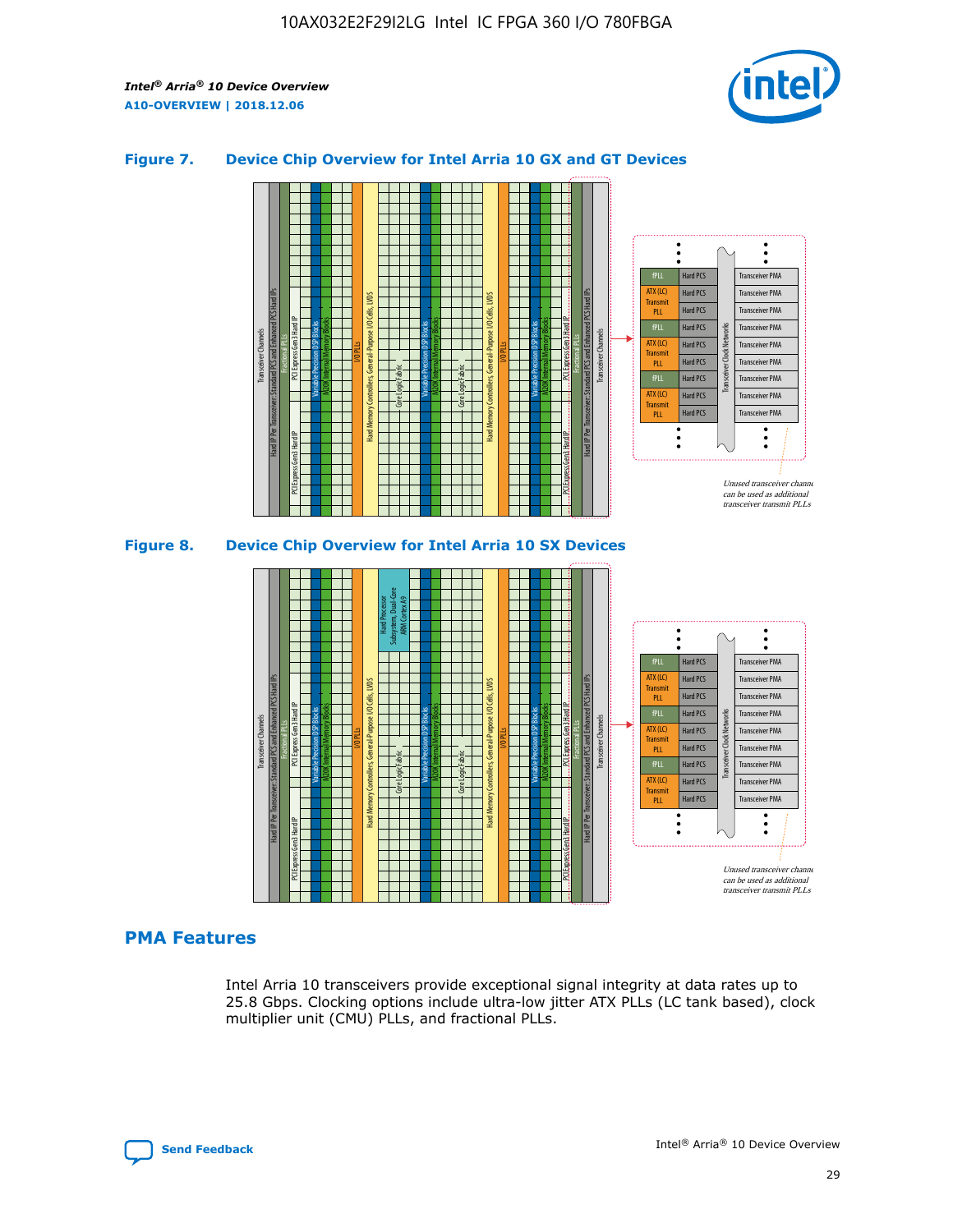### Figure 7. Device Chip Overview for Intel Arria 10 GX and GT Devices

### Figure 8. Device Chip Overview for Intel Arria 10 SX Devices

## PMA Features

Intel Arria 10 transceivers provide exceptional signal integrity at data rates up to 25.8 Gbps. Clocking options include ultra-low jitter ATX PLLs (LC tank based), clock multiplier unit (CMU) PLLs, and fractional PLLs.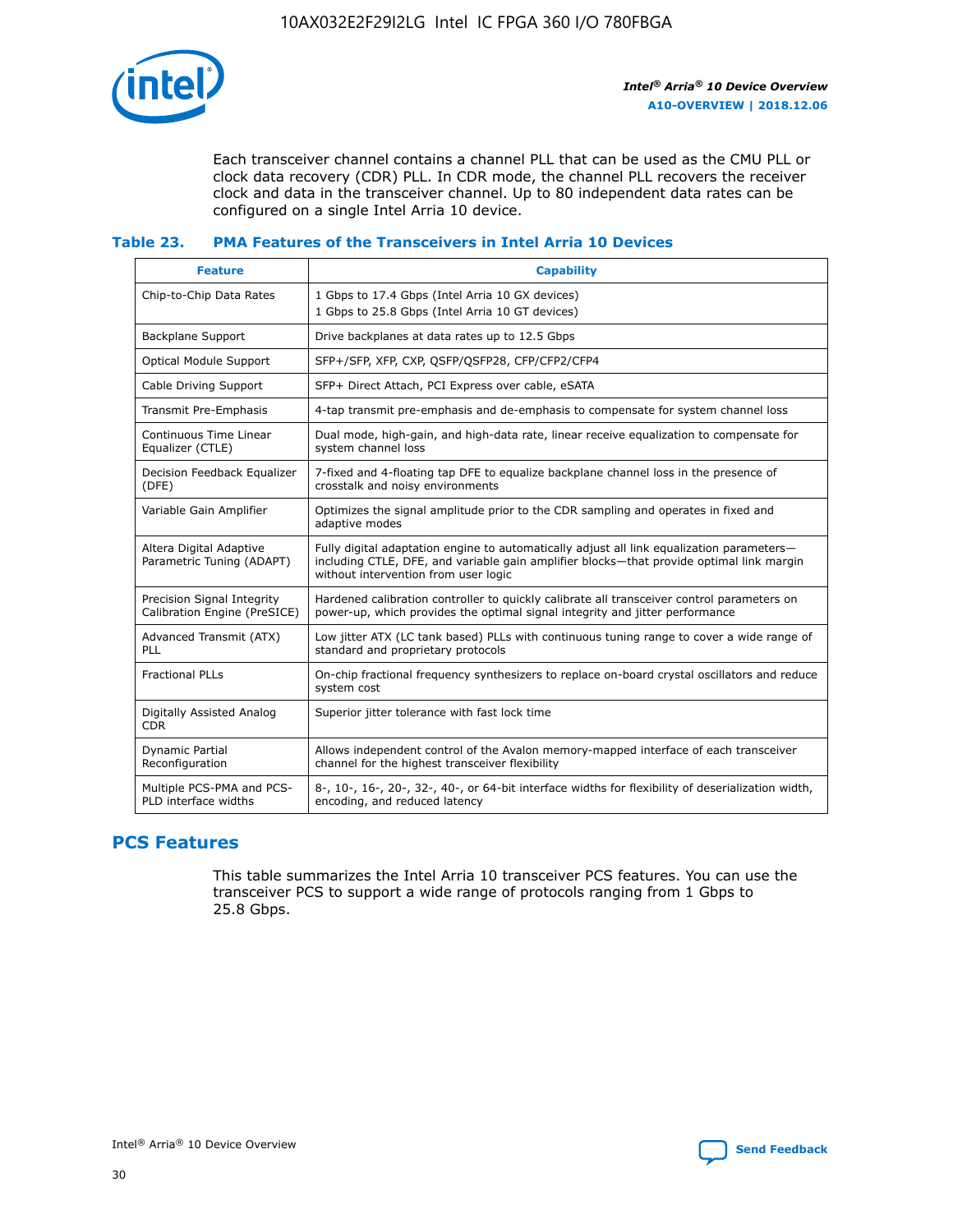Each transceiver channel contains a channel PLL that can be used as the CMU PLL or clock data recovery (CDR) PLL. In CDR mode, the channel PLL recovers the receiver clock and data in the transceiver channel. Up to 80 independent data rates can be configured on a single Intel Arria 10 device.

#### Table 23. PMA Features of the Transceivers in Intel Arria 10 Devices

| Feature | Capability |
| --- | --- |
| Chip-to-Chip Data Rates | 1 Gbps to 17.4 Gbps (Intel Arria 10 GX devices)<br>1 Gbps to 25.8 Gbps (Intel Arria 10 GT devices) |
| Backplane Support | Drive backplanes at data rates up to 12.5 Gbps |
| Optical Module Support | SFP+/SFP, XFP, CXP, QSFP/QSFP28, CFP/CFP2/CFP4 |
| Cable Driving Support | SFP+ Direct Attach, PCI Express over cable, eSATA |
| Transmit Pre-Emphasis | 4-tap transmit pre-emphasis and de-emphasis to compensate for system channel loss |
| Continuous Time Linear Equalizer (CTLE) | Dual mode, high-gain, and high-data rate, linear receive equalization to compensate for system channel loss |
| Decision Feedback Equalizer (DFE) | 7-fixed and 4-floating tap DFE to equalize backplane channel loss in the presence of crosstalk and noisy environments |
| Variable Gain Amplifier | Optimizes the signal amplitude prior to the CDR sampling and operates in fixed and adaptive modes |
| Altera Digital Adaptive Parametric Tuning (ADAPT) | Fully digital adaptation engine to automatically adjust all link equalization parameters—including CTLE, DFE, and variable gain amplifier blocks—that provide optimal link margin without intervention from user logic |
| Precision Signal Integrity Calibration Engine (PreSICE) | Hardened calibration controller to quickly calibrate all transceiver control parameters on power-up, which provides the optimal signal integrity and jitter performance |
| Advanced Transmit (ATX) PLL | Low jitter ATX (LC tank based) PLLs with continuous tuning range to cover a wide range of standard and proprietary protocols |
| Fractional PLLs | On-chip fractional frequency synthesizers to replace on-board crystal oscillators and reduce system cost |
| Digitally Assisted Analog CDR | Superior jitter tolerance with fast lock time |
| Dynamic Partial Reconfiguration | Allows independent control of the Avalon memory-mapped interface of each transceiver channel for the highest transceiver flexibility |
| Multiple PCS-PMA and PCS-PLD interface widths | 8-, 10-, 16-, 20-, 32-, 40-, or 64-bit interface widths for flexibility of deserialization width, encoding, and reduced latency |

## PCS Features

This table summarizes the Intel Arria 10 transceiver PCS features. You can use the transceiver PCS to support a wide range of protocols ranging from 1 Gbps to 25.8 Gbps.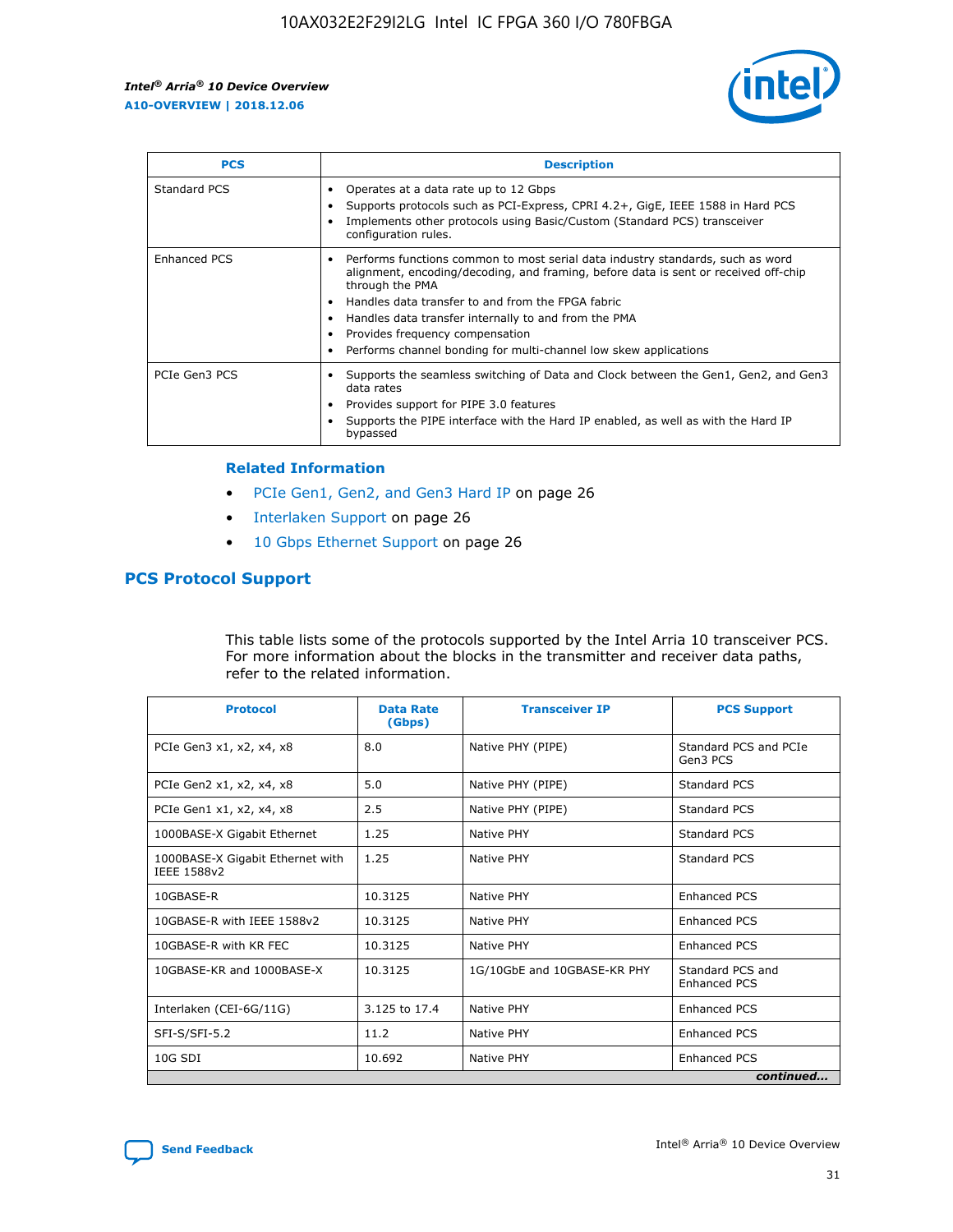| PCS | Description |
| --- | --- |
| Standard PCS | • Operates at a data rate up to 12 Gbps<br>• Supports protocols such as PCI-Express, CPRI 4.2+, GigE, IEEE 1588 in Hard PCS<br>• Implements other protocols using Basic/Custom (Standard PCS) transceiver configuration rules. |
| Enhanced PCS | • Performs functions common to most serial data industry standards, such as word alignment, encoding/decoding, and framing, before data is sent or received off-chip through the PMA<br>• Handles data transfer to and from the FPGA fabric<br>• Handles data transfer internally to and from the PMA<br>• Provides frequency compensation<br>• Performs channel bonding for multi-channel low skew applications |
| PCIe Gen3 PCS | • Supports the seamless switching of Data and Clock between the Gen1, Gen2, and Gen3 data rates<br>• Provides support for PIPE 3.0 features<br>• Supports the PIPE interface with the Hard IP enabled, as well as with the Hard IP bypassed |

#### Related Information

- PCIe Gen1, Gen2, and Gen3 Hard IP on page 26
- Interlaken Support on page 26
- 10 Gbps Ethernet Support on page 26

## PCS Protocol Support

This table lists some of the protocols supported by the Intel Arria 10 transceiver PCS. For more information about the blocks in the transmitter and receiver data paths, refer to the related information.

| Protocol | Data Rate (Gbps) | Transceiver IP | PCS Support |
| --- | --- | --- | --- |
| PCIe Gen3 x1, x2, x4, x8 | 8.0 | Native PHY (PIPE) | Standard PCS and PCIe Gen3 PCS |
| PCIe Gen2 x1, x2, x4, x8 | 5.0 | Native PHY (PIPE) | Standard PCS |
| PCIe Gen1 x1, x2, x4, x8 | 2.5 | Native PHY (PIPE) | Standard PCS |
| 1000BASE-X Gigabit Ethernet | 1.25 | Native PHY | Standard PCS |
| 1000BASE-X Gigabit Ethernet with IEEE 1588v2 | 1.25 | Native PHY | Standard PCS |
| 10GBASE-R | 10.3125 | Native PHY | Enhanced PCS |
| 10GBASE-R with IEEE 1588v2 | 10.3125 | Native PHY | Enhanced PCS |
| 10GBASE-R with KR FEC | 10.3125 | Native PHY | Enhanced PCS |
| 10GBASE-KR and 1000BASE-X | 10.3125 | 1G/10GbE and 10GBASE-KR PHY | Standard PCS and Enhanced PCS |
| Interlaken (CEI-6G/11G) | 3.125 to 17.4 | Native PHY | Enhanced PCS |
| SFI-S/SFI-5.2 | 11.2 | Native PHY | Enhanced PCS |
| 10G SDI | 10.692 | Native PHY | Enhanced PCS |

*continued...*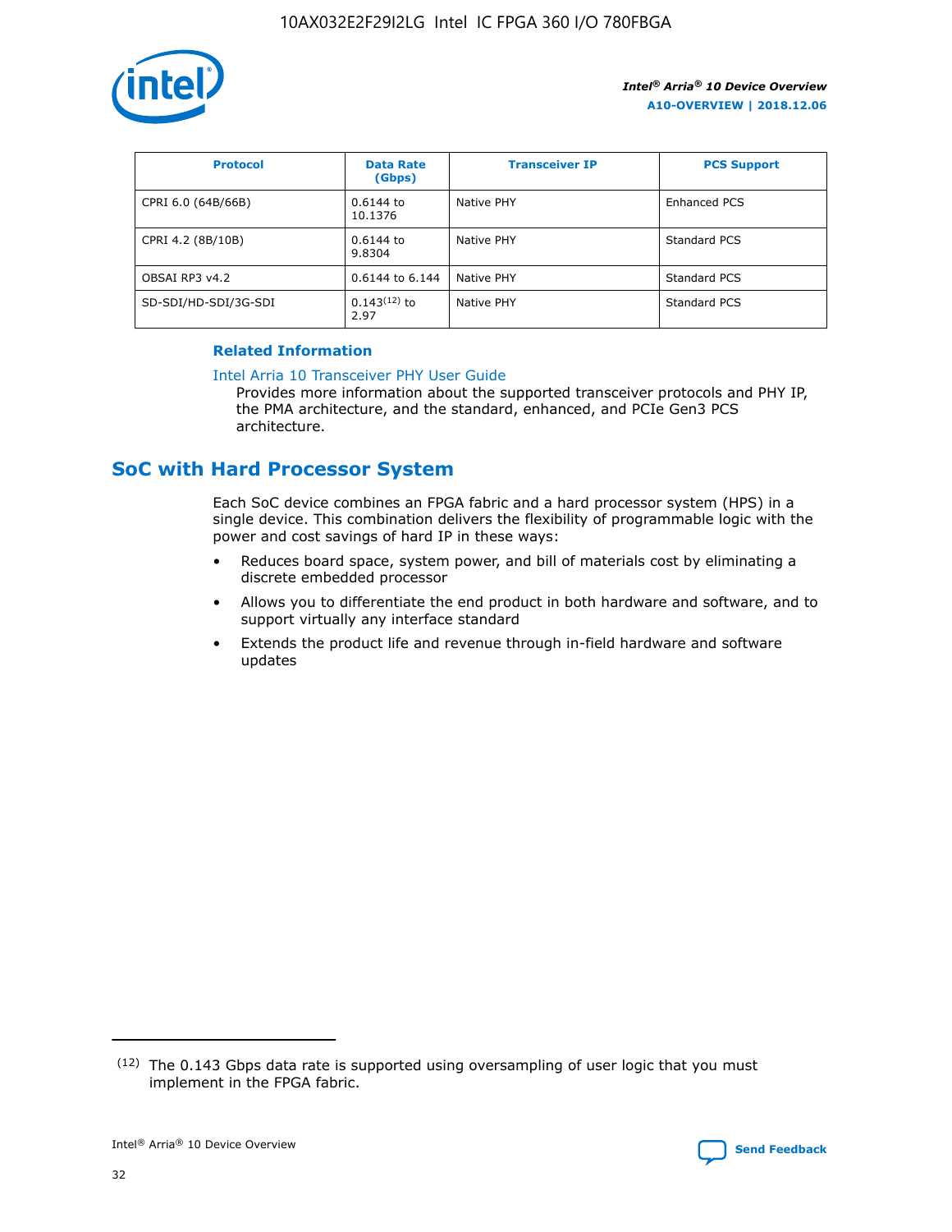| Protocol | Data Rate (Gbps) | Transceiver IP | PCS Support |
| --- | --- | --- | --- |
| CPRI 6.0 (64B/66B) | 0.6144 to 10.1376 | Native PHY | Enhanced PCS |
| CPRI 4.2 (8B/10B) | 0.6144 to 9.8304 | Native PHY | Standard PCS |
| OBSAI RP3 v4.2 | 0.6144 to 6.144 | Native PHY | Standard PCS |
| SD-SDI/HD-SDI/3G-SDI | 0.143[12] to 2.97 | Native PHY | Standard PCS |

**Related Information**

Intel Arria 10 Transceiver PHY User Guide

Provides more information about the supported transceiver protocols and PHY IP, the PMA architecture, and the standard, enhanced, and PCIe Gen3 PCS architecture.

## SoC with Hard Processor System

Each SoC device combines an FPGA fabric and a hard processor system (HPS) in a single device. This combination delivers the flexibility of programmable logic with the power and cost savings of hard IP in these ways:

- Reduces board space, system power, and bill of materials cost by eliminating a discrete embedded processor
- Allows you to differentiate the end product in both hardware and software, and to support virtually any interface standard
- Extends the product life and revenue through in-field hardware and software updates

[12] The 0.143 Gbps data rate is supported using oversampling of user logic that you must implement in the FPGA fabric.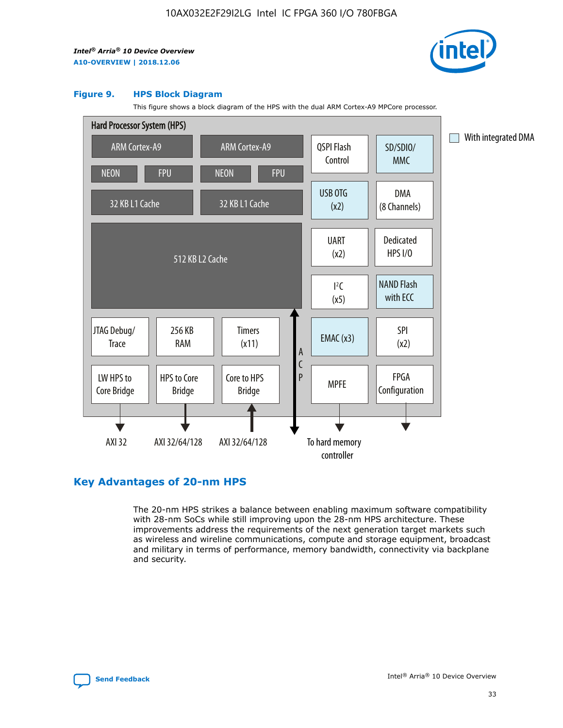**Figure 9. HPS Block Diagram**

This figure shows a block diagram of the HPS with the dual ARM Cortex-A9 MPCore processor.

Hard Processor System (HPS)

- ARM Cortex-A9 | NEON | FPU | 32 KB L1 Cache
- ARM Cortex-A9 | NEON | FPU | 32 KB L1 Cache
- 512 KB L2 Cache
- QSPI Flash Control
- SD/SDIO/MMC
- USB OTG (x2)
- DMA (8 Channels)
- UART (x2)
- Dedicated HPS I/O
- I²C (x5)
- NAND Flash with ECC
- JTAG Debug/Trace
- 256 KB RAM
- Timers (x11)
- EMAC (x3)
- SPI (x2)
- LW HPS to Core Bridge — AXI 32
- HPS to Core Bridge — AXI 32/64/128
- Core to HPS Bridge — AXI 32/64/128
- ACP
- MPFE — To hard memory controller
- FPGA Configuration

With integrated DMA

## Key Advantages of 20-nm HPS

The 20-nm HPS strikes a balance between enabling maximum software compatibility with 28-nm SoCs while still improving upon the 28-nm HPS architecture. These improvements address the requirements of the next generation target markets such as wireless and wireline communications, compute and storage equipment, broadcast and military in terms of performance, memory bandwidth, connectivity via backplane and security.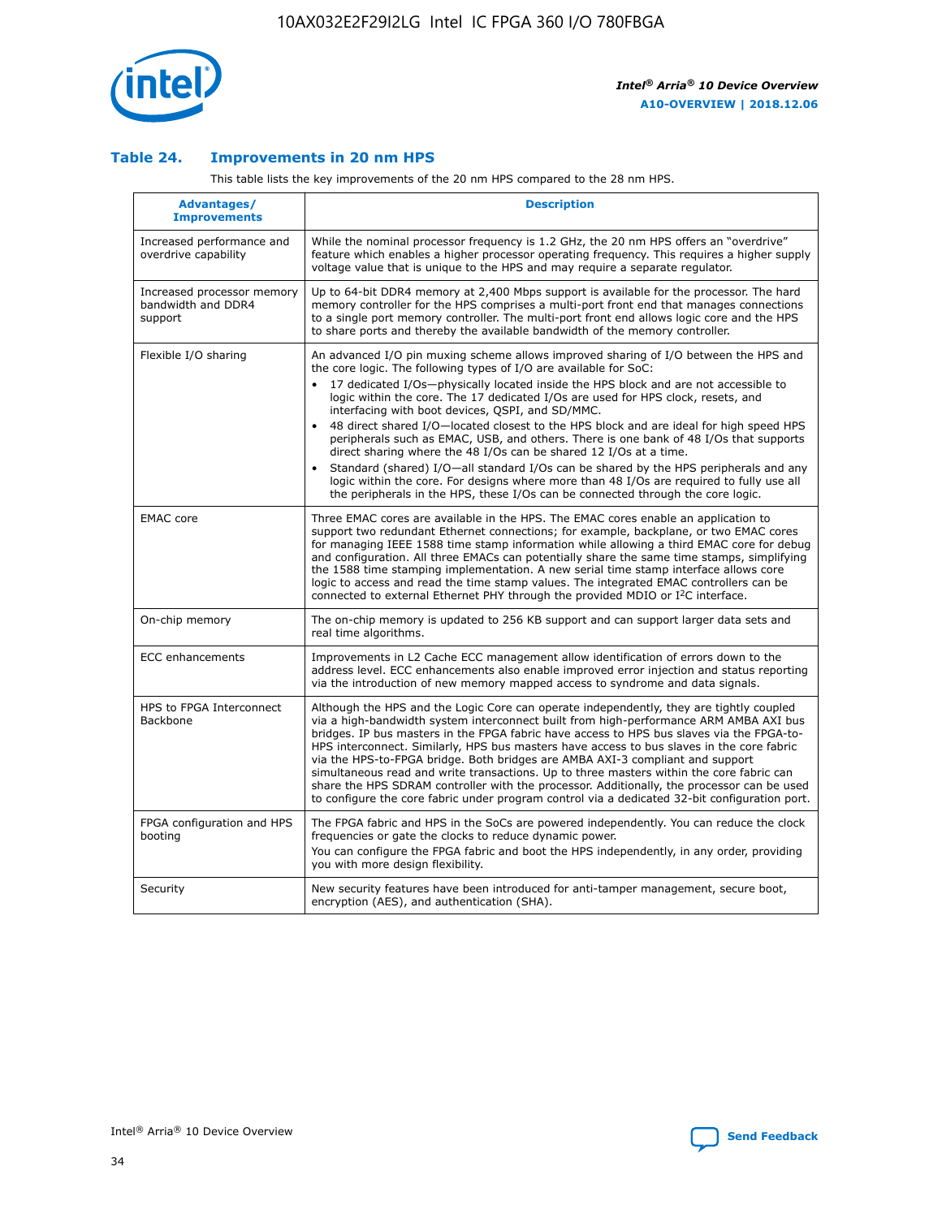### Table 24. Improvements in 20 nm HPS

This table lists the key improvements of the 20 nm HPS compared to the 28 nm HPS.

| Advantages/ Improvements | Description |
| --- | --- |
| Increased performance and overdrive capability | While the nominal processor frequency is 1.2 GHz, the 20 nm HPS offers an "overdrive" feature which enables a higher processor operating frequency. This requires a higher supply voltage value that is unique to the HPS and may require a separate regulator. |
| Increased processor memory bandwidth and DDR4 support | Up to 64-bit DDR4 memory at 2,400 Mbps support is available for the processor. The hard memory controller for the HPS comprises a multi-port front end that manages connections to a single port memory controller. The multi-port front end allows logic core and the HPS to share ports and thereby the available bandwidth of the memory controller. |
| Flexible I/O sharing | An advanced I/O pin muxing scheme allows improved sharing of I/O between the HPS and the core logic. The following types of I/O are available for SoC:<br>• 17 dedicated I/Os—physically located inside the HPS block and are not accessible to logic within the core. The 17 dedicated I/Os are used for HPS clock, resets, and interfacing with boot devices, QSPI, and SD/MMC.<br>• 48 direct shared I/O—located closest to the HPS block and are ideal for high speed HPS peripherals such as EMAC, USB, and others. There is one bank of 48 I/Os that supports direct sharing where the 48 I/Os can be shared 12 I/Os at a time.<br>• Standard (shared) I/O—all standard I/Os can be shared by the HPS peripherals and any logic within the core. For designs where more than 48 I/Os are required to fully use all the peripherals in the HPS, these I/Os can be connected through the core logic. |
| EMAC core | Three EMAC cores are available in the HPS. The EMAC cores enable an application to support two redundant Ethernet connections; for example, backplane, or two EMAC cores for managing IEEE 1588 time stamp information while allowing a third EMAC core for debug and configuration. All three EMACs can potentially share the same time stamps, simplifying the 1588 time stamping implementation. A new serial time stamp interface allows core logic to access and read the time stamp values. The integrated EMAC controllers can be connected to external Ethernet PHY through the provided MDIO or I²C interface. |
| On-chip memory | The on-chip memory is updated to 256 KB support and can support larger data sets and real time algorithms. |
| ECC enhancements | Improvements in L2 Cache ECC management allow identification of errors down to the address level. ECC enhancements also enable improved error injection and status reporting via the introduction of new memory mapped access to syndrome and data signals. |
| HPS to FPGA Interconnect Backbone | Although the HPS and the Logic Core can operate independently, they are tightly coupled via a high-bandwidth system interconnect built from high-performance ARM AMBA AXI bus bridges. IP bus masters in the FPGA fabric have access to HPS bus slaves via the FPGA-to-HPS interconnect. Similarly, HPS bus masters have access to bus slaves in the core fabric via the HPS-to-FPGA bridge. Both bridges are AMBA AXI-3 compliant and support simultaneous read and write transactions. Up to three masters within the core fabric can share the HPS SDRAM controller with the processor. Additionally, the processor can be used to configure the core fabric under program control via a dedicated 32-bit configuration port. |
| FPGA configuration and HPS booting | The FPGA fabric and HPS in the SoCs are powered independently. You can reduce the clock frequencies or gate the clocks to reduce dynamic power.<br>You can configure the FPGA fabric and boot the HPS independently, in any order, providing you with more design flexibility. |
| Security | New security features have been introduced for anti-tamper management, secure boot, encryption (AES), and authentication (SHA). |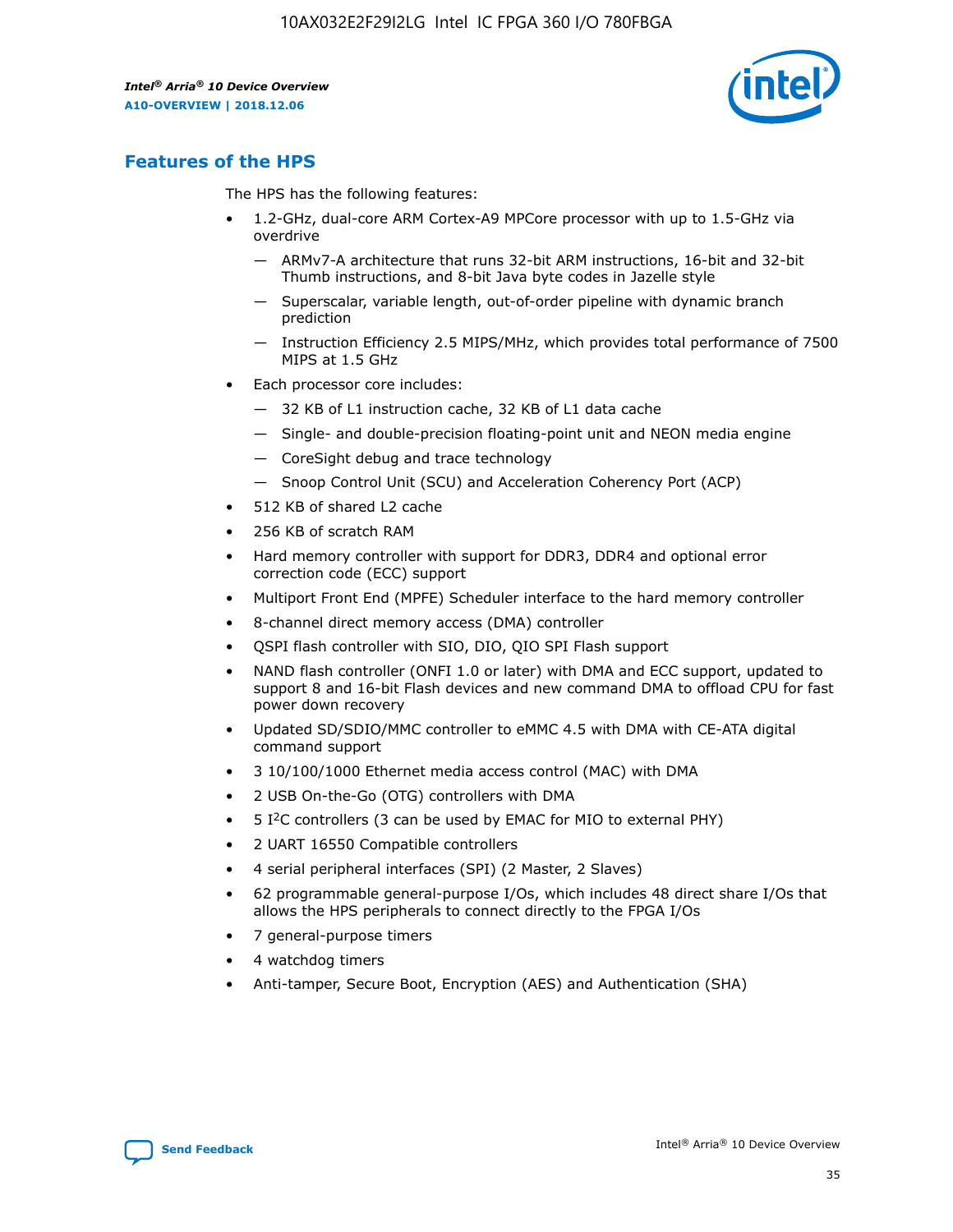## Features of the HPS

The HPS has the following features:

- 1.2-GHz, dual-core ARM Cortex-A9 MPCore processor with up to 1.5-GHz via overdrive
  - — ARMv7-A architecture that runs 32-bit ARM instructions, 16-bit and 32-bit Thumb instructions, and 8-bit Java byte codes in Jazelle style
  - — Superscalar, variable length, out-of-order pipeline with dynamic branch prediction
  - — Instruction Efficiency 2.5 MIPS/MHz, which provides total performance of 7500 MIPS at 1.5 GHz
- Each processor core includes:
  - — 32 KB of L1 instruction cache, 32 KB of L1 data cache
  - — Single- and double-precision floating-point unit and NEON media engine
  - — CoreSight debug and trace technology
  - — Snoop Control Unit (SCU) and Acceleration Coherency Port (ACP)
- 512 KB of shared L2 cache
- 256 KB of scratch RAM
- Hard memory controller with support for DDR3, DDR4 and optional error correction code (ECC) support
- Multiport Front End (MPFE) Scheduler interface to the hard memory controller
- 8-channel direct memory access (DMA) controller
- QSPI flash controller with SIO, DIO, QIO SPI Flash support
- NAND flash controller (ONFI 1.0 or later) with DMA and ECC support, updated to support 8 and 16-bit Flash devices and new command DMA to offload CPU for fast power down recovery
- Updated SD/SDIO/MMC controller to eMMC 4.5 with DMA with CE-ATA digital command support
- 3 10/100/1000 Ethernet media access control (MAC) with DMA
- 2 USB On-the-Go (OTG) controllers with DMA
- 5 I$^2$C controllers (3 can be used by EMAC for MIO to external PHY)
- 2 UART 16550 Compatible controllers
- 4 serial peripheral interfaces (SPI) (2 Master, 2 Slaves)
- 62 programmable general-purpose I/Os, which includes 48 direct share I/Os that allows the HPS peripherals to connect directly to the FPGA I/Os
- 7 general-purpose timers
- 4 watchdog timers
- Anti-tamper, Secure Boot, Encryption (AES) and Authentication (SHA)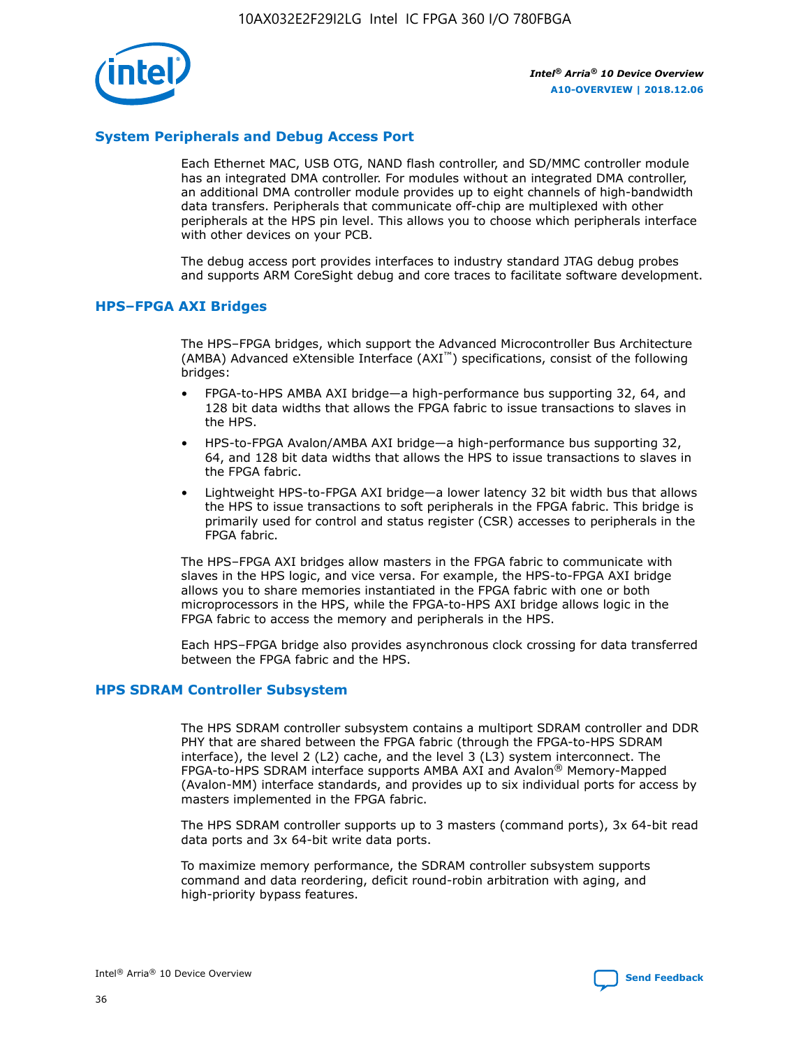## System Peripherals and Debug Access Port

Each Ethernet MAC, USB OTG, NAND flash controller, and SD/MMC controller module has an integrated DMA controller. For modules without an integrated DMA controller, an additional DMA controller module provides up to eight channels of high-bandwidth data transfers. Peripherals that communicate off-chip are multiplexed with other peripherals at the HPS pin level. This allows you to choose which peripherals interface with other devices on your PCB.

The debug access port provides interfaces to industry standard JTAG debug probes and supports ARM CoreSight debug and core traces to facilitate software development.

## HPS–FPGA AXI Bridges

The HPS–FPGA bridges, which support the Advanced Microcontroller Bus Architecture (AMBA) Advanced eXtensible Interface (AXI™) specifications, consist of the following bridges:

- FPGA-to-HPS AMBA AXI bridge—a high-performance bus supporting 32, 64, and 128 bit data widths that allows the FPGA fabric to issue transactions to slaves in the HPS.
- HPS-to-FPGA Avalon/AMBA AXI bridge—a high-performance bus supporting 32, 64, and 128 bit data widths that allows the HPS to issue transactions to slaves in the FPGA fabric.
- Lightweight HPS-to-FPGA AXI bridge—a lower latency 32 bit width bus that allows the HPS to issue transactions to soft peripherals in the FPGA fabric. This bridge is primarily used for control and status register (CSR) accesses to peripherals in the FPGA fabric.

The HPS–FPGA AXI bridges allow masters in the FPGA fabric to communicate with slaves in the HPS logic, and vice versa. For example, the HPS-to-FPGA AXI bridge allows you to share memories instantiated in the FPGA fabric with one or both microprocessors in the HPS, while the FPGA-to-HPS AXI bridge allows logic in the FPGA fabric to access the memory and peripherals in the HPS.

Each HPS–FPGA bridge also provides asynchronous clock crossing for data transferred between the FPGA fabric and the HPS.

## HPS SDRAM Controller Subsystem

The HPS SDRAM controller subsystem contains a multiport SDRAM controller and DDR PHY that are shared between the FPGA fabric (through the FPGA-to-HPS SDRAM interface), the level 2 (L2) cache, and the level 3 (L3) system interconnect. The FPGA-to-HPS SDRAM interface supports AMBA AXI and Avalon® Memory-Mapped (Avalon-MM) interface standards, and provides up to six individual ports for access by masters implemented in the FPGA fabric.

The HPS SDRAM controller supports up to 3 masters (command ports), 3x 64-bit read data ports and 3x 64-bit write data ports.

To maximize memory performance, the SDRAM controller subsystem supports command and data reordering, deficit round-robin arbitration with aging, and high-priority bypass features.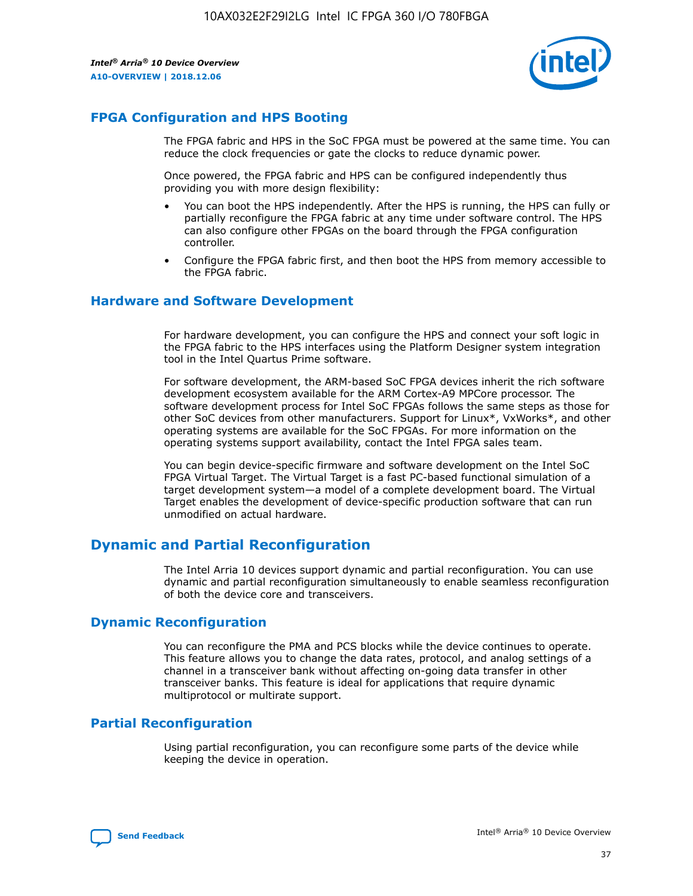## FPGA Configuration and HPS Booting

The FPGA fabric and HPS in the SoC FPGA must be powered at the same time. You can reduce the clock frequencies or gate the clocks to reduce dynamic power.

Once powered, the FPGA fabric and HPS can be configured independently thus providing you with more design flexibility:

- You can boot the HPS independently. After the HPS is running, the HPS can fully or partially reconfigure the FPGA fabric at any time under software control. The HPS can also configure other FPGAs on the board through the FPGA configuration controller.
- Configure the FPGA fabric first, and then boot the HPS from memory accessible to the FPGA fabric.

## Hardware and Software Development

For hardware development, you can configure the HPS and connect your soft logic in the FPGA fabric to the HPS interfaces using the Platform Designer system integration tool in the Intel Quartus Prime software.

For software development, the ARM-based SoC FPGA devices inherit the rich software development ecosystem available for the ARM Cortex-A9 MPCore processor. The software development process for Intel SoC FPGAs follows the same steps as those for other SoC devices from other manufacturers. Support for Linux*, VxWorks*, and other operating systems are available for the SoC FPGAs. For more information on the operating systems support availability, contact the Intel FPGA sales team.

You can begin device-specific firmware and software development on the Intel SoC FPGA Virtual Target. The Virtual Target is a fast PC-based functional simulation of a target development system—a model of a complete development board. The Virtual Target enables the development of device-specific production software that can run unmodified on actual hardware.

# Dynamic and Partial Reconfiguration

The Intel Arria 10 devices support dynamic and partial reconfiguration. You can use dynamic and partial reconfiguration simultaneously to enable seamless reconfiguration of both the device core and transceivers.

## Dynamic Reconfiguration

You can reconfigure the PMA and PCS blocks while the device continues to operate. This feature allows you to change the data rates, protocol, and analog settings of a channel in a transceiver bank without affecting on-going data transfer in other transceiver banks. This feature is ideal for applications that require dynamic multiprotocol or multirate support.

## Partial Reconfiguration

Using partial reconfiguration, you can reconfigure some parts of the device while keeping the device in operation.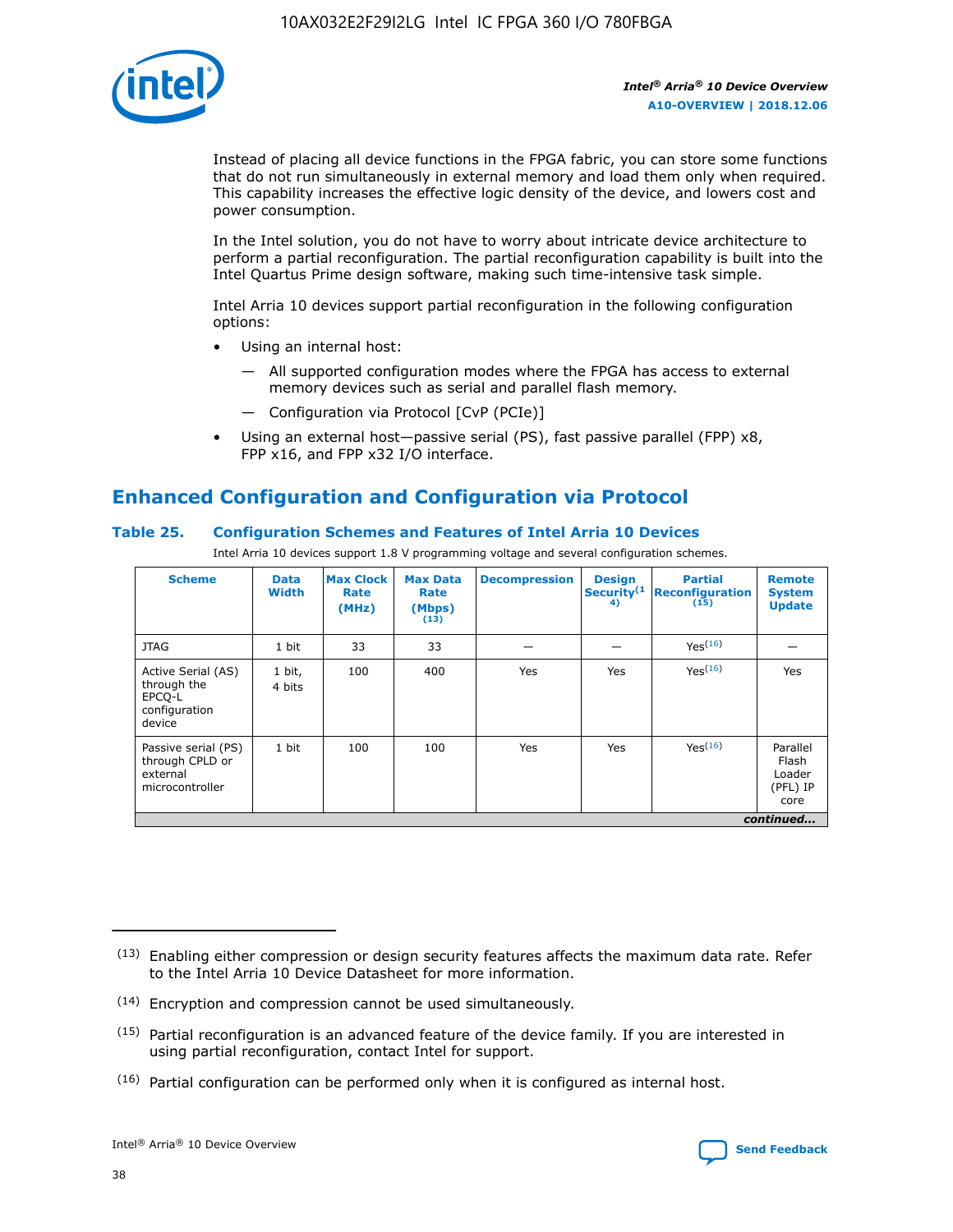Instead of placing all device functions in the FPGA fabric, you can store some functions that do not run simultaneously in external memory and load them only when required. This capability increases the effective logic density of the device, and lowers cost and power consumption.

In the Intel solution, you do not have to worry about intricate device architecture to perform a partial reconfiguration. The partial reconfiguration capability is built into the Intel Quartus Prime design software, making such time-intensive task simple.

Intel Arria 10 devices support partial reconfiguration in the following configuration options:

- Using an internal host:
  - — All supported configuration modes where the FPGA has access to external memory devices such as serial and parallel flash memory.
  - — Configuration via Protocol [CvP (PCIe)]
- Using an external host—passive serial (PS), fast passive parallel (FPP) x8, FPP x16, and FPP x32 I/O interface.

## Enhanced Configuration and Configuration via Protocol

### Table 25. Configuration Schemes and Features of Intel Arria 10 Devices

Intel Arria 10 devices support 1.8 V programming voltage and several configuration schemes.

| Scheme | Data Width | Max Clock Rate (MHz) | Max Data Rate (Mbps) (13) | Decompression | Design Security(14) | Partial Reconfiguration (15) | Remote System Update |
|---|---|---|---|---|---|---|---|
| JTAG | 1 bit | 33 | 33 | — | — | Yes(16) | — |
| Active Serial (AS) through the EPCQ-L configuration device | 1 bit, 4 bits | 100 | 400 | Yes | Yes | Yes(16) | Yes |
| Passive serial (PS) through CPLD or external microcontroller | 1 bit | 100 | 100 | Yes | Yes | Yes(16) | Parallel Flash Loader (PFL) IP core |

*continued...*

(13) Enabling either compression or design security features affects the maximum data rate. Refer to the Intel Arria 10 Device Datasheet for more information.

(14) Encryption and compression cannot be used simultaneously.

(15) Partial reconfiguration is an advanced feature of the device family. If you are interested in using partial reconfiguration, contact Intel for support.

(16) Partial configuration can be performed only when it is configured as internal host.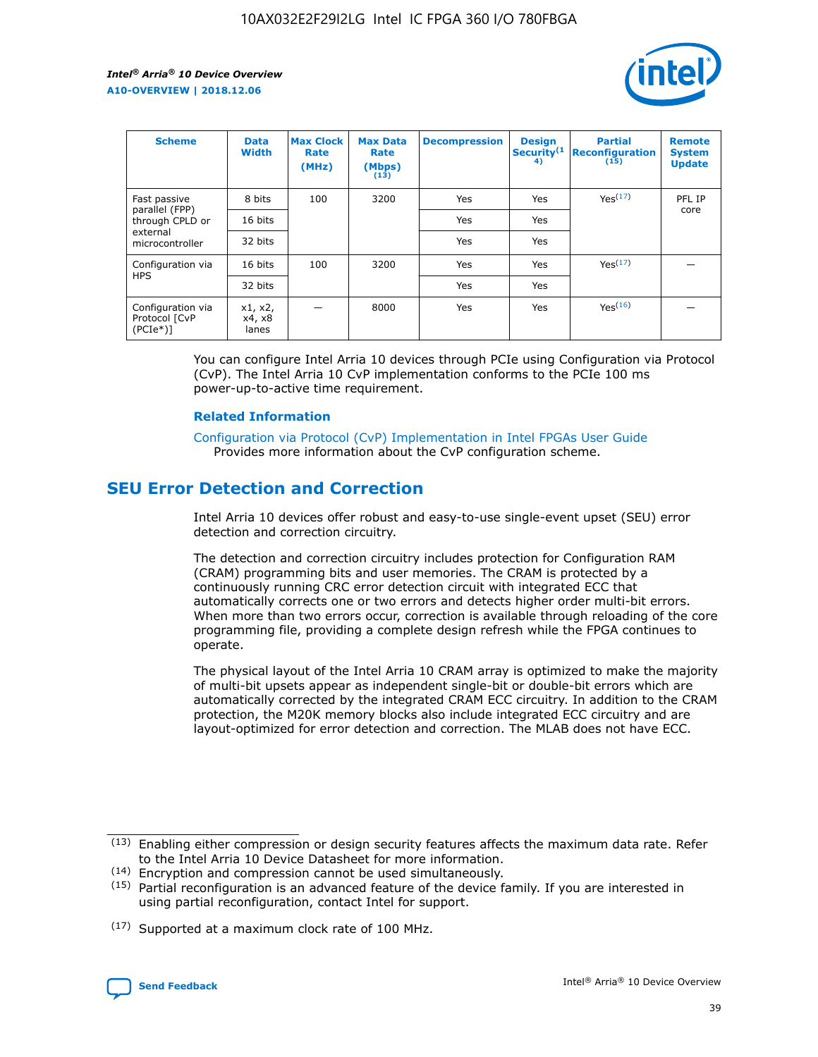| Scheme | Data Width | Max Clock Rate (MHz) | Max Data Rate (Mbps) (13) | Decompression | Design Security(14) | Partial Reconfiguration (15) | Remote System Update |
| --- | --- | --- | --- | --- | --- | --- | --- |
| Fast passive parallel (FPP) through CPLD or external microcontroller | 8 bits | 100 | 3200 | Yes | Yes | Yes(17) | PFL IP core |
| | 16 bits | | | Yes | Yes | | |
| | 32 bits | | | Yes | Yes | | |
| Configuration via HPS | 16 bits | 100 | 3200 | Yes | Yes | Yes(17) | — |
| | 32 bits | | | Yes | Yes | | |
| Configuration via Protocol [CvP (PCIe*)] | x1, x2, x4, x8 lanes | — | 8000 | Yes | Yes | Yes(16) | — |

You can configure Intel Arria 10 devices through PCIe using Configuration via Protocol (CvP). The Intel Arria 10 CvP implementation conforms to the PCIe 100 ms power-up-to-active time requirement.

### Related Information

Configuration via Protocol (CvP) Implementation in Intel FPGAs User Guide
Provides more information about the CvP configuration scheme.

## SEU Error Detection and Correction

Intel Arria 10 devices offer robust and easy-to-use single-event upset (SEU) error detection and correction circuitry.

The detection and correction circuitry includes protection for Configuration RAM (CRAM) programming bits and user memories. The CRAM is protected by a continuously running CRC error detection circuit with integrated ECC that automatically corrects one or two errors and detects higher order multi-bit errors. When more than two errors occur, correction is available through reloading of the core programming file, providing a complete design refresh while the FPGA continues to operate.

The physical layout of the Intel Arria 10 CRAM array is optimized to make the majority of multi-bit upsets appear as independent single-bit or double-bit errors which are automatically corrected by the integrated CRAM ECC circuitry. In addition to the CRAM protection, the M20K memory blocks also include integrated ECC circuitry and are layout-optimized for error detection and correction. The MLAB does not have ECC.

(13) Enabling either compression or design security features affects the maximum data rate. Refer to the Intel Arria 10 Device Datasheet for more information.

(14) Encryption and compression cannot be used simultaneously.

(15) Partial reconfiguration is an advanced feature of the device family. If you are interested in using partial reconfiguration, contact Intel for support.

(17) Supported at a maximum clock rate of 100 MHz.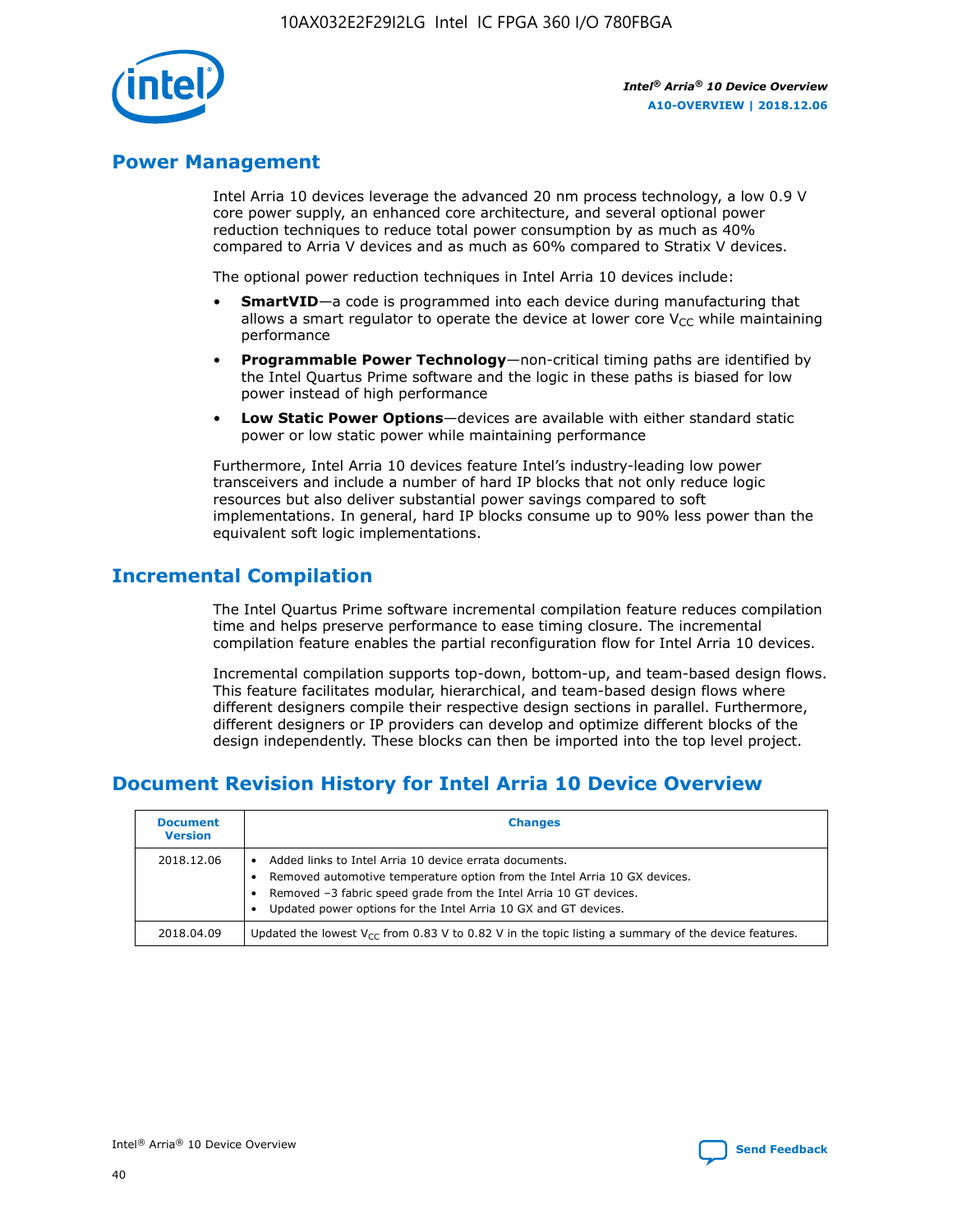## Power Management

Intel Arria 10 devices leverage the advanced 20 nm process technology, a low 0.9 V core power supply, an enhanced core architecture, and several optional power reduction techniques to reduce total power consumption by as much as 40% compared to Arria V devices and as much as 60% compared to Stratix V devices.

The optional power reduction techniques in Intel Arria 10 devices include:

- **SmartVID**—a code is programmed into each device during manufacturing that allows a smart regulator to operate the device at lower core $V_{CC}$ while maintaining performance
- **Programmable Power Technology**—non-critical timing paths are identified by the Intel Quartus Prime software and the logic in these paths is biased for low power instead of high performance
- **Low Static Power Options**—devices are available with either standard static power or low static power while maintaining performance

Furthermore, Intel Arria 10 devices feature Intel's industry-leading low power transceivers and include a number of hard IP blocks that not only reduce logic resources but also deliver substantial power savings compared to soft implementations. In general, hard IP blocks consume up to 90% less power than the equivalent soft logic implementations.

## Incremental Compilation

The Intel Quartus Prime software incremental compilation feature reduces compilation time and helps preserve performance to ease timing closure. The incremental compilation feature enables the partial reconfiguration flow for Intel Arria 10 devices.

Incremental compilation supports top-down, bottom-up, and team-based design flows. This feature facilitates modular, hierarchical, and team-based design flows where different designers compile their respective design sections in parallel. Furthermore, different designers or IP providers can develop and optimize different blocks of the design independently. These blocks can then be imported into the top level project.

## Document Revision History for Intel Arria 10 Device Overview

| Document Version | Changes |
| --- | --- |
| 2018.12.06 | • Added links to Intel Arria 10 device errata documents.<br>• Removed automotive temperature option from the Intel Arria 10 GX devices.<br>• Removed –3 fabric speed grade from the Intel Arria 10 GT devices.<br>• Updated power options for the Intel Arria 10 GX and GT devices. |
| 2018.04.09 | Updated the lowest $V_{CC}$ from 0.83 V to 0.82 V in the topic listing a summary of the device features. |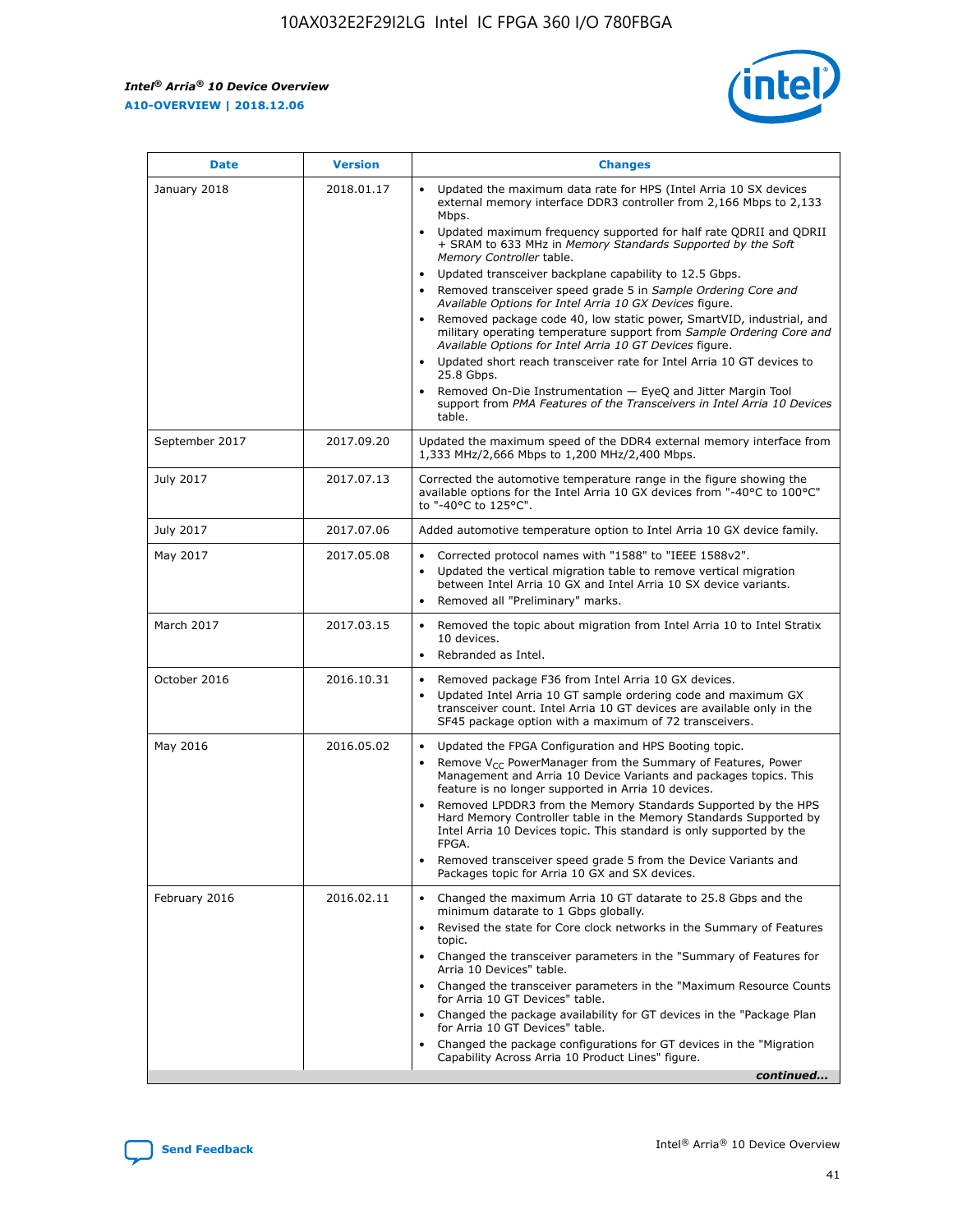| Date | Version | Changes |
| --- | --- | --- |
| January 2018 | 2018.01.17 | • Updated the maximum data rate for HPS (Intel Arria 10 SX devices external memory interface DDR3 controller from 2,166 Mbps to 2,133 Mbps.<br>• Updated maximum frequency supported for half rate QDRII and QDRII + SRAM to 633 MHz in *Memory Standards Supported by the Soft Memory Controller* table.<br>• Updated transceiver backplane capability to 12.5 Gbps.<br>• Removed transceiver speed grade 5 in *Sample Ordering Core and Available Options for Intel Arria 10 GX Devices* figure.<br>• Removed package code 40, low static power, SmartVID, industrial, and military operating temperature support from *Sample Ordering Core and Available Options for Intel Arria 10 GT Devices* figure.<br>• Updated short reach transceiver rate for Intel Arria 10 GT devices to 25.8 Gbps.<br>• Removed On-Die Instrumentation — EyeQ and Jitter Margin Tool support from *PMA Features of the Transceivers in Intel Arria 10 Devices* table. |
| September 2017 | 2017.09.20 | Updated the maximum speed of the DDR4 external memory interface from 1,333 MHz/2,666 Mbps to 1,200 MHz/2,400 Mbps. |
| July 2017 | 2017.07.13 | Corrected the automotive temperature range in the figure showing the available options for the Intel Arria 10 GX devices from "-40°C to 100°C" to "-40°C to 125°C". |
| July 2017 | 2017.07.06 | Added automotive temperature option to Intel Arria 10 GX device family. |
| May 2017 | 2017.05.08 | • Corrected protocol names with "1588" to "IEEE 1588v2".<br>• Updated the vertical migration table to remove vertical migration between Intel Arria 10 GX and Intel Arria 10 SX device variants.<br>• Removed all "Preliminary" marks. |
| March 2017 | 2017.03.15 | • Removed the topic about migration from Intel Arria 10 to Intel Stratix 10 devices.<br>• Rebranded as Intel. |
| October 2016 | 2016.10.31 | • Removed package F36 from Intel Arria 10 GX devices.<br>• Updated Intel Arria 10 GT sample ordering code and maximum GX transceiver count. Intel Arria 10 GT devices are available only in the SF45 package option with a maximum of 72 transceivers. |
| May 2016 | 2016.05.02 | • Updated the FPGA Configuration and HPS Booting topic.<br>• Remove $V_{CC}$ PowerManager from the Summary of Features, Power Management and Arria 10 Device Variants and packages topics. This feature is no longer supported in Arria 10 devices.<br>• Removed LPDDR3 from the Memory Standards Supported by the HPS Hard Memory Controller table in the Memory Standards Supported by Intel Arria 10 Devices topic. This standard is only supported by the FPGA.<br>• Removed transceiver speed grade 5 from the Device Variants and Packages topic for Arria 10 GX and SX devices. |
| February 2016 | 2016.02.11 | • Changed the maximum Arria 10 GT datarate to 25.8 Gbps and the minimum datarate to 1 Gbps globally.<br>• Revised the state for Core clock networks in the Summary of Features topic.<br>• Changed the transceiver parameters in the "Summary of Features for Arria 10 Devices" table.<br>• Changed the transceiver parameters in the "Maximum Resource Counts for Arria 10 GT Devices" table.<br>• Changed the package availability for GT devices in the "Package Plan for Arria 10 GT Devices" table.<br>• Changed the package configurations for GT devices in the "Migration Capability Across Arria 10 Product Lines" figure. |

*continued...*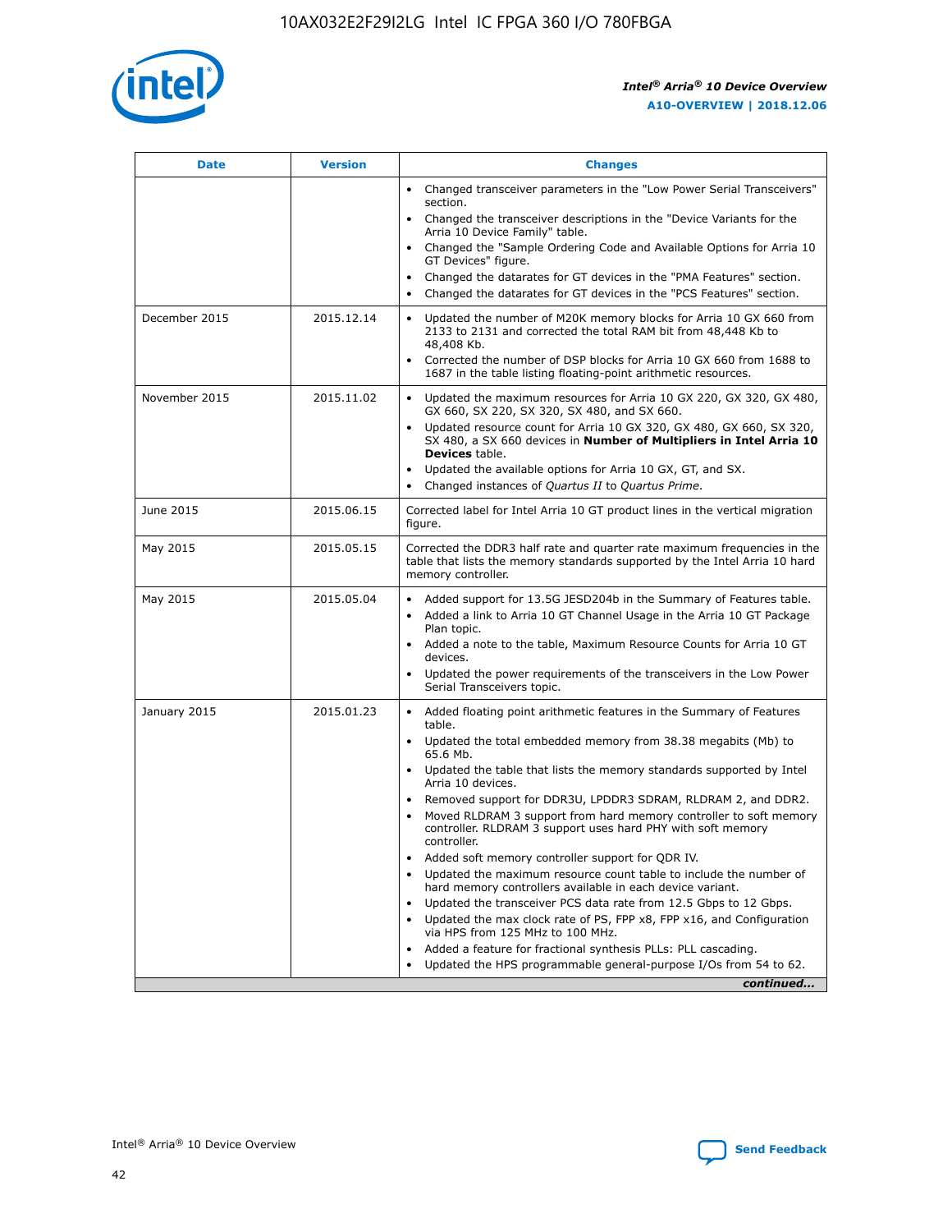| Date | Version | Changes |
| --- | --- | --- |
| | | • Changed transceiver parameters in the "Low Power Serial Transceivers" section.<br>• Changed the transceiver descriptions in the "Device Variants for the Arria 10 Device Family" table.<br>• Changed the "Sample Ordering Code and Available Options for Arria 10 GT Devices" figure.<br>• Changed the datarates for GT devices in the "PMA Features" section.<br>• Changed the datarates for GT devices in the "PCS Features" section. |
| December 2015 | 2015.12.14 | • Updated the number of M20K memory blocks for Arria 10 GX 660 from 2133 to 2131 and corrected the total RAM bit from 48,448 Kb to 48,408 Kb.<br>• Corrected the number of DSP blocks for Arria 10 GX 660 from 1688 to 1687 in the table listing floating-point arithmetic resources. |
| November 2015 | 2015.11.02 | • Updated the maximum resources for Arria 10 GX 220, GX 320, GX 480, GX 660, SX 220, SX 320, SX 480, and SX 660.<br>• Updated resource count for Arria 10 GX 320, GX 480, GX 660, SX 320, SX 480, a SX 660 devices in **Number of Multipliers in Intel Arria 10 Devices** table.<br>• Updated the available options for Arria 10 GX, GT, and SX.<br>• Changed instances of *Quartus II* to *Quartus Prime*. |
| June 2015 | 2015.06.15 | Corrected label for Intel Arria 10 GT product lines in the vertical migration figure. |
| May 2015 | 2015.05.15 | Corrected the DDR3 half rate and quarter rate maximum frequencies in the table that lists the memory standards supported by the Intel Arria 10 hard memory controller. |
| May 2015 | 2015.05.04 | • Added support for 13.5G JESD204b in the Summary of Features table.<br>• Added a link to Arria 10 GT Channel Usage in the Arria 10 GT Package Plan topic.<br>• Added a note to the table, Maximum Resource Counts for Arria 10 GT devices.<br>• Updated the power requirements of the transceivers in the Low Power Serial Transceivers topic. |
| January 2015 | 2015.01.23 | • Added floating point arithmetic features in the Summary of Features table.<br>• Updated the total embedded memory from 38.38 megabits (Mb) to 65.6 Mb.<br>• Updated the table that lists the memory standards supported by Intel Arria 10 devices.<br>• Removed support for DDR3U, LPDDR3 SDRAM, RLDRAM 2, and DDR2.<br>• Moved RLDRAM 3 support from hard memory controller to soft memory controller. RLDRAM 3 support uses hard PHY with soft memory controller.<br>• Added soft memory controller support for QDR IV.<br>• Updated the maximum resource count table to include the number of hard memory controllers available in each device variant.<br>• Updated the transceiver PCS data rate from 12.5 Gbps to 12 Gbps.<br>• Updated the max clock rate of PS, FPP x8, FPP x16, and Configuration via HPS from 125 MHz to 100 MHz.<br>• Added a feature for fractional synthesis PLLs: PLL cascading.<br>• Updated the HPS programmable general-purpose I/Os from 54 to 62. |

*continued...*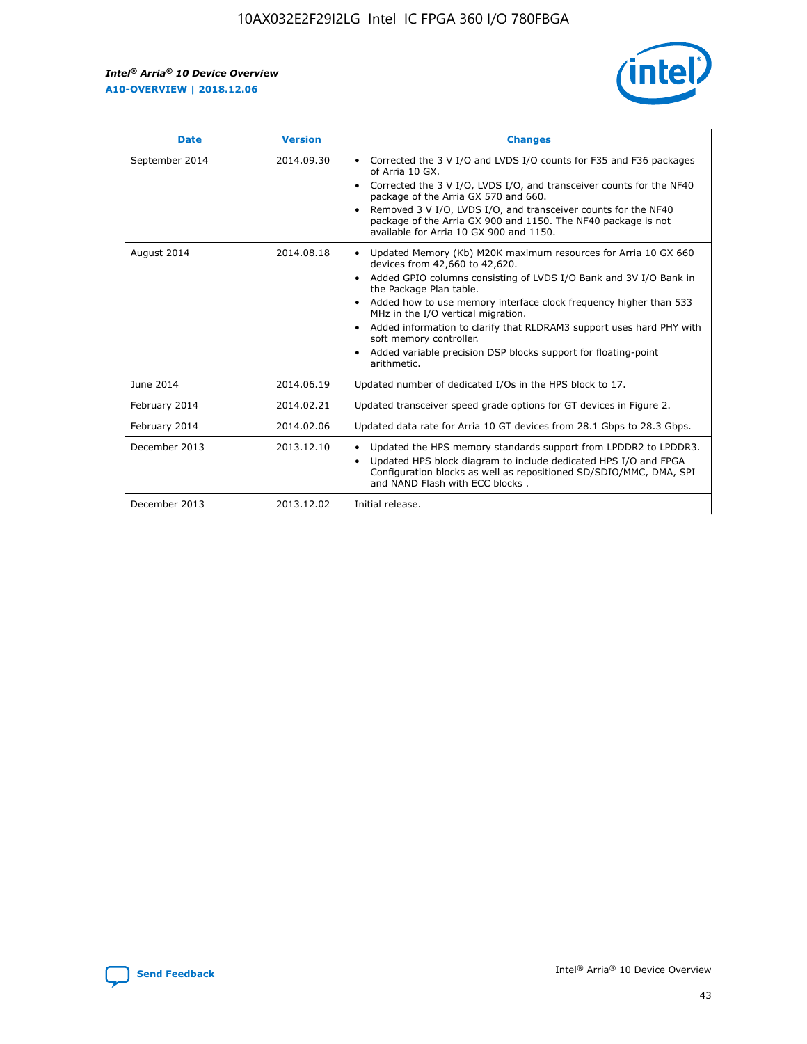| Date | Version | Changes |
|---|---|---|
| September 2014 | 2014.09.30 | • Corrected the 3 V I/O and LVDS I/O counts for F35 and F36 packages of Arria 10 GX.<br>• Corrected the 3 V I/O, LVDS I/O, and transceiver counts for the NF40 package of the Arria GX 570 and 660.<br>• Removed 3 V I/O, LVDS I/O, and transceiver counts for the NF40 package of the Arria GX 900 and 1150. The NF40 package is not available for Arria 10 GX 900 and 1150. |
| August 2014 | 2014.08.18 | • Updated Memory (Kb) M20K maximum resources for Arria 10 GX 660 devices from 42,660 to 42,620.<br>• Added GPIO columns consisting of LVDS I/O Bank and 3V I/O Bank in the Package Plan table.<br>• Added how to use memory interface clock frequency higher than 533 MHz in the I/O vertical migration.<br>• Added information to clarify that RLDRAM3 support uses hard PHY with soft memory controller.<br>• Added variable precision DSP blocks support for floating-point arithmetic. |
| June 2014 | 2014.06.19 | Updated number of dedicated I/Os in the HPS block to 17. |
| February 2014 | 2014.02.21 | Updated transceiver speed grade options for GT devices in Figure 2. |
| February 2014 | 2014.02.06 | Updated data rate for Arria 10 GT devices from 28.1 Gbps to 28.3 Gbps. |
| December 2013 | 2013.12.10 | • Updated the HPS memory standards support from LPDDR2 to LPDDR3.<br>• Updated HPS block diagram to include dedicated HPS I/O and FPGA Configuration blocks as well as repositioned SD/SDIO/MMC, DMA, SPI and NAND Flash with ECC blocks . |
| December 2013 | 2013.12.02 | Initial release. |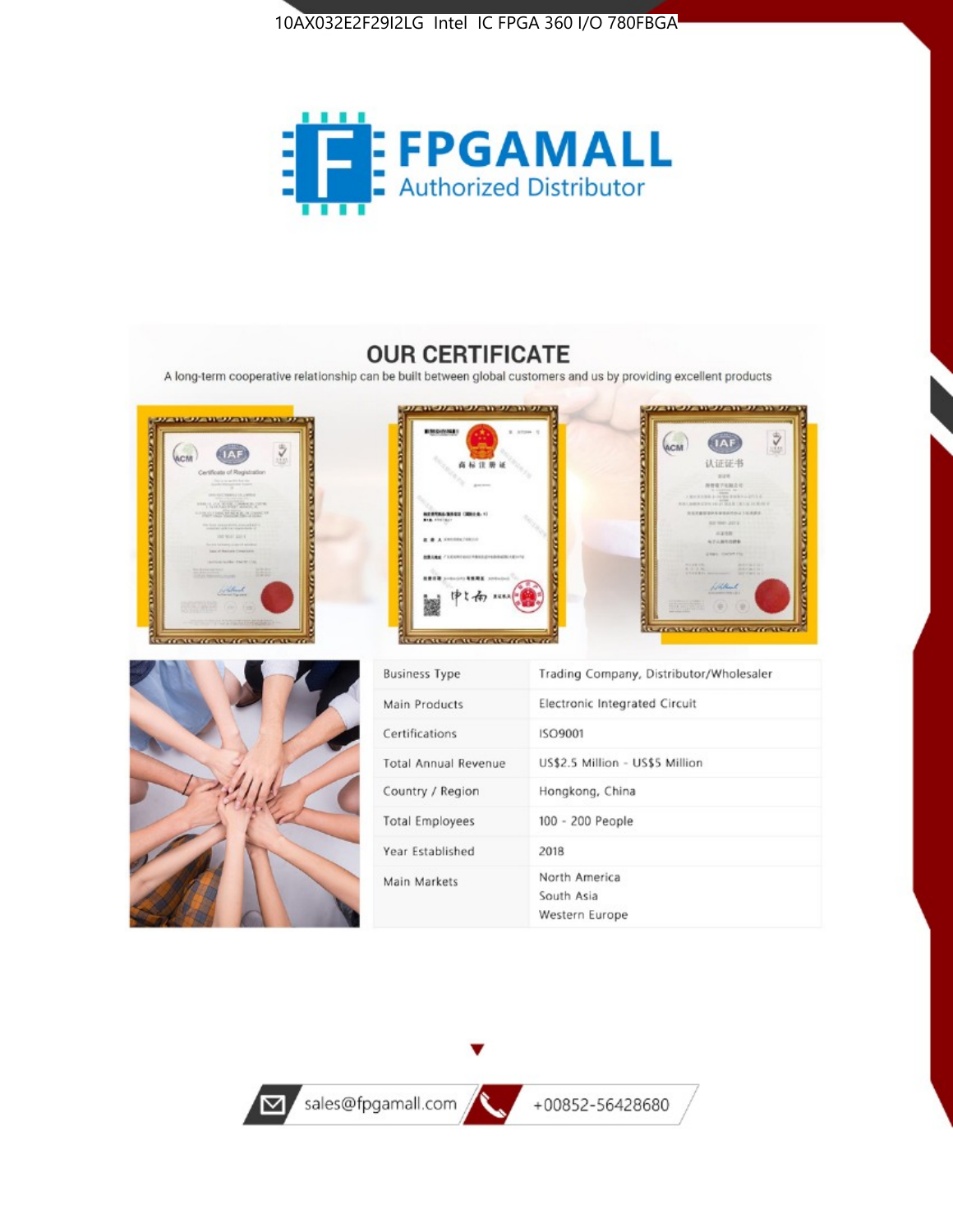FPGAMALL
Authorized Distributor

## OUR CERTIFICATE

A long-term cooperative relationship can be built between global customers and us by providing excellent products

| | |
|---|---|
| Business Type | Trading Company, Distributor/Wholesaler |
| Main Products | Electronic Integrated Circuit |
| Certifications | ISO9001 |
| Total Annual Revenue | US$2.5 Million - US$5 Million |
| Country / Region | Hongkong, China |
| Total Employees | 100 - 200 People |
| Year Established | 2018 |
| Main Markets | North America<br>South Asia<br>Western Europe |

sales@fpgamall.com

+00852-56428680